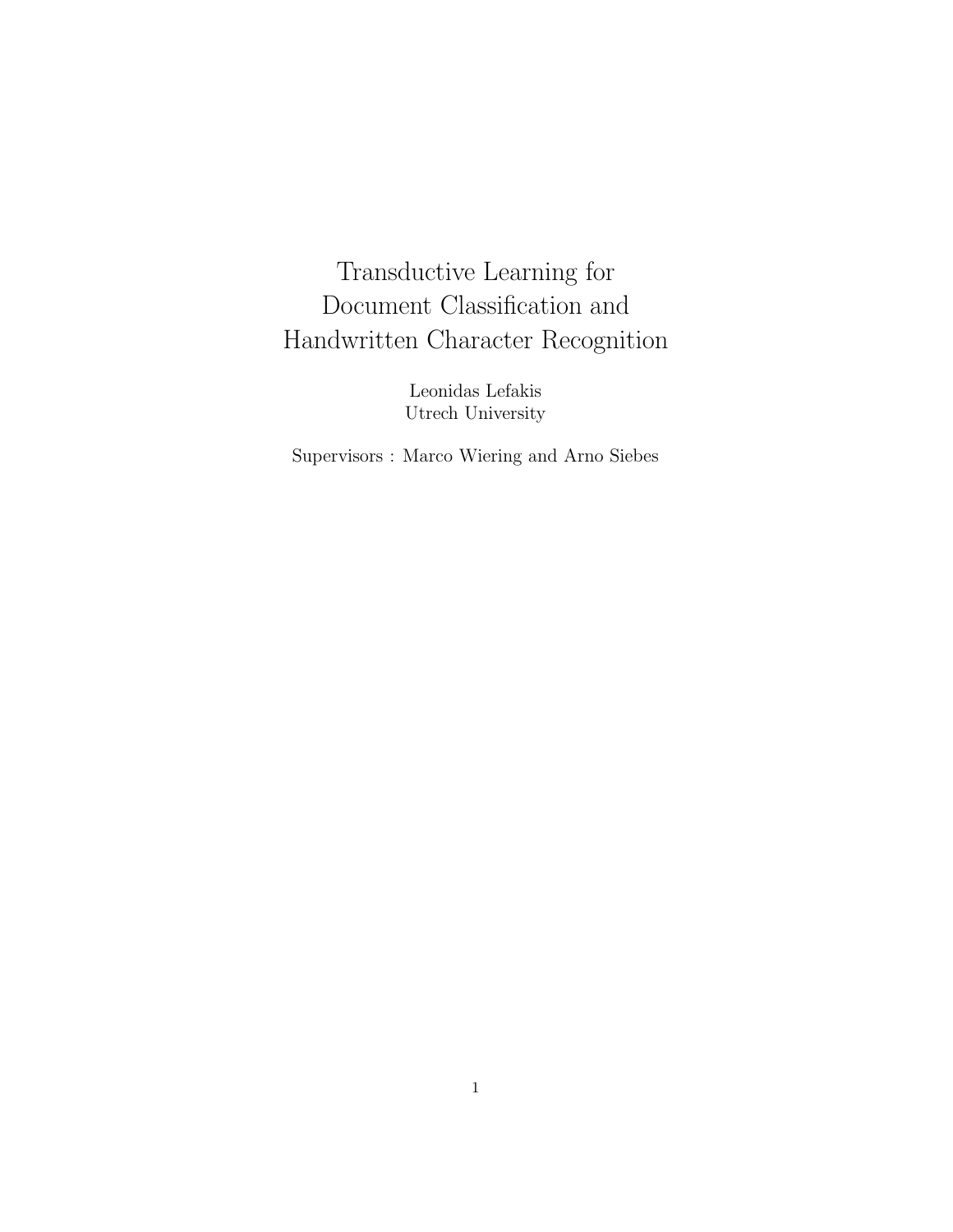# Transductive Learning for Document Classification and Handwritten Character Recognition

Leonidas Lefakis
Utrech University

Supervisors : Marco Wiering and Arno Siebes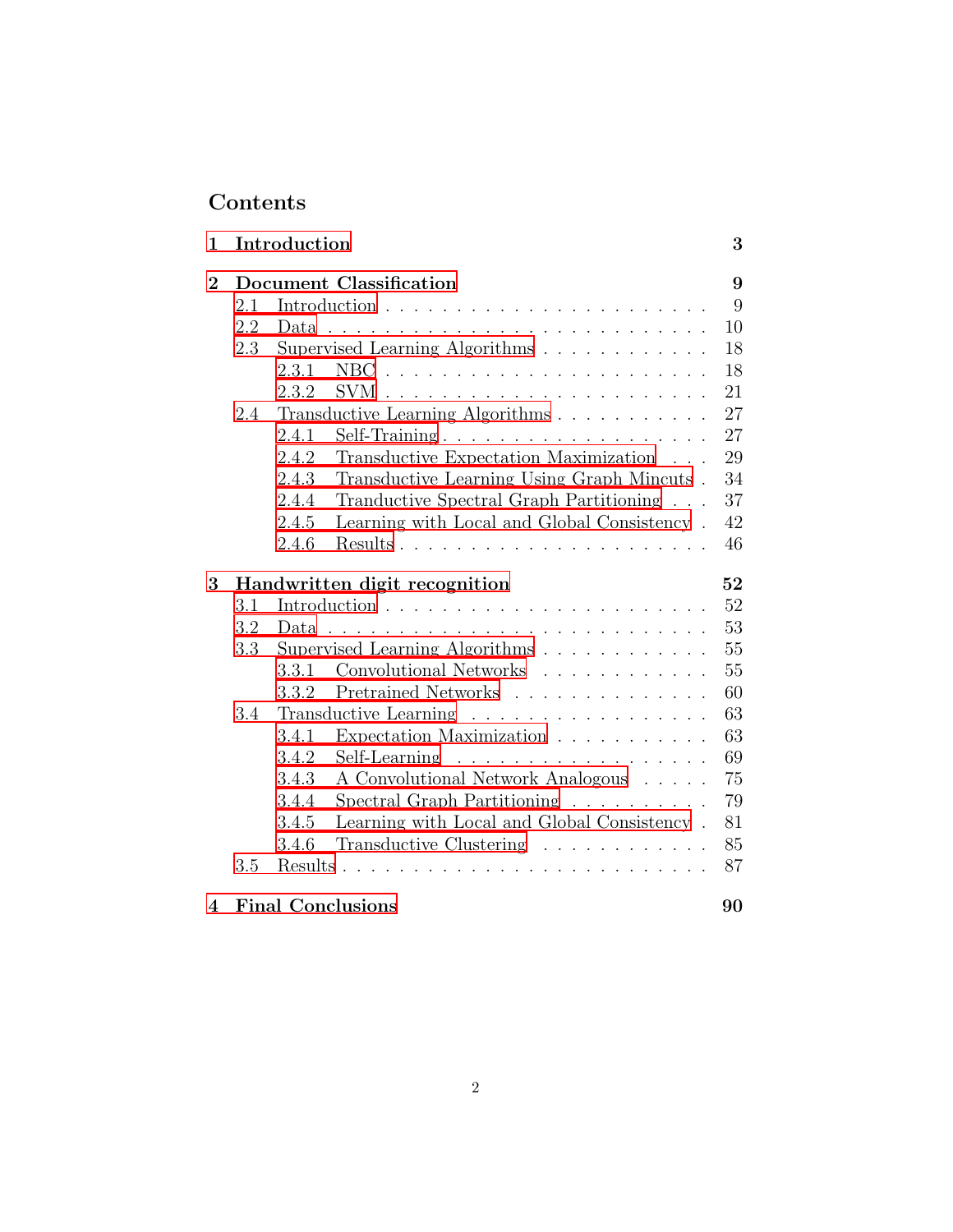# Contents

**1 Introduction** **3**

**2 Document Classification** **9**

- 2.1 Introduction . . . 9
- 2.2 Data . . . 10
- 2.3 Supervised Learning Algorithms . . . 18
  - 2.3.1 NBC . . . 18
  - 2.3.2 SVM . . . 21
- 2.4 Transductive Learning Algorithms . . . 27
  - 2.4.1 Self-Training . . . 27
  - 2.4.2 Transductive Expectation Maximization . . . 29
  - 2.4.3 Transductive Learning Using Graph Mincuts . . . 34
  - 2.4.4 Tranductive Spectral Graph Partitioning . . . 37
  - 2.4.5 Learning with Local and Global Consistency . . . 42
  - 2.4.6 Results . . . 46

**3 Handwritten digit recognition** **52**

- 3.1 Introduction . . . 52
- 3.2 Data . . . 53
- 3.3 Supervised Learning Algorithms . . . 55
  - 3.3.1 Convolutional Networks . . . 55
  - 3.3.2 Pretrained Networks . . . 60
- 3.4 Transductive Learning . . . 63
  - 3.4.1 Expectation Maximization . . . 63
  - 3.4.2 Self-Learning . . . 69
  - 3.4.3 A Convolutional Network Analogous . . . 75
  - 3.4.4 Spectral Graph Partitioning . . . 79
  - 3.4.5 Learning with Local and Global Consistency . . . 81
  - 3.4.6 Transductive Clustering . . . 85
- 3.5 Results . . . 87

**4 Final Conclusions** **90**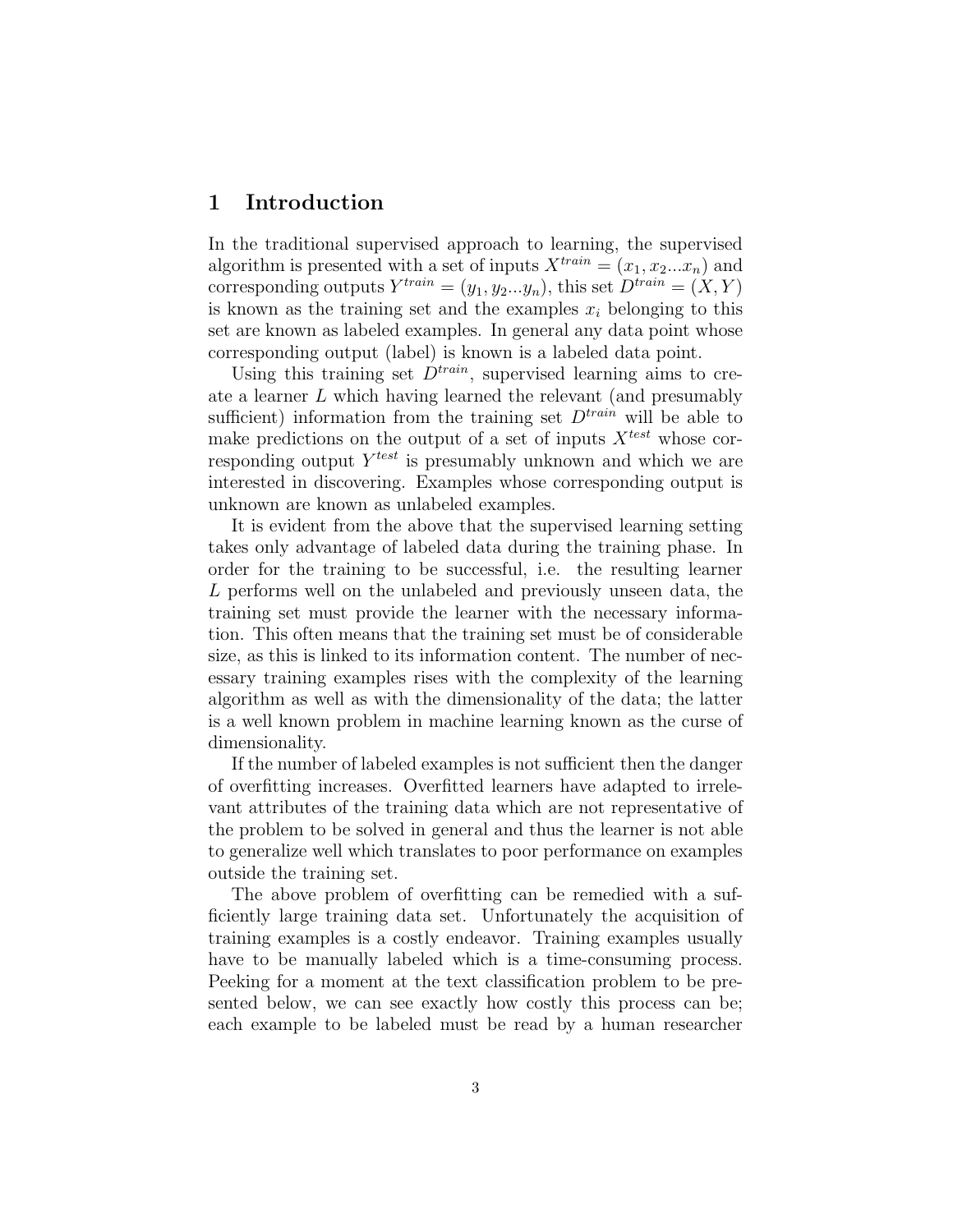# 1 Introduction

In the traditional supervised approach to learning, the supervised algorithm is presented with a set of inputs $X^{train} = (x_1, x_2...x_n)$ and corresponding outputs $Y^{train} = (y_1, y_2...y_n)$, this set $D^{train} = (X, Y)$ is known as the training set and the examples $x_i$ belonging to this set are known as labeled examples. In general any data point whose corresponding output (label) is known is a labeled data point.

Using this training set $D^{train}$, supervised learning aims to create a learner $L$ which having learned the relevant (and presumably sufficient) information from the training set $D^{train}$ will be able to make predictions on the output of a set of inputs $X^{test}$ whose corresponding output $Y^{test}$ is presumably unknown and which we are interested in discovering. Examples whose corresponding output is unknown are known as unlabeled examples.

It is evident from the above that the supervised learning setting takes only advantage of labeled data during the training phase. In order for the training to be successful, i.e. the resulting learner $L$ performs well on the unlabeled and previously unseen data, the training set must provide the learner with the necessary information. This often means that the training set must be of considerable size, as this is linked to its information content. The number of necessary training examples rises with the complexity of the learning algorithm as well as with the dimensionality of the data; the latter is a well known problem in machine learning known as the curse of dimensionality.

If the number of labeled examples is not sufficient then the danger of overfitting increases. Overfitted learners have adapted to irrelevant attributes of the training data which are not representative of the problem to be solved in general and thus the learner is not able to generalize well which translates to poor performance on examples outside the training set.

The above problem of overfitting can be remedied with a sufficiently large training data set. Unfortunately the acquisition of training examples is a costly endeavor. Training examples usually have to be manually labeled which is a time-consuming process. Peeking for a moment at the text classification problem to be presented below, we can see exactly how costly this process can be; each example to be labeled must be read by a human researcher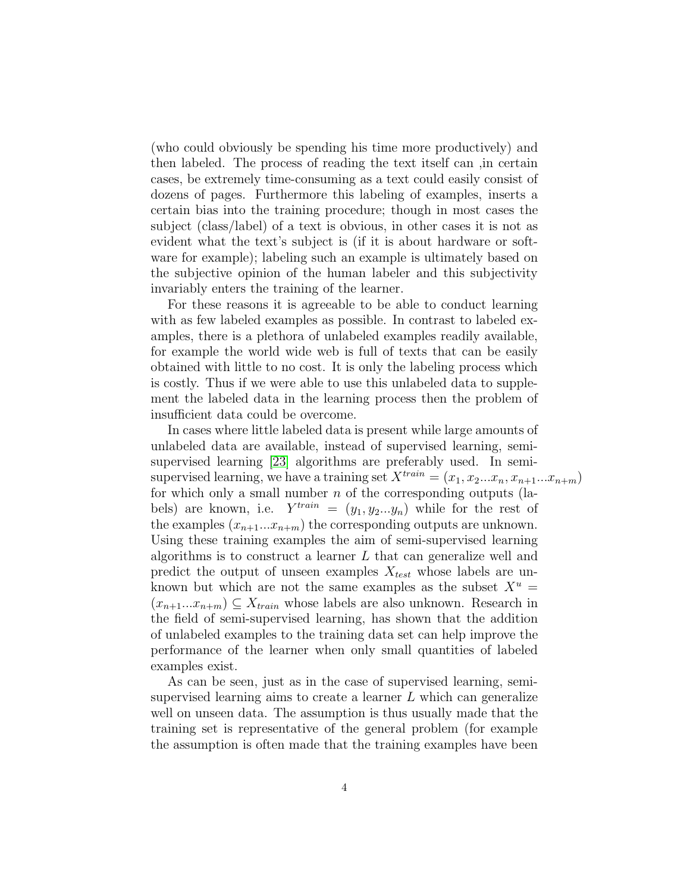(who could obviously be spending his time more productively) and then labeled. The process of reading the text itself can ,in certain cases, be extremely time-consuming as a text could easily consist of dozens of pages. Furthermore this labeling of examples, inserts a certain bias into the training procedure; though in most cases the subject (class/label) of a text is obvious, in other cases it is not as evident what the text's subject is (if it is about hardware or software for example); labeling such an example is ultimately based on the subjective opinion of the human labeler and this subjectivity invariably enters the training of the learner.

For these reasons it is agreeable to be able to conduct learning with as few labeled examples as possible. In contrast to labeled examples, there is a plethora of unlabeled examples readily available, for example the world wide web is full of texts that can be easily obtained with little to no cost. It is only the labeling process which is costly. Thus if we were able to use this unlabeled data to supplement the labeled data in the learning process then the problem of insufficient data could be overcome.

In cases where little labeled data is present while large amounts of unlabeled data are available, instead of supervised learning, semi-supervised learning [23] algorithms are preferably used. In semi-supervised learning, we have a training set $X^{train} = (x_1, x_2...x_n, x_{n+1}...x_{n+m})$ for which only a small number $n$ of the corresponding outputs (labels) are known, i.e. $Y^{train} = (y_1, y_2...y_n)$ while for the rest of the examples $(x_{n+1}...x_{n+m})$ the corresponding outputs are unknown. Using these training examples the aim of semi-supervised learning algorithms is to construct a learner $L$ that can generalize well and predict the output of unseen examples $X_{test}$ whose labels are unknown but which are not the same examples as the subset $X^u = (x_{n+1}...x_{n+m}) \subseteq X_{train}$ whose labels are also unknown. Research in the field of semi-supervised learning, has shown that the addition of unlabeled examples to the training data set can help improve the performance of the learner when only small quantities of labeled examples exist.

As can be seen, just as in the case of supervised learning, semi-supervised learning aims to create a learner $L$ which can generalize well on unseen data. The assumption is thus usually made that the training set is representative of the general problem (for example the assumption is often made that the training examples have been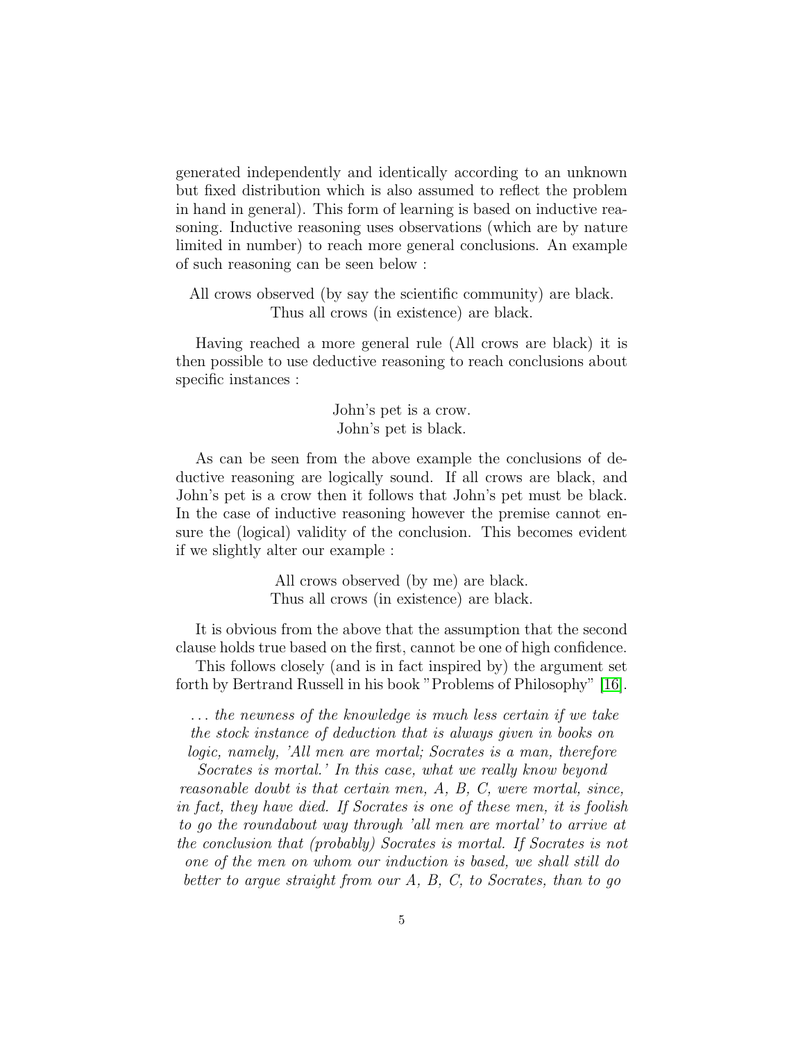generated independently and identically according to an unknown but fixed distribution which is also assumed to reflect the problem in hand in general). This form of learning is based on inductive reasoning. Inductive reasoning uses observations (which are by nature limited in number) to reach more general conclusions. An example of such reasoning can be seen below :

All crows observed (by say the scientific community) are black.
Thus all crows (in existence) are black.

Having reached a more general rule (All crows are black) it is then possible to use deductive reasoning to reach conclusions about specific instances :

John's pet is a crow.
John's pet is black.

As can be seen from the above example the conclusions of deductive reasoning are logically sound. If all crows are black, and John's pet is a crow then it follows that John's pet must be black. In the case of inductive reasoning however the premise cannot ensure the (logical) validity of the conclusion. This becomes evident if we slightly alter our example :

All crows observed (by me) are black.
Thus all crows (in existence) are black.

It is obvious from the above that the assumption that the second clause holds true based on the first, cannot be one of high confidence.

This follows closely (and is in fact inspired by) the argument set forth by Bertrand Russell in his book "Problems of Philosophy" [16].

*. . . the newness of the knowledge is much less certain if we take the stock instance of deduction that is always given in books on logic, namely, 'All men are mortal; Socrates is a man, therefore Socrates is mortal.' In this case, what we really know beyond reasonable doubt is that certain men, A, B, C, were mortal, since, in fact, they have died. If Socrates is one of these men, it is foolish to go the roundabout way through 'all men are mortal' to arrive at the conclusion that (probably) Socrates is mortal. If Socrates is not one of the men on whom our induction is based, we shall still do better to argue straight from our A, B, C, to Socrates, than to go*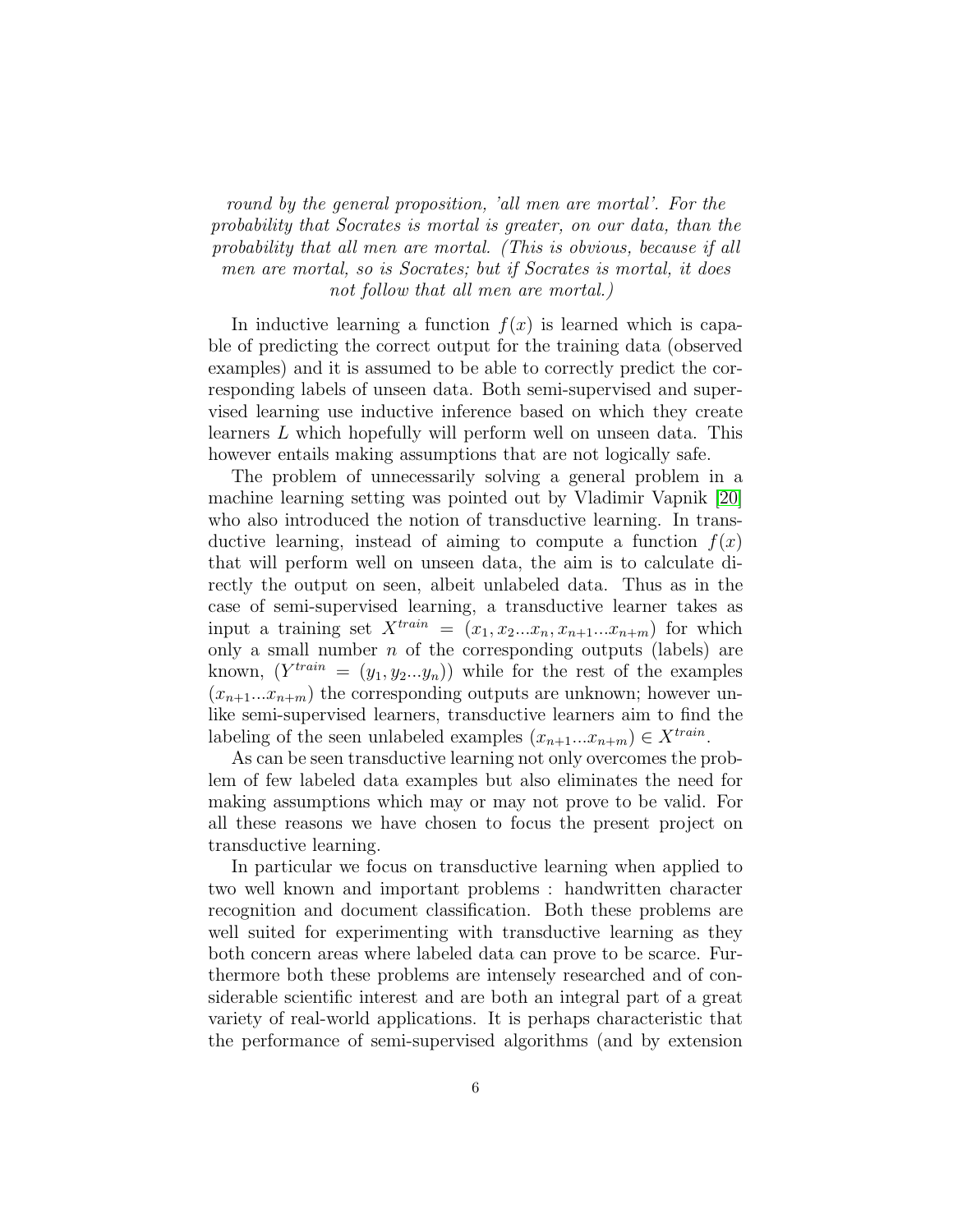*round by the general proposition, 'all men are mortal'. For the probability that Socrates is mortal is greater, on our data, than the probability that all men are mortal. (This is obvious, because if all men are mortal, so is Socrates; but if Socrates is mortal, it does not follow that all men are mortal.)*

In inductive learning a function $f(x)$ is learned which is capable of predicting the correct output for the training data (observed examples) and it is assumed to be able to correctly predict the corresponding labels of unseen data. Both semi-supervised and supervised learning use inductive inference based on which they create learners $L$ which hopefully will perform well on unseen data. This however entails making assumptions that are not logically safe.

The problem of unnecessarily solving a general problem in a machine learning setting was pointed out by Vladimir Vapnik [20] who also introduced the notion of transductive learning. In transductive learning, instead of aiming to compute a function $f(x)$ that will perform well on unseen data, the aim is to calculate directly the output on seen, albeit unlabeled data. Thus as in the case of semi-supervised learning, a transductive learner takes as input a training set $X^{train} = (x_1, x_2 ... x_n, x_{n+1} ... x_{n+m})$ for which only a small number $n$ of the corresponding outputs (labels) are known, $(Y^{train} = (y_1, y_2 ... y_n))$ while for the rest of the examples $(x_{n+1} ... x_{n+m})$ the corresponding outputs are unknown; however unlike semi-supervised learners, transductive learners aim to find the labeling of the seen unlabeled examples $(x_{n+1} ... x_{n+m}) \in X^{train}$.

As can be seen transductive learning not only overcomes the problem of few labeled data examples but also eliminates the need for making assumptions which may or may not prove to be valid. For all these reasons we have chosen to focus the present project on transductive learning.

In particular we focus on transductive learning when applied to two well known and important problems : handwritten character recognition and document classification. Both these problems are well suited for experimenting with transductive learning as they both concern areas where labeled data can prove to be scarce. Furthermore both these problems are intensely researched and of considerable scientific interest and are both an integral part of a great variety of real-world applications. It is perhaps characteristic that the performance of semi-supervised algorithms (and by extension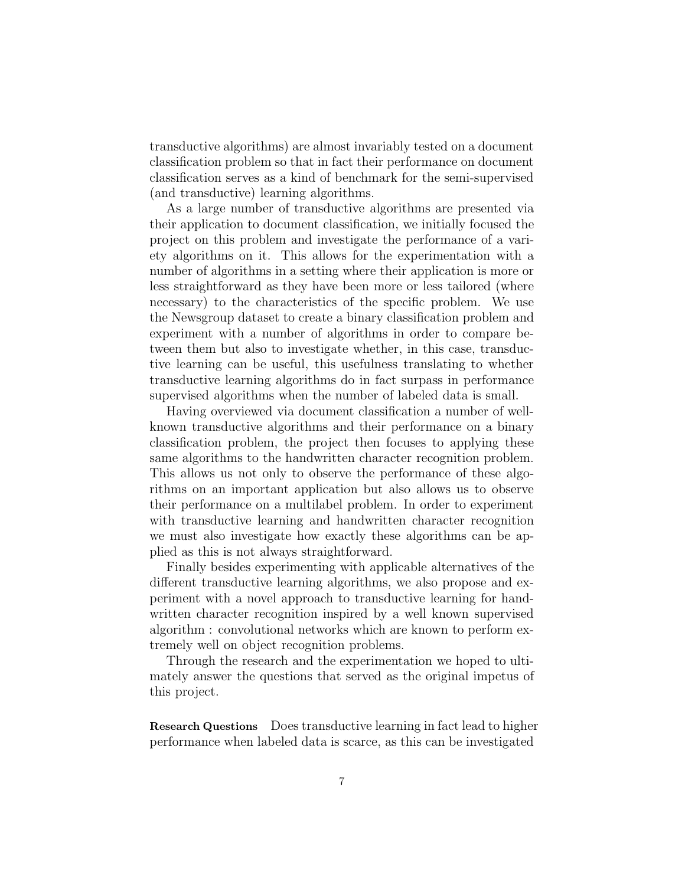transductive algorithms) are almost invariably tested on a document classification problem so that in fact their performance on document classification serves as a kind of benchmark for the semi-supervised (and transductive) learning algorithms.

As a large number of transductive algorithms are presented via their application to document classification, we initially focused the project on this problem and investigate the performance of a variety algorithms on it. This allows for the experimentation with a number of algorithms in a setting where their application is more or less straightforward as they have been more or less tailored (where necessary) to the characteristics of the specific problem. We use the Newsgroup dataset to create a binary classification problem and experiment with a number of algorithms in order to compare between them but also to investigate whether, in this case, transductive learning can be useful, this usefulness translating to whether transductive learning algorithms do in fact surpass in performance supervised algorithms when the number of labeled data is small.

Having overviewed via document classification a number of well-known transductive algorithms and their performance on a binary classification problem, the project then focuses to applying these same algorithms to the handwritten character recognition problem. This allows us not only to observe the performance of these algorithms on an important application but also allows us to observe their performance on a multilabel problem. In order to experiment with transductive learning and handwritten character recognition we must also investigate how exactly these algorithms can be applied as this is not always straightforward.

Finally besides experimenting with applicable alternatives of the different transductive learning algorithms, we also propose and experiment with a novel approach to transductive learning for handwritten character recognition inspired by a well known supervised algorithm : convolutional networks which are known to perform extremely well on object recognition problems.

Through the research and the experimentation we hoped to ultimately answer the questions that served as the original impetus of this project.

**Research Questions** Does transductive learning in fact lead to higher performance when labeled data is scarce, as this can be investigated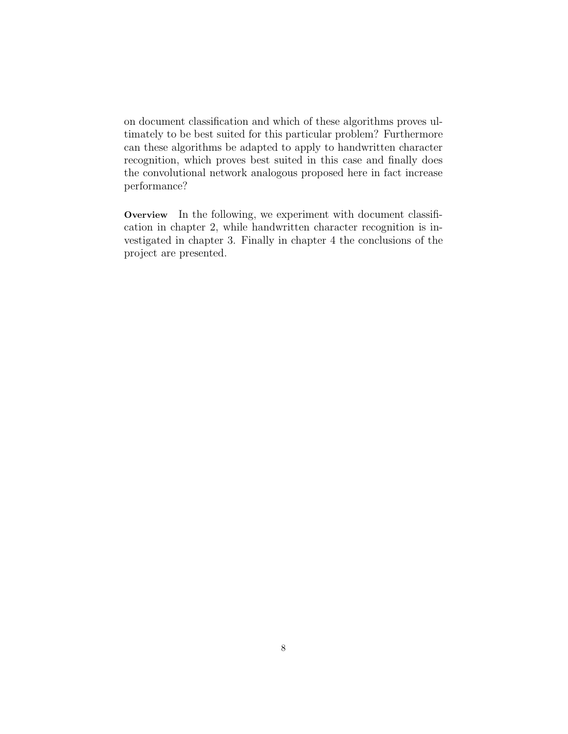on document classification and which of these algorithms proves ultimately to be best suited for this particular problem? Furthermore can these algorithms be adapted to apply to handwritten character recognition, which proves best suited in this case and finally does the convolutional network analogous proposed here in fact increase performance?

**Overview** In the following, we experiment with document classification in chapter 2, while handwritten character recognition is investigated in chapter 3. Finally in chapter 4 the conclusions of the project are presented.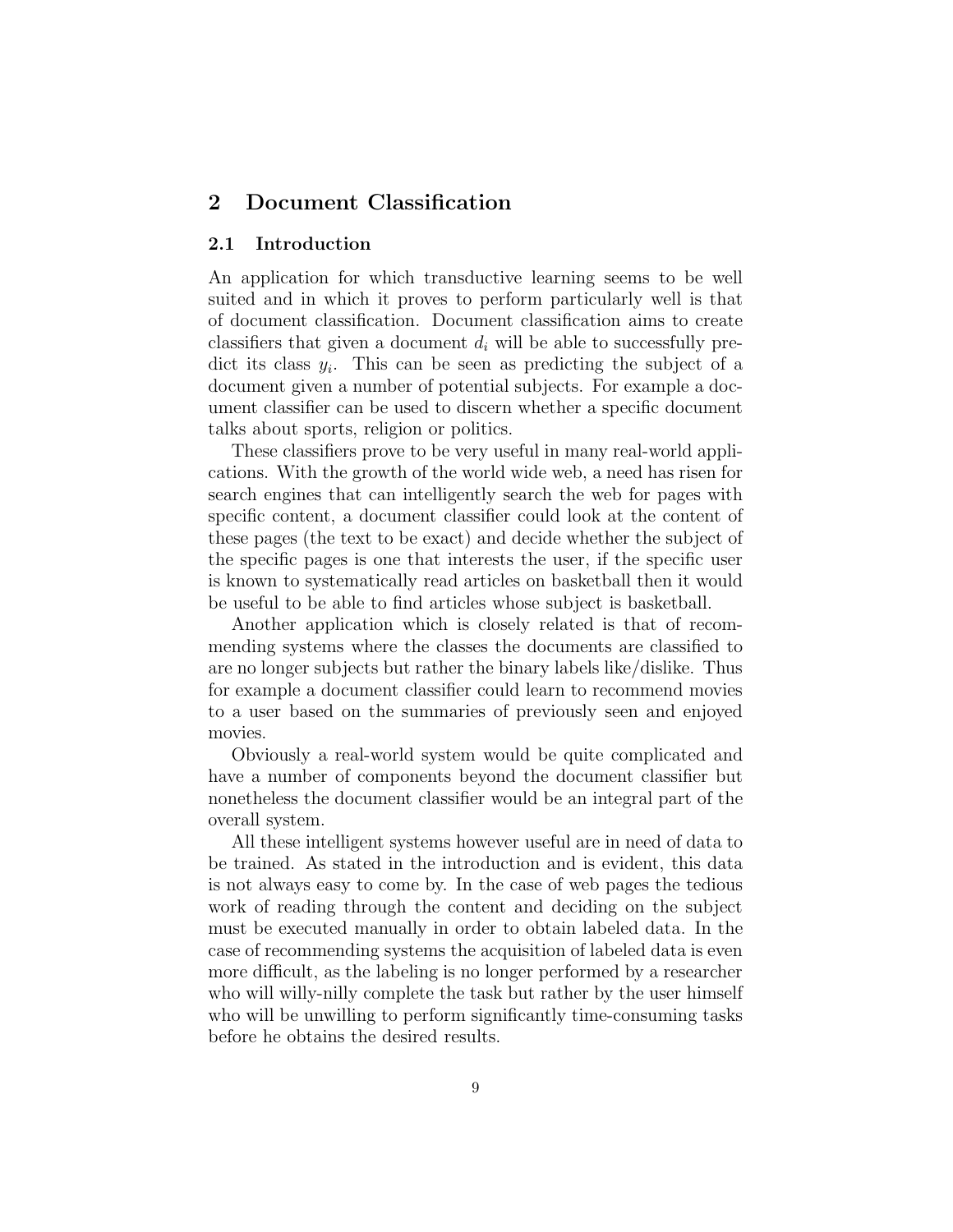# 2 Document Classification

## 2.1 Introduction

An application for which transductive learning seems to be well suited and in which it proves to perform particularly well is that of document classification. Document classification aims to create classifiers that given a document $d_i$ will be able to successfully predict its class $y_i$. This can be seen as predicting the subject of a document given a number of potential subjects. For example a document classifier can be used to discern whether a specific document talks about sports, religion or politics.

These classifiers prove to be very useful in many real-world applications. With the growth of the world wide web, a need has risen for search engines that can intelligently search the web for pages with specific content, a document classifier could look at the content of these pages (the text to be exact) and decide whether the subject of the specific pages is one that interests the user, if the specific user is known to systematically read articles on basketball then it would be useful to be able to find articles whose subject is basketball.

Another application which is closely related is that of recommending systems where the classes the documents are classified to are no longer subjects but rather the binary labels like/dislike. Thus for example a document classifier could learn to recommend movies to a user based on the summaries of previously seen and enjoyed movies.

Obviously a real-world system would be quite complicated and have a number of components beyond the document classifier but nonetheless the document classifier would be an integral part of the overall system.

All these intelligent systems however useful are in need of data to be trained. As stated in the introduction and is evident, this data is not always easy to come by. In the case of web pages the tedious work of reading through the content and deciding on the subject must be executed manually in order to obtain labeled data. In the case of recommending systems the acquisition of labeled data is even more difficult, as the labeling is no longer performed by a researcher who will willy-nilly complete the task but rather by the user himself who will be unwilling to perform significantly time-consuming tasks before he obtains the desired results.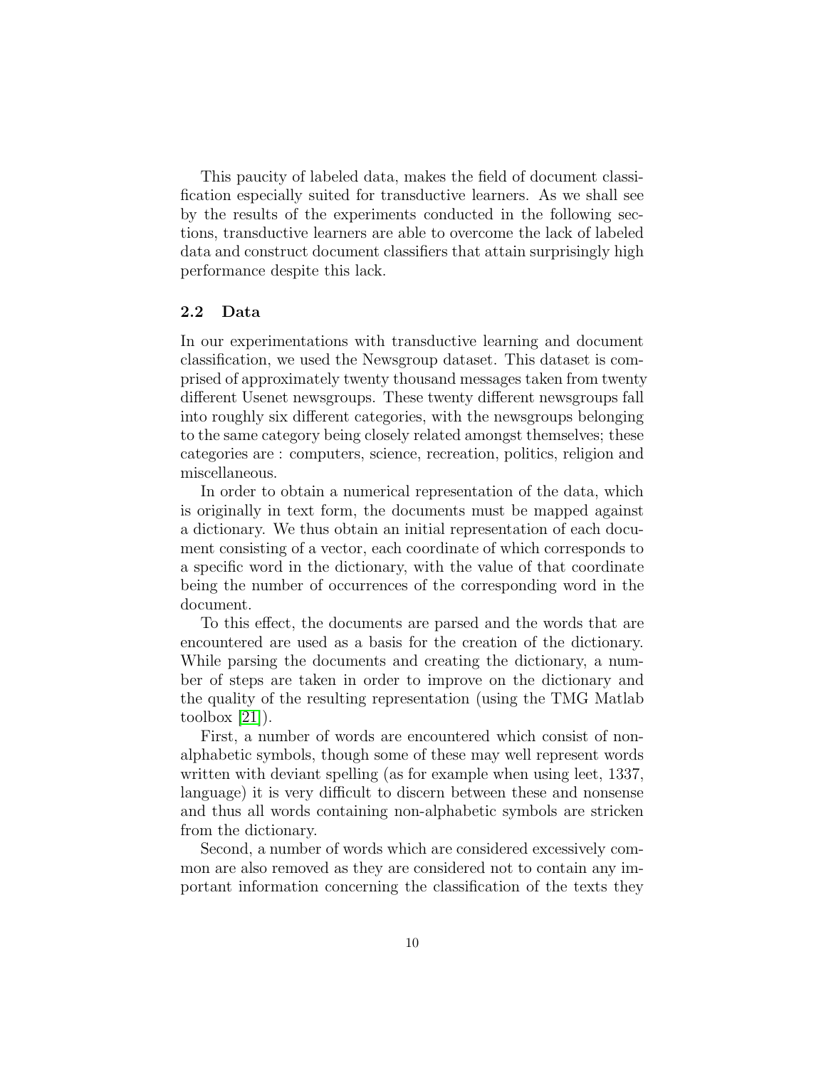This paucity of labeled data, makes the field of document classification especially suited for transductive learners. As we shall see by the results of the experiments conducted in the following sections, transductive learners are able to overcome the lack of labeled data and construct document classifiers that attain surprisingly high performance despite this lack.

### 2.2 Data

In our experimentations with transductive learning and document classification, we used the Newsgroup dataset. This dataset is comprised of approximately twenty thousand messages taken from twenty different Usenet newsgroups. These twenty different newsgroups fall into roughly six different categories, with the newsgroups belonging to the same category being closely related amongst themselves; these categories are : computers, science, recreation, politics, religion and miscellaneous.

In order to obtain a numerical representation of the data, which is originally in text form, the documents must be mapped against a dictionary. We thus obtain an initial representation of each document consisting of a vector, each coordinate of which corresponds to a specific word in the dictionary, with the value of that coordinate being the number of occurrences of the corresponding word in the document.

To this effect, the documents are parsed and the words that are encountered are used as a basis for the creation of the dictionary. While parsing the documents and creating the dictionary, a number of steps are taken in order to improve on the dictionary and the quality of the resulting representation (using the TMG Matlab toolbox [21]).

First, a number of words are encountered which consist of non-alphabetic symbols, though some of these may well represent words written with deviant spelling (as for example when using leet, 1337, language) it is very difficult to discern between these and nonsense and thus all words containing non-alphabetic symbols are stricken from the dictionary.

Second, a number of words which are considered excessively common are also removed as they are considered not to contain any important information concerning the classification of the texts they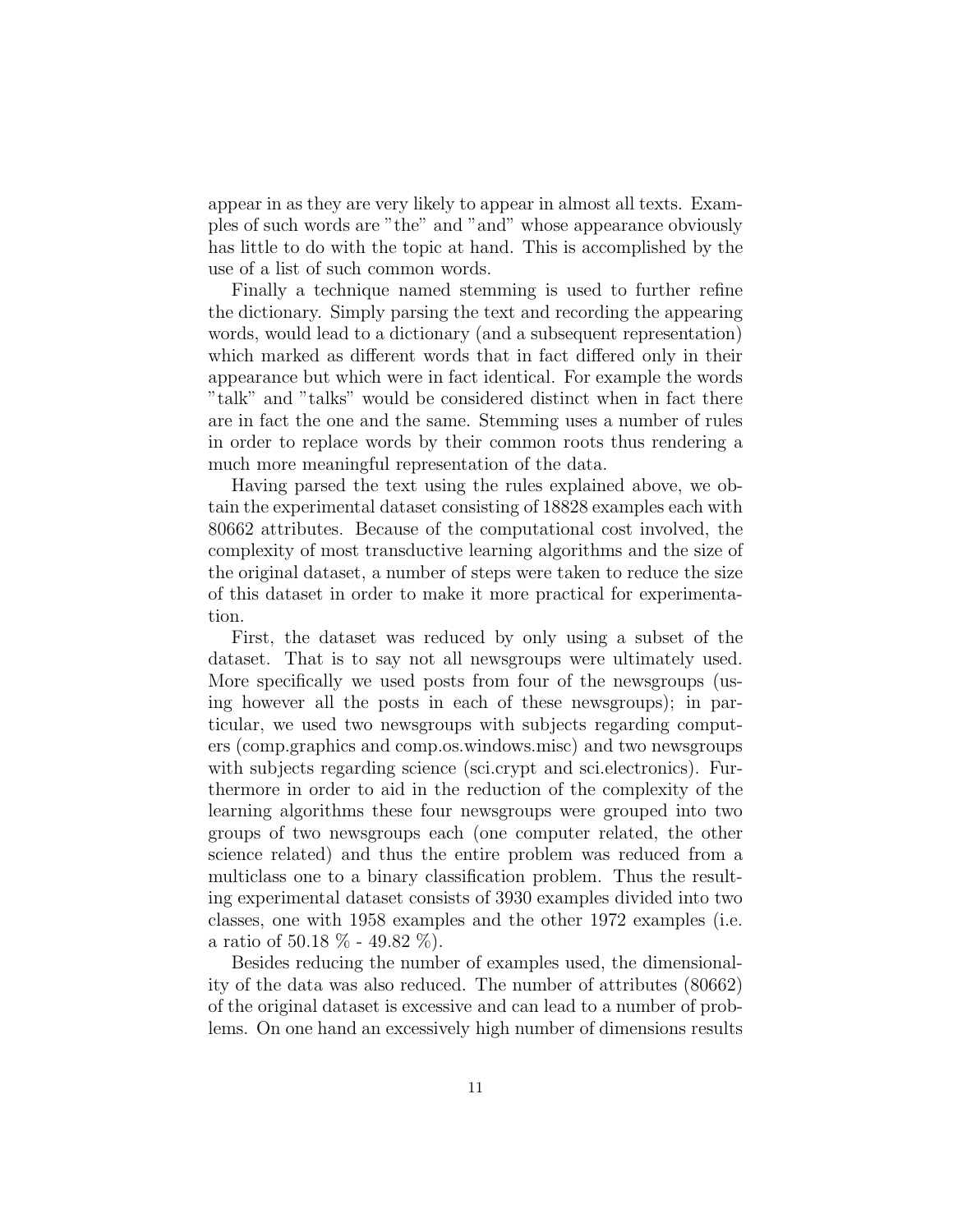appear in as they are very likely to appear in almost all texts. Examples of such words are "the" and "and" whose appearance obviously has little to do with the topic at hand. This is accomplished by the use of a list of such common words.

Finally a technique named stemming is used to further refine the dictionary. Simply parsing the text and recording the appearing words, would lead to a dictionary (and a subsequent representation) which marked as different words that in fact differed only in their appearance but which were in fact identical. For example the words "talk" and "talks" would be considered distinct when in fact there are in fact the one and the same. Stemming uses a number of rules in order to replace words by their common roots thus rendering a much more meaningful representation of the data.

Having parsed the text using the rules explained above, we obtain the experimental dataset consisting of 18828 examples each with 80662 attributes. Because of the computational cost involved, the complexity of most transductive learning algorithms and the size of the original dataset, a number of steps were taken to reduce the size of this dataset in order to make it more practical for experimentation.

First, the dataset was reduced by only using a subset of the dataset. That is to say not all newsgroups were ultimately used. More specifically we used posts from four of the newsgroups (using however all the posts in each of these newsgroups); in particular, we used two newsgroups with subjects regarding computers (comp.graphics and comp.os.windows.misc) and two newsgroups with subjects regarding science (sci.crypt and sci.electronics). Furthermore in order to aid in the reduction of the complexity of the learning algorithms these four newsgroups were grouped into two groups of two newsgroups each (one computer related, the other science related) and thus the entire problem was reduced from a multiclass one to a binary classification problem. Thus the resulting experimental dataset consists of 3930 examples divided into two classes, one with 1958 examples and the other 1972 examples (i.e. a ratio of 50.18 % - 49.82 %).

Besides reducing the number of examples used, the dimensionality of the data was also reduced. The number of attributes (80662) of the original dataset is excessive and can lead to a number of problems. On one hand an excessively high number of dimensions results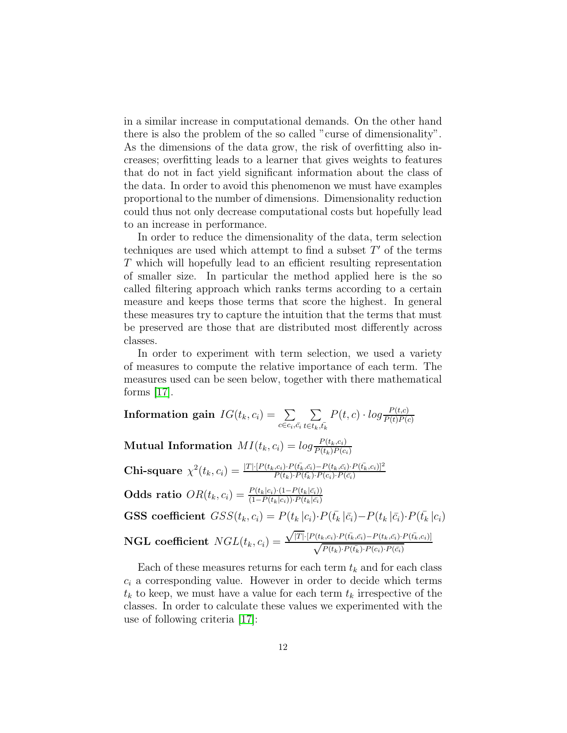in a similar increase in computational demands. On the other hand there is also the problem of the so called "curse of dimensionality". As the dimensions of the data grow, the risk of overfitting also increases; overfitting leads to a learner that gives weights to features that do not in fact yield significant information about the class of the data. In order to avoid this phenomenon we must have examples proportional to the number of dimensions. Dimensionality reduction could thus not only decrease computational costs but hopefully lead to an increase in performance.

In order to reduce the dimensionality of the data, term selection techniques are used which attempt to find a subset $T'$ of the terms $T$ which will hopefully lead to an efficient resulting representation of smaller size. In particular the method applied here is the so called filtering approach which ranks terms according to a certain measure and keeps those terms that score the highest. In general these measures try to capture the intuition that the terms that must be preserved are those that are distributed most differently across classes.

In order to experiment with term selection, we used a variety of measures to compute the relative importance of each term. The measures used can be seen below, together with there mathematical forms [17].

**Information gain** $IG(t_k, c_i) = \sum_{c \in c_i, \bar{c_i}} \sum_{t \in t_k, \bar{t_k}} P(t,c) \cdot log \frac{P(t,c)}{P(t)P(c)}$

**Mutual Information** $MI(t_k, c_i) = log \frac{P(t_k,c_i)}{P(t_k)P(c_i)}$

**Chi-square** $\chi^2(t_k, c_i) = \frac{|T| \cdot [P(t_k,c_i) \cdot P(\bar{t_k},\bar{c_i}) - P(t_k,\bar{c_i}) \cdot P(\bar{t_k},c_i)]^2}{P(t_k) \cdot P(\bar{t_k}) \cdot P(c_i) \cdot P(\bar{c_i})}$

**Odds ratio** $OR(t_k, c_i) = \frac{P(t_k|c_i) \cdot (1 - P(t_k|\bar{c_i}))}{(1 - P(t_k|c_i)) \cdot P(t_k|\bar{c_i})}$

**GSS coefficient** $GSS(t_k, c_i) = P(t_k|c_i) \cdot P(\bar{t_k}|\bar{c_i}) - P(t_k|\bar{c_i}) \cdot P(\bar{t_k}|c_i)$

**NGL coefficient** $NGL(t_k, c_i) = \frac{\sqrt{|T|} \cdot [P(t_k,c_i) \cdot P(\bar{t_k},\bar{c_i}) - P(t_k,\bar{c_i}) \cdot P(\bar{t_k},c_i)]}{\sqrt{P(t_k) \cdot P(\bar{t_k}) \cdot P(c_i) \cdot P(\bar{c_i})}}$

Each of these measures returns for each term $t_k$ and for each class $c_i$ a corresponding value. However in order to decide which terms $t_k$ to keep, we must have a value for each term $t_k$ irrespective of the classes. In order to calculate these values we experimented with the use of following criteria [17]: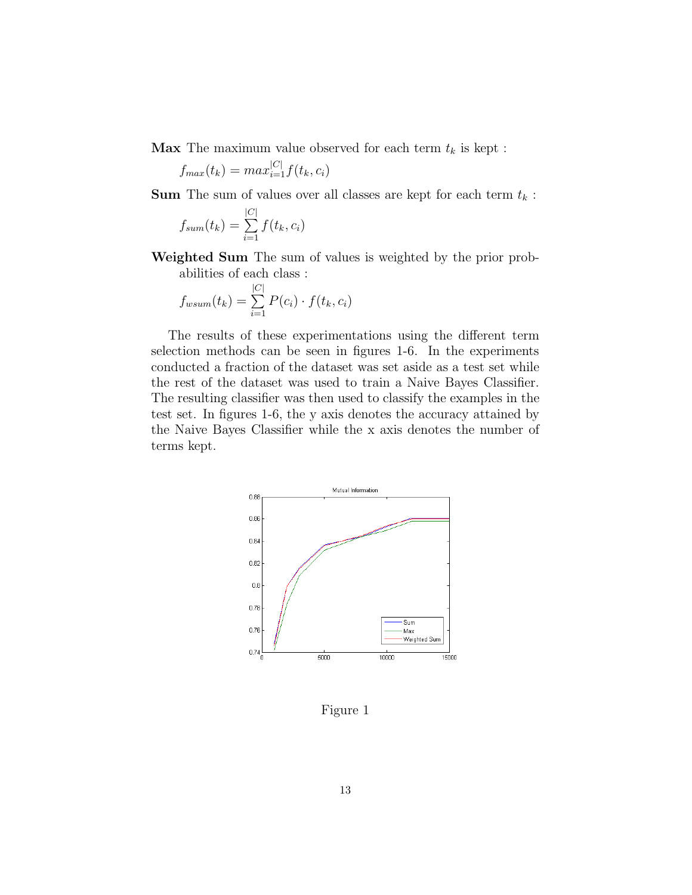**Max** The maximum value observed for each term $t_k$ is kept :

$$f_{max}(t_k) = max_{i=1}^{|C|} f(t_k, c_i)$$

**Sum** The sum of values over all classes are kept for each term $t_k$ :

$$f_{sum}(t_k) = \sum_{i=1}^{|C|} f(t_k, c_i)$$

**Weighted Sum** The sum of values is weighted by the prior probabilities of each class :

$$f_{wsum}(t_k) = \sum_{i=1}^{|C|} P(c_i) \cdot f(t_k, c_i)$$

The results of these experimentations using the different term selection methods can be seen in figures 1-6. In the experiments conducted a fraction of the dataset was set aside as a test set while the rest of the dataset was used to train a Naive Bayes Classifier. The resulting classifier was then used to classify the examples in the test set. In figures 1-6, the y axis denotes the accuracy attained by the Naive Bayes Classifier while the x axis denotes the number of terms kept.

Figure 1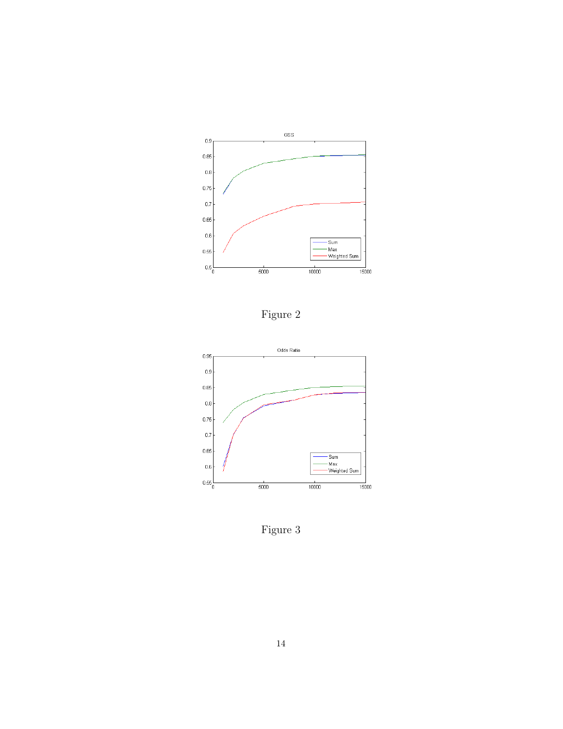Figure 2

Figure 3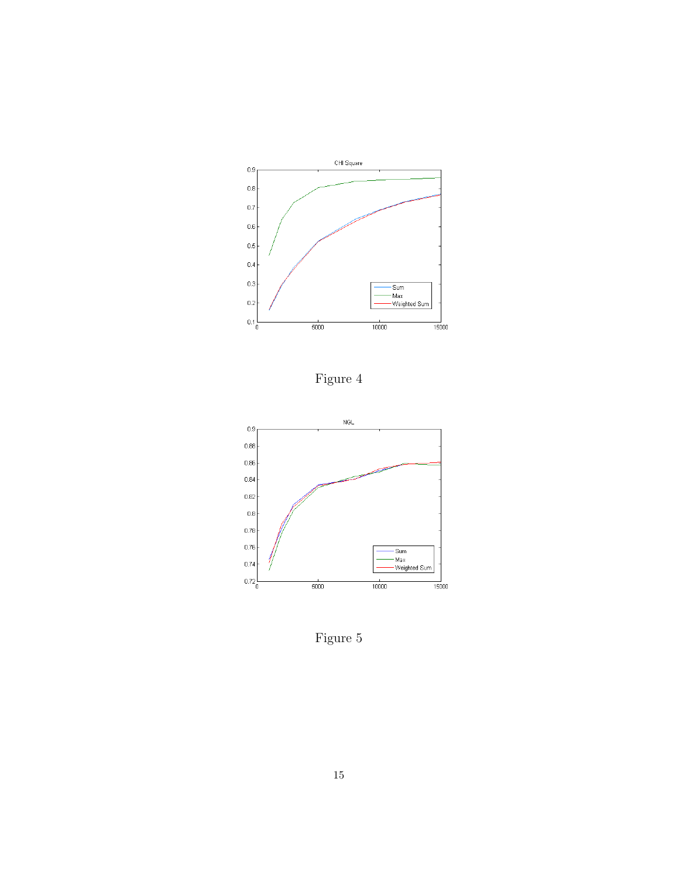Figure 4

Figure 5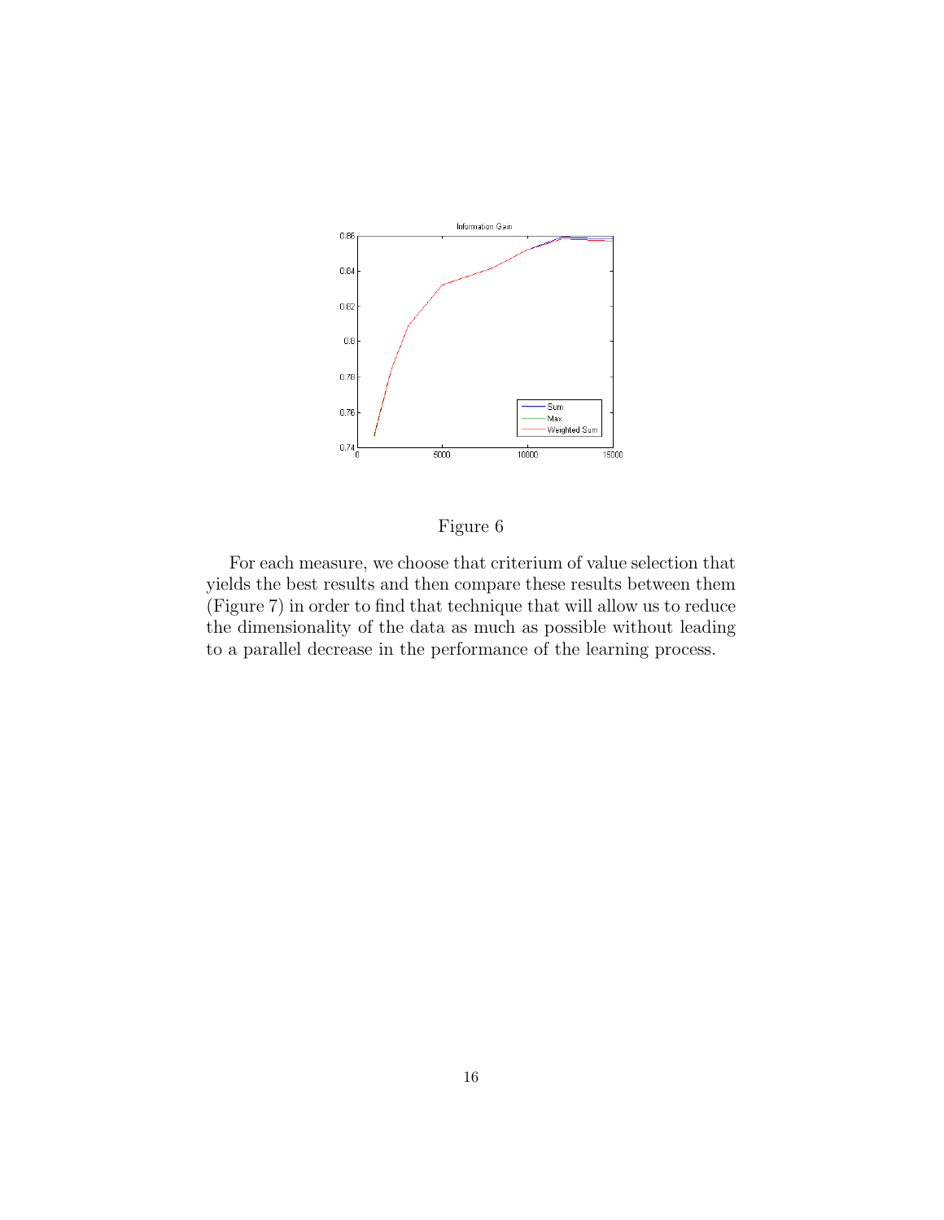Figure 6

For each measure, we choose that criterium of value selection that yields the best results and then compare these results between them (Figure 7) in order to find that technique that will allow us to reduce the dimensionality of the data as much as possible without leading to a parallel decrease in the performance of the learning process.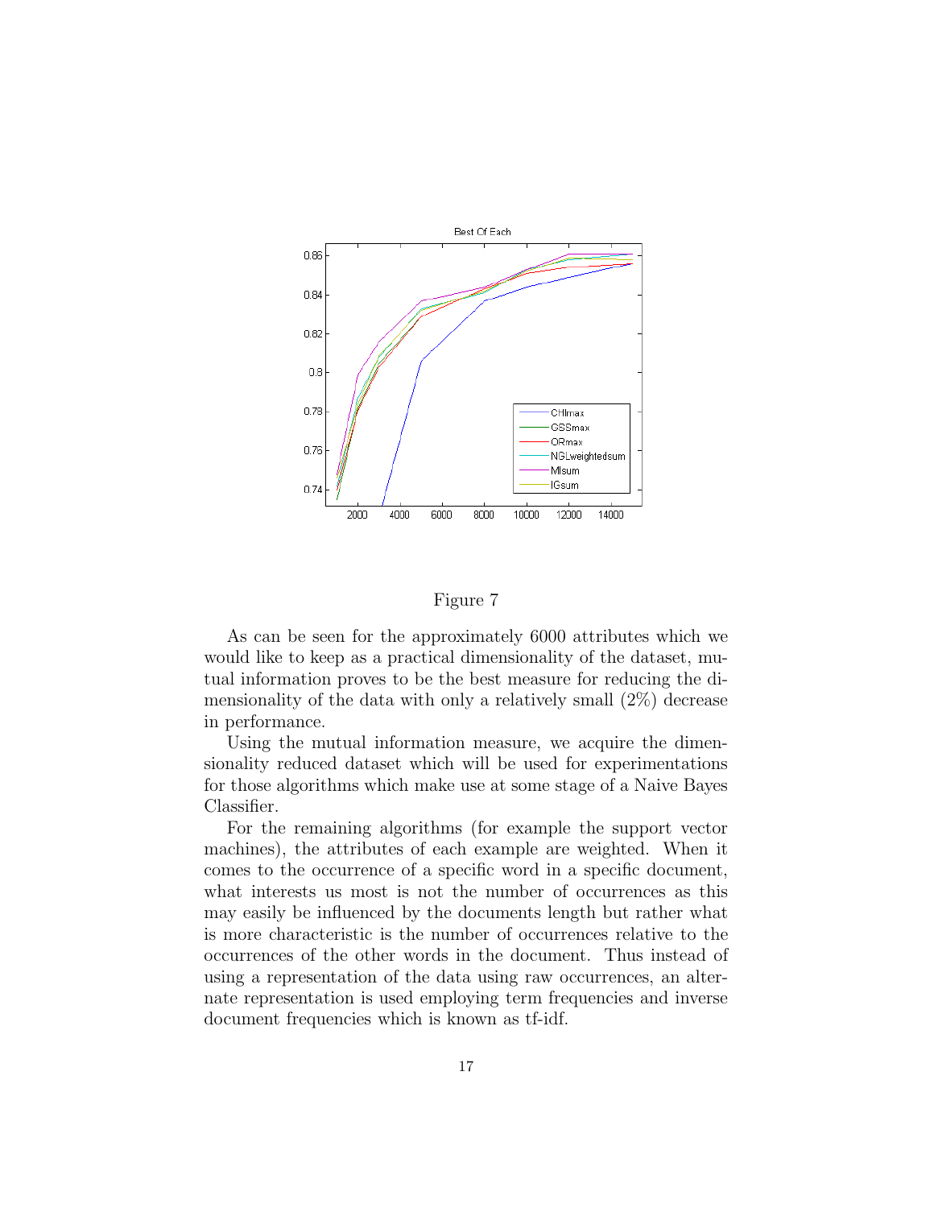Figure 7

As can be seen for the approximately 6000 attributes which we would like to keep as a practical dimensionality of the dataset, mutual information proves to be the best measure for reducing the dimensionality of the data with only a relatively small (2%) decrease in performance.

Using the mutual information measure, we acquire the dimensionality reduced dataset which will be used for experimentations for those algorithms which make use at some stage of a Naive Bayes Classifier.

For the remaining algorithms (for example the support vector machines), the attributes of each example are weighted. When it comes to the occurrence of a specific word in a specific document, what interests us most is not the number of occurrences as this may easily be influenced by the documents length but rather what is more characteristic is the number of occurrences relative to the occurrences of the other words in the document. Thus instead of using a representation of the data using raw occurrences, an alternate representation is used employing term frequencies and inverse document frequencies which is known as tf-idf.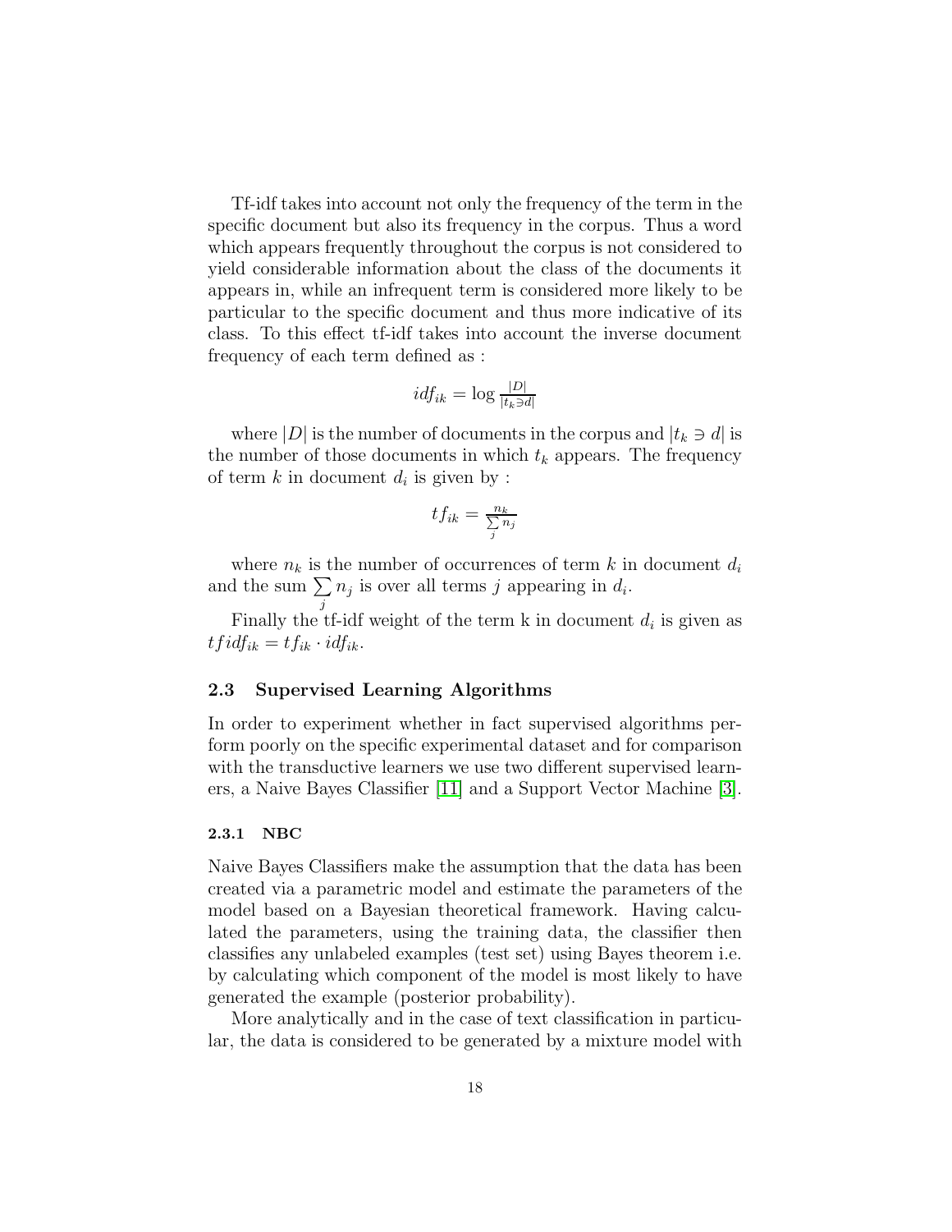Tf-idf takes into account not only the frequency of the term in the specific document but also its frequency in the corpus. Thus a word which appears frequently throughout the corpus is not considered to yield considerable information about the class of the documents it appears in, while an infrequent term is considered more likely to be particular to the specific document and thus more indicative of its class. To this effect tf-idf takes into account the inverse document frequency of each term defined as :

$$idf_{ik} = \log \frac{|D|}{|t_k \ni d|}$$

where $|D|$ is the number of documents in the corpus and $|t_k \ni d|$ is the number of those documents in which $t_k$ appears. The frequency of term $k$ in document $d_i$ is given by :

$$tf_{ik} = \frac{n_k}{\sum_j n_j}$$

where $n_k$ is the number of occurrences of term $k$ in document $d_i$ and the sum $\sum_j n_j$ is over all terms $j$ appearing in $d_i$.

Finally the tf-idf weight of the term k in document $d_i$ is given as $tfidf_{ik} = tf_{ik} \cdot idf_{ik}$.

### 2.3 Supervised Learning Algorithms

In order to experiment whether in fact supervised algorithms perform poorly on the specific experimental dataset and for comparison with the transductive learners we use two different supervised learners, a Naive Bayes Classifier [11] and a Support Vector Machine [3].

#### 2.3.1 NBC

Naive Bayes Classifiers make the assumption that the data has been created via a parametric model and estimate the parameters of the model based on a Bayesian theoretical framework. Having calculated the parameters, using the training data, the classifier then classifies any unlabeled examples (test set) using Bayes theorem i.e. by calculating which component of the model is most likely to have generated the example (posterior probability).

More analytically and in the case of text classification in particular, the data is considered to be generated by a mixture model with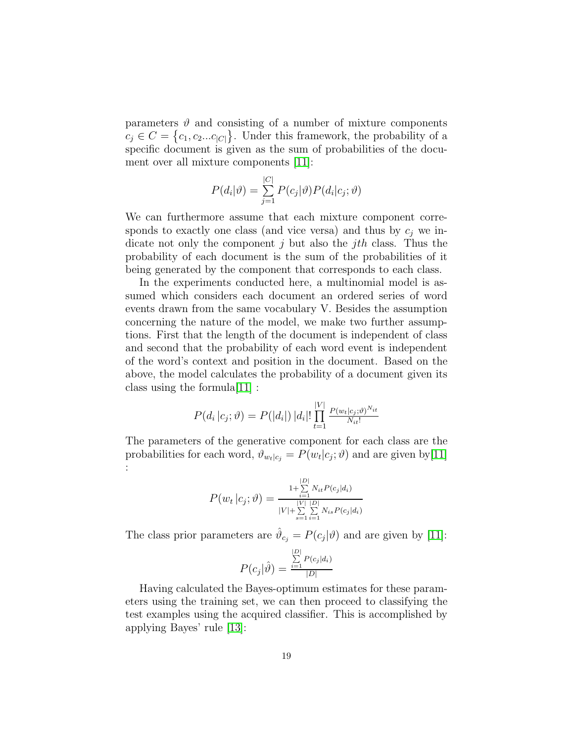parameters $\vartheta$ and consisting of a number of mixture components $c_j \in C = \{c_1, c_2 ... c_{|C|}\}$. Under this framework, the probability of a specific document is given as the sum of probabilities of the document over all mixture components [11]:

$$P(d_i|\vartheta) = \sum_{j=1}^{|C|} P(c_j|\vartheta) P(d_i|c_j;\vartheta)$$

We can furthermore assume that each mixture component corresponds to exactly one class (and vice versa) and thus by $c_j$ we indicate not only the component $j$ but also the $jth$ class. Thus the probability of each document is the sum of the probabilities of it being generated by the component that corresponds to each class.

In the experiments conducted here, a multinomial model is assumed which considers each document an ordered series of word events drawn from the same vocabulary V. Besides the assumption concerning the nature of the model, we make two further assumptions. First that the length of the document is independent of class and second that the probability of each word event is independent of the word's context and position in the document. Based on the above, the model calculates the probability of a document given its class using the formula[11] :

$$P(d_i\,|c_j;\vartheta) = P(|d_i|)\,|d_i|! \prod_{t=1}^{|V|} \frac{P(w_t|c_j;\vartheta)^{N_{it}}}{N_{it}!}$$

The parameters of the generative component for each class are the probabilities for each word, $\vartheta_{w_t|c_j} = P(w_t|c_j;\vartheta)$ and are given by[11] :

$$P(w_t\,|c_j;\vartheta) = \frac{1 + \sum_{i=1}^{|D|} N_{it} P(c_j|d_i)}{|V| + \sum_{s=1}^{|V|} \sum_{i=1}^{|D|} N_{is} P(c_j|d_i)}$$

The class prior parameters are $\hat{\vartheta}_{c_j} = P(c_j|\vartheta)$ and are given by [11]:

$$P(c_j|\hat{\vartheta}) = \frac{\sum_{i=1}^{|D|} P(c_j|d_i)}{|D|}$$

Having calculated the Bayes-optimum estimates for these parameters using the training set, we can then proceed to classifying the test examples using the acquired classifier. This is accomplished by applying Bayes' rule [13]: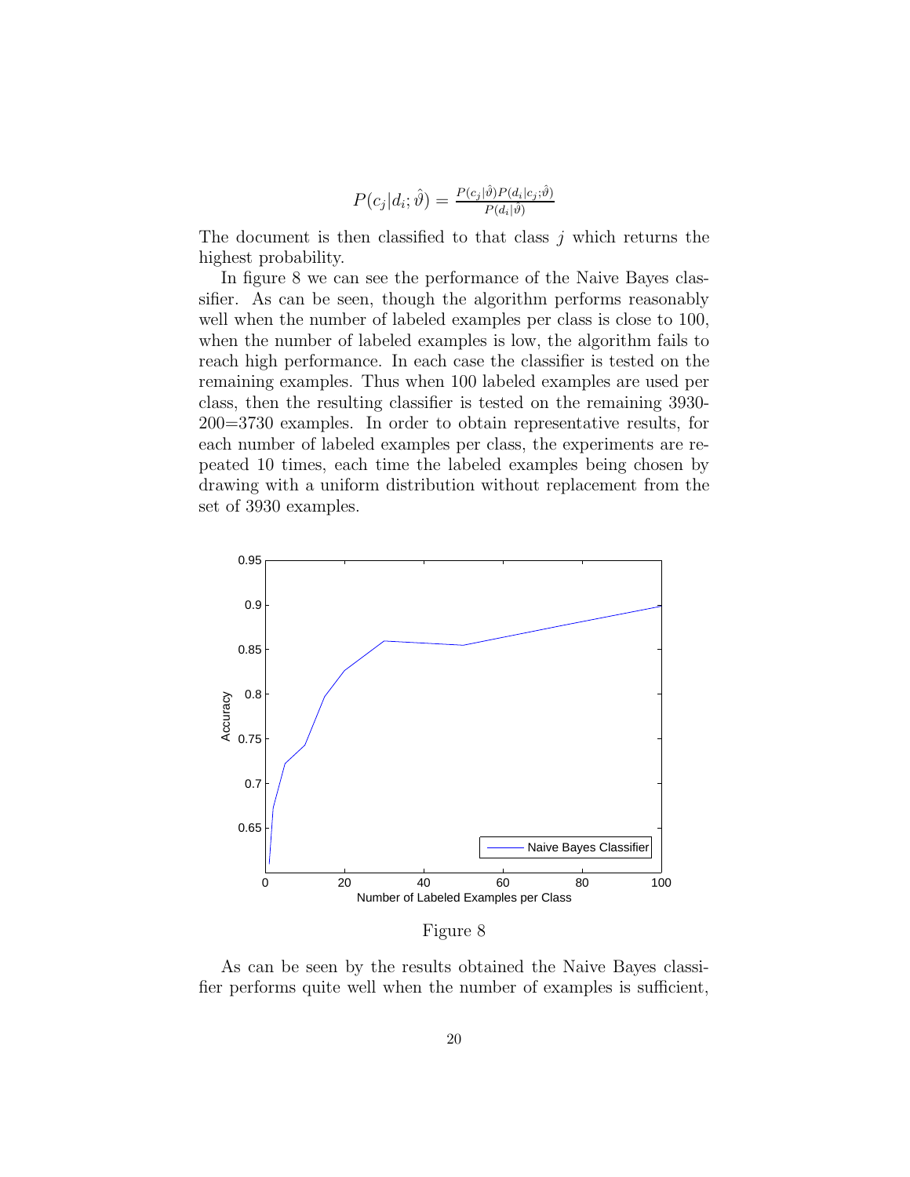$$P(c_j|d_i;\hat{\vartheta}) = \frac{P(c_j|\hat{\vartheta})P(d_i|c_j;\hat{\vartheta})}{P(d_i|\hat{\vartheta})}$$

The document is then classified to that class $j$ which returns the highest probability.

In figure 8 we can see the performance of the Naive Bayes classifier. As can be seen, though the algorithm performs reasonably well when the number of labeled examples per class is close to 100, when the number of labeled examples is low, the algorithm fails to reach high performance. In each case the classifier is tested on the remaining examples. Thus when 100 labeled examples are used per class, then the resulting classifier is tested on the remaining 3930-200=3730 examples. In order to obtain representative results, for each number of labeled examples per class, the experiments are repeated 10 times, each time the labeled examples being chosen by drawing with a uniform distribution without replacement from the set of 3930 examples.

Figure 8

As can be seen by the results obtained the Naive Bayes classifier performs quite well when the number of examples is sufficient,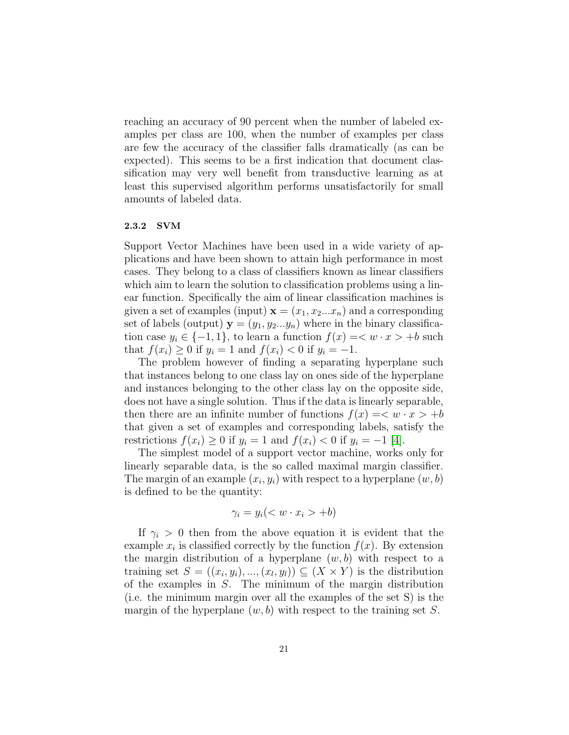reaching an accuracy of 90 percent when the number of labeled examples per class are 100, when the number of examples per class are few the accuracy of the classifier falls dramatically (as can be expected). This seems to be a first indication that document classification may very well benefit from transductive learning as at least this supervised algorithm performs unsatisfactorily for small amounts of labeled data.

### 2.3.2 SVM

Support Vector Machines have been used in a wide variety of applications and have been shown to attain high performance in most cases. They belong to a class of classifiers known as linear classifiers which aim to learn the solution to classification problems using a linear function. Specifically the aim of linear classification machines is given a set of examples (input) $\mathbf{x} = (x_1, x_2...x_n)$ and a corresponding set of labels (output) $\mathbf{y} = (y_1, y_2...y_n)$ where in the binary classification case $y_i \in \{-1, 1\}$, to learn a function $f(x) =< w \cdot x > +b$ such that $f(x_i) \geq 0$ if $y_i = 1$ and $f(x_i) < 0$ if $y_i = -1$.

The problem however of finding a separating hyperplane such that instances belong to one class lay on ones side of the hyperplane and instances belonging to the other class lay on the opposite side, does not have a single solution. Thus if the data is linearly separable, then there are an infinite number of functions $f(x) =< w \cdot x > +b$ that given a set of examples and corresponding labels, satisfy the restrictions $f(x_i) \geq 0$ if $y_i = 1$ and $f(x_i) < 0$ if $y_i = -1$ [4].

The simplest model of a support vector machine, works only for linearly separable data, is the so called maximal margin classifier. The margin of an example $(x_i, y_i)$ with respect to a hyperplane $(w, b)$ is defined to be the quantity:

$$\gamma_i = y_i(< w \cdot x_i > +b)$$

If $\gamma_i > 0$ then from the above equation it is evident that the example $x_i$ is classified correctly by the function $f(x)$. By extension the margin distribution of a hyperplane $(w, b)$ with respect to a training set $S = ((x_i, y_i), ..., (x_l, y_l)) \subseteq (X \times Y)$ is the distribution of the examples in $S$. The minimum of the margin distribution (i.e. the minimum margin over all the examples of the set S) is the margin of the hyperplane $(w, b)$ with respect to the training set $S$.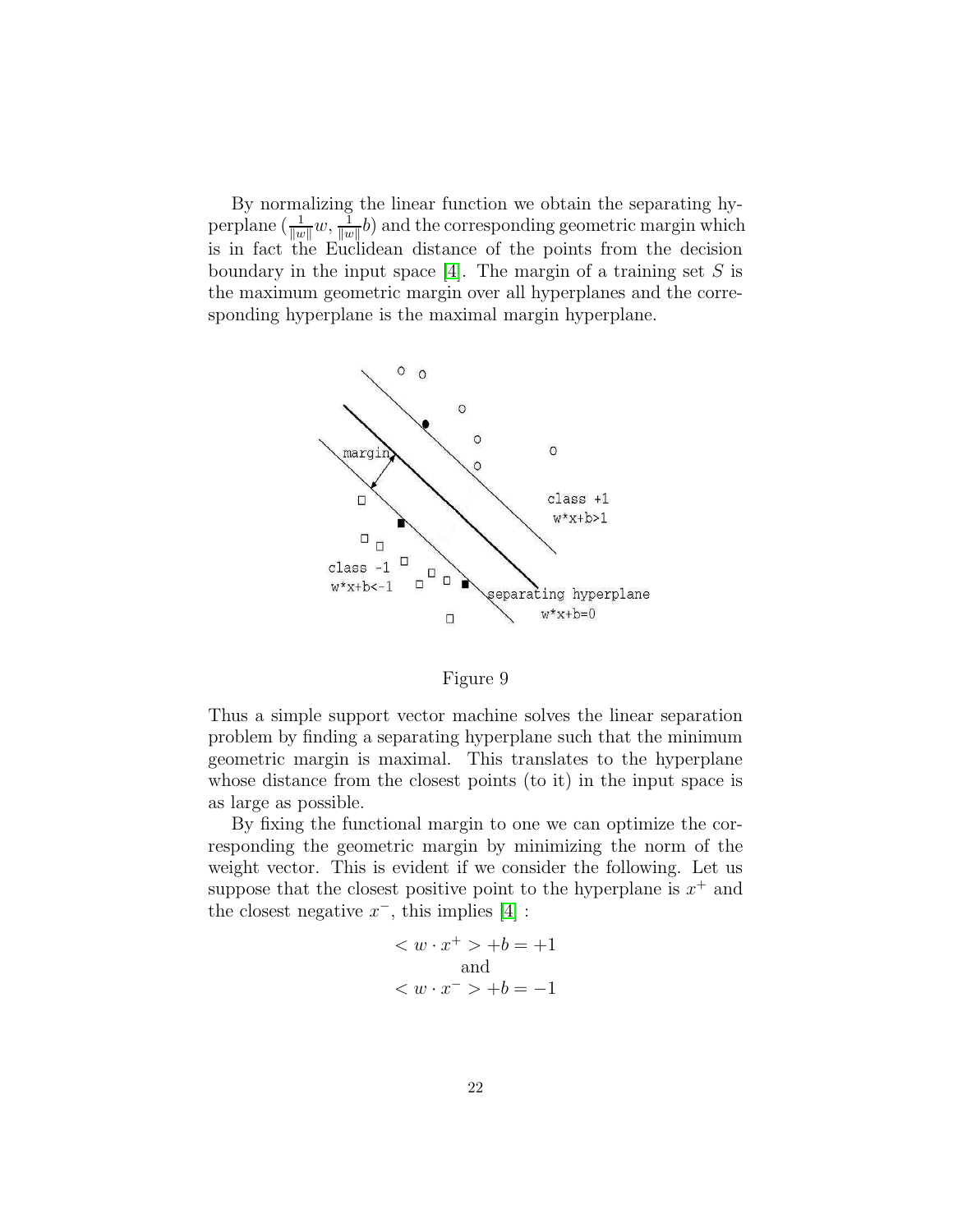By normalizing the linear function we obtain the separating hyperplane $(\frac{1}{\|w\|}w, \frac{1}{\|w\|}b)$ and the corresponding geometric margin which is in fact the Euclidean distance of the points from the decision boundary in the input space [4]. The margin of a training set $S$ is the maximum geometric margin over all hyperplanes and the corresponding hyperplane is the maximal margin hyperplane.

Figure 9

Thus a simple support vector machine solves the linear separation problem by finding a separating hyperplane such that the minimum geometric margin is maximal. This translates to the hyperplane whose distance from the closest points (to it) in the input space is as large as possible.

By fixing the functional margin to one we can optimize the corresponding the geometric margin by minimizing the norm of the weight vector. This is evident if we consider the following. Let us suppose that the closest positive point to the hyperplane is $x^+$ and the closest negative $x^-$, this implies [4] :

$$< w \cdot x^+ > +b = +1$$

and

$$< w \cdot x^- > +b = -1$$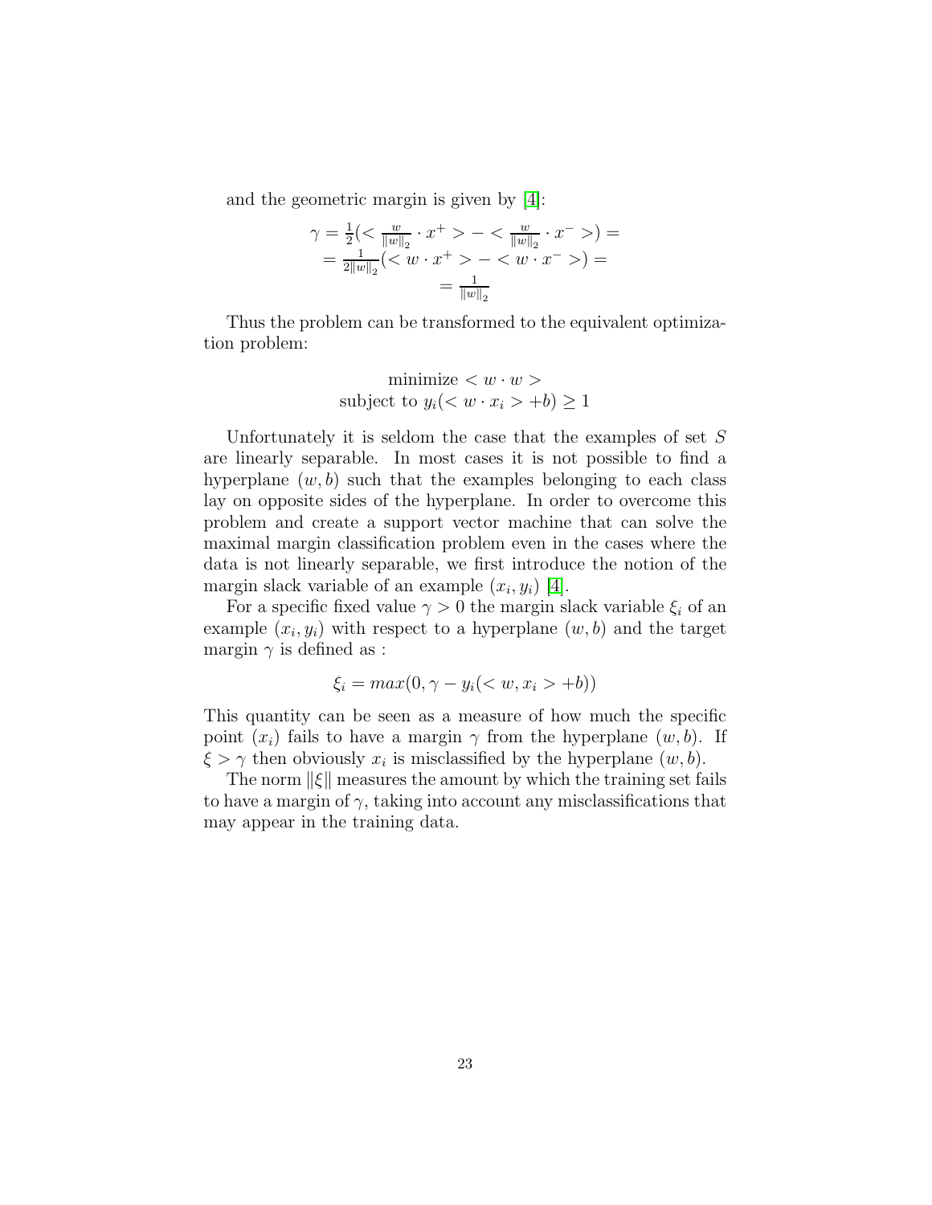and the geometric margin is given by [4]:

$$
\begin{aligned}
\gamma = \tfrac{1}{2}(< \tfrac{w}{\|w\|_2} \cdot x^+ > - < \tfrac{w}{\|w\|_2} \cdot x^- >) = \\
= \tfrac{1}{2\|w\|_2}(< w \cdot x^+ > - < w \cdot x^- >) = \\
= \tfrac{1}{\|w\|_2}
\end{aligned}
$$

Thus the problem can be transformed to the equivalent optimization problem:

$$
\begin{gathered}
\text{minimize } < w \cdot w > \\
\text{subject to } y_i(< w \cdot x_i > + b) \geq 1
\end{gathered}
$$

Unfortunately it is seldom the case that the examples of set $S$ are linearly separable. In most cases it is not possible to find a hyperplane $(w, b)$ such that the examples belonging to each class lay on opposite sides of the hyperplane. In order to overcome this problem and create a support vector machine that can solve the maximal margin classification problem even in the cases where the data is not linearly separable, we first introduce the notion of the margin slack variable of an example $(x_i, y_i)$ [4].

For a specific fixed value $\gamma > 0$ the margin slack variable $\xi_i$ of an example $(x_i, y_i)$ with respect to a hyperplane $(w, b)$ and the target margin $\gamma$ is defined as :

$$
\xi_i = max(0, \gamma - y_i(< w, x_i > + b))
$$

This quantity can be seen as a measure of how much the specific point $(x_i)$ fails to have a margin $\gamma$ from the hyperplane $(w, b)$. If $\xi > \gamma$ then obviously $x_i$ is misclassified by the hyperplane $(w, b)$.

The norm $\|\xi\|$ measures the amount by which the training set fails to have a margin of $\gamma$, taking into account any misclassifications that may appear in the training data.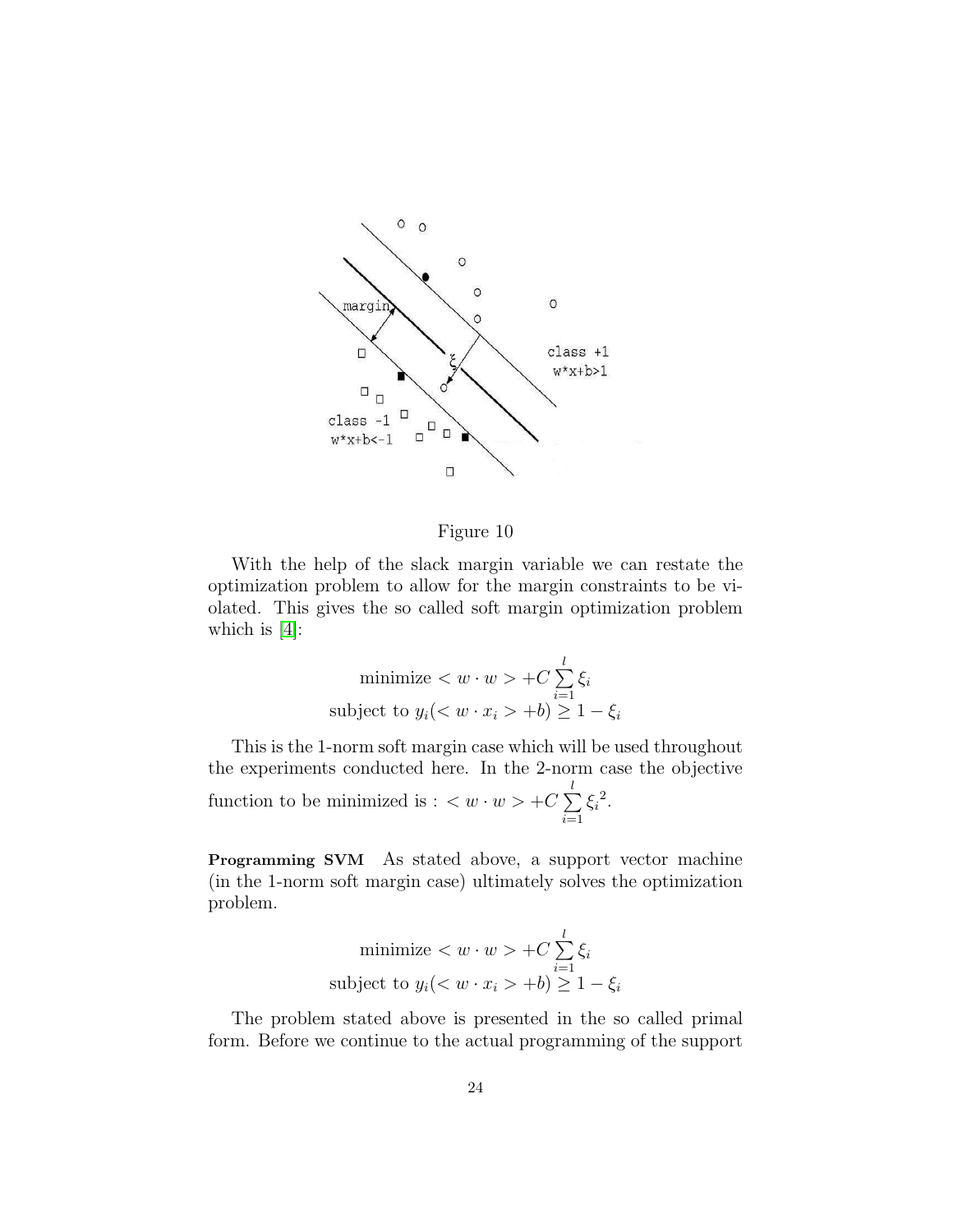Figure 10

With the help of the slack margin variable we can restate the optimization problem to allow for the margin constraints to be violated. This gives the so called soft margin optimization problem which is [4]:

$$\text{minimize} < w \cdot w > +C \sum_{i=1}^{l} \xi_i$$
$$\text{subject to } y_i(< w \cdot x_i > +b) \geq 1 - \xi_i$$

This is the 1-norm soft margin case which will be used throughout the experiments conducted here. In the 2-norm case the objective function to be minimized is : $< w \cdot w > +C \sum_{i=1}^{l} {\xi_i}^2$.

**Programming SVM** As stated above, a support vector machine (in the 1-norm soft margin case) ultimately solves the optimization problem.

$$\text{minimize} < w \cdot w > +C \sum_{i=1}^{l} \xi_i$$
$$\text{subject to } y_i(< w \cdot x_i > +b) \geq 1 - \xi_i$$

The problem stated above is presented in the so called primal form. Before we continue to the actual programming of the support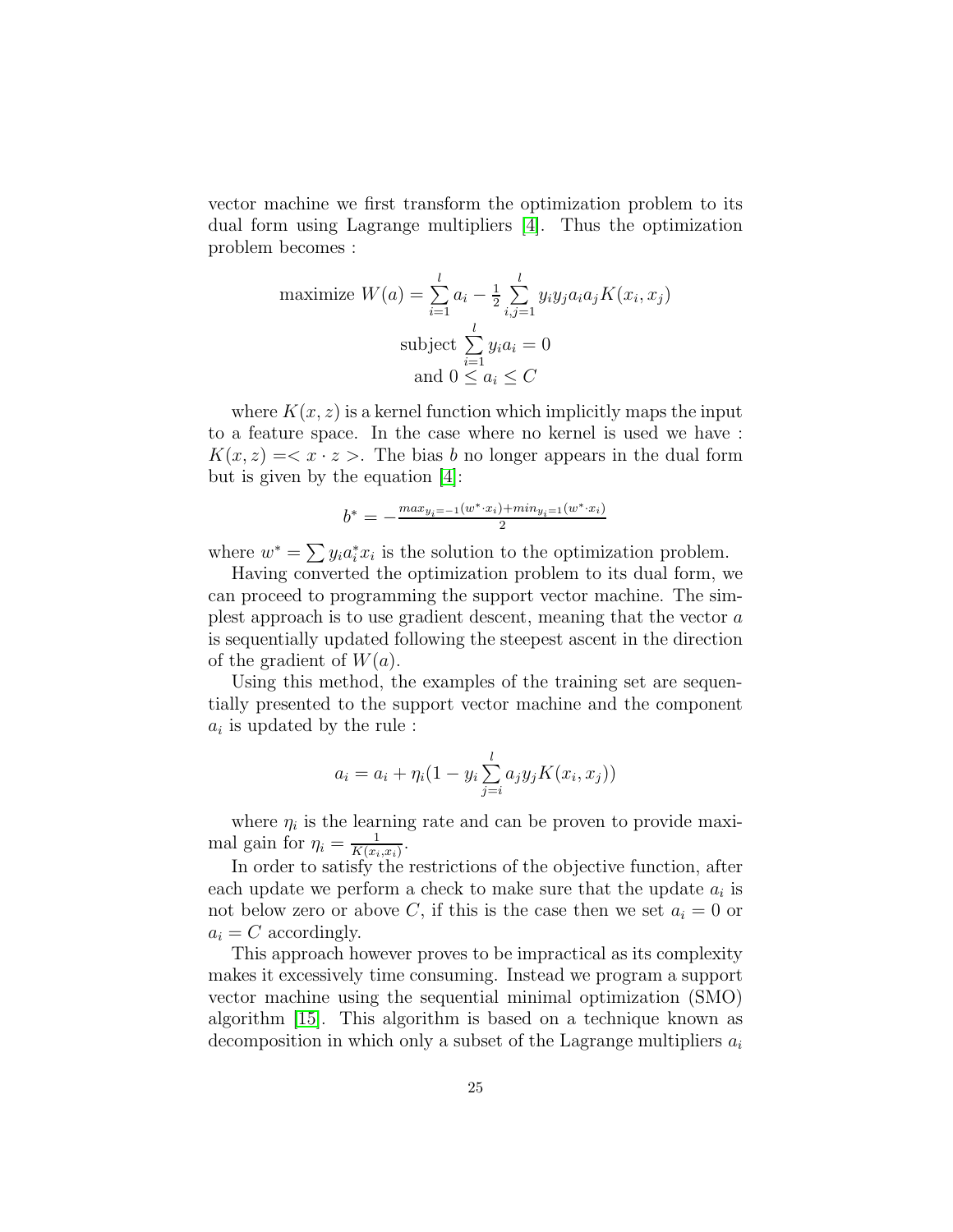vector machine we first transform the optimization problem to its dual form using Lagrange multipliers [4]. Thus the optimization problem becomes :

$$\text{maximize } W(a) = \sum_{i=1}^{l} a_i - \tfrac{1}{2} \sum_{i,j=1}^{l} y_i y_j a_i a_j K(x_i, x_j)$$

$$\text{subject } \sum_{i=1}^{l} y_i a_i = 0$$

$$\text{and } 0 \leq a_i \leq C$$

where $K(x, z)$ is a kernel function which implicitly maps the input to a feature space. In the case where no kernel is used we have : $K(x, z) =< x \cdot z >$. The bias $b$ no longer appears in the dual form but is given by the equation [4]:

$$b^* = -\frac{max_{y_i=-1}(w^* \cdot x_i) + min_{y_i=1}(w^* \cdot x_i)}{2}$$

where $w^* = \sum y_i a_i^* x_i$ is the solution to the optimization problem.

Having converted the optimization problem to its dual form, we can proceed to programming the support vector machine. The simplest approach is to use gradient descent, meaning that the vector $a$ is sequentially updated following the steepest ascent in the direction of the gradient of $W(a)$.

Using this method, the examples of the training set are sequentially presented to the support vector machine and the component $a_i$ is updated by the rule :

$$a_i = a_i + \eta_i (1 - y_i \sum_{j=i}^{l} a_j y_j K(x_i, x_j))$$

where $\eta_i$ is the learning rate and can be proven to provide maximal gain for $\eta_i = \frac{1}{K(x_i, x_i)}$.

In order to satisfy the restrictions of the objective function, after each update we perform a check to make sure that the update $a_i$ is not below zero or above $C$, if this is the case then we set $a_i = 0$ or $a_i = C$ accordingly.

This approach however proves to be impractical as its complexity makes it excessively time consuming. Instead we program a support vector machine using the sequential minimal optimization (SMO) algorithm [15]. This algorithm is based on a technique known as decomposition in which only a subset of the Lagrange multipliers $a_i$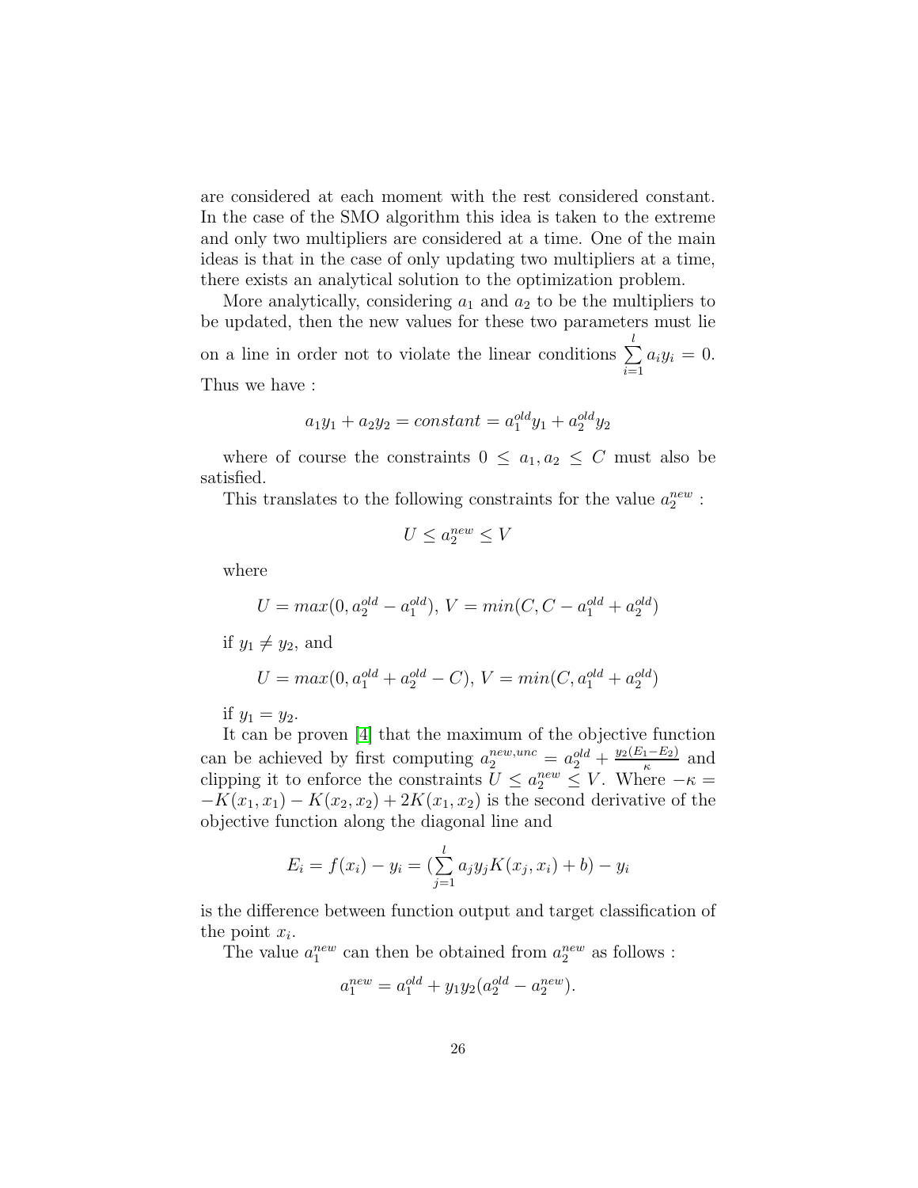are considered at each moment with the rest considered constant. In the case of the SMO algorithm this idea is taken to the extreme and only two multipliers are considered at a time. One of the main ideas is that in the case of only updating two multipliers at a time, there exists an analytical solution to the optimization problem.

More analytically, considering $a_1$ and $a_2$ to be the multipliers to be updated, then the new values for these two parameters must lie on a line in order not to violate the linear conditions $\sum_{i=1}^{l} a_i y_i = 0$. Thus we have :

$$a_1 y_1 + a_2 y_2 = constant = a_1^{old} y_1 + a_2^{old} y_2$$

where of course the constraints $0 \leq a_1, a_2 \leq C$ must also be satisfied.

This translates to the following constraints for the value $a_2^{new}$ :

$$U \leq a_2^{new} \leq V$$

where

$$U = max(0, a_2^{old} - a_1^{old}),\ V = min(C, C - a_1^{old} + a_2^{old})$$

if $y_1 \neq y_2$, and

$$U = max(0, a_1^{old} + a_2^{old} - C),\ V = min(C, a_1^{old} + a_2^{old})$$

if $y_1 = y_2$.

It can be proven [4] that the maximum of the objective function can be achieved by first computing $a_2^{new,unc} = a_2^{old} + \frac{y_2(E_1 - E_2)}{\kappa}$ and clipping it to enforce the constraints $U \leq a_2^{new} \leq V$. Where $-\kappa = -K(x_1, x_1) - K(x_2, x_2) + 2K(x_1, x_2)$ is the second derivative of the objective function along the diagonal line and

$$E_i = f(x_i) - y_i = (\sum_{j=1}^{l} a_j y_j K(x_j, x_i) + b) - y_i$$

is the difference between function output and target classification of the point $x_i$.

The value $a_1^{new}$ can then be obtained from $a_2^{new}$ as follows :

$$a_1^{new} = a_1^{old} + y_1 y_2 (a_2^{old} - a_2^{new}).$$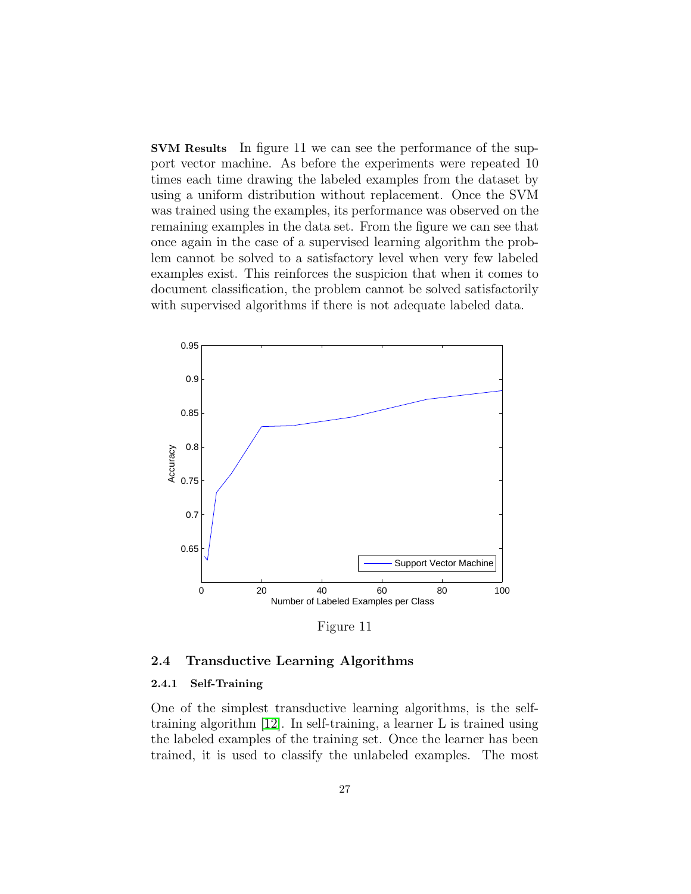**SVM Results** In figure 11 we can see the performance of the support vector machine. As before the experiments were repeated 10 times each time drawing the labeled examples from the dataset by using a uniform distribution without replacement. Once the SVM was trained using the examples, its performance was observed on the remaining examples in the data set. From the figure we can see that once again in the case of a supervised learning algorithm the problem cannot be solved to a satisfactory level when very few labeled examples exist. This reinforces the suspicion that when it comes to document classification, the problem cannot be solved satisfactorily with supervised algorithms if there is not adequate labeled data.

Figure 11

## 2.4 Transductive Learning Algorithms

### 2.4.1 Self-Training

One of the simplest transductive learning algorithms, is the self-training algorithm [12]. In self-training, a learner L is trained using the labeled examples of the training set. Once the learner has been trained, it is used to classify the unlabeled examples. The most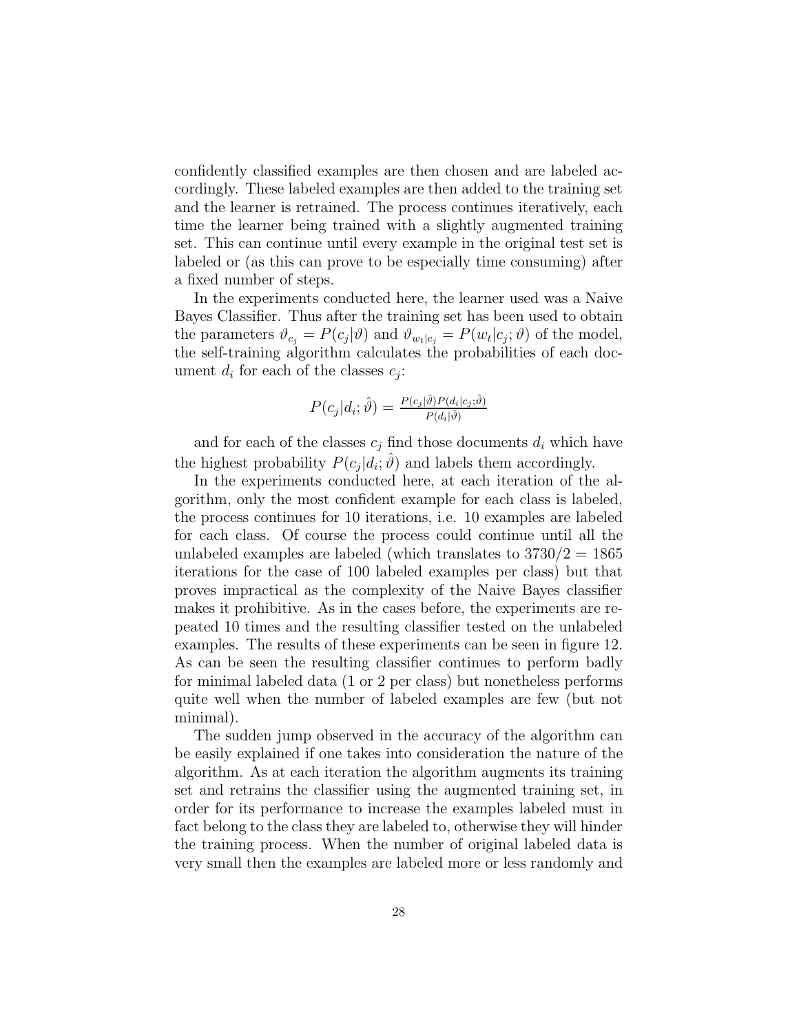confidently classified examples are then chosen and are labeled accordingly. These labeled examples are then added to the training set and the learner is retrained. The process continues iteratively, each time the learner being trained with a slightly augmented training set. This can continue until every example in the original test set is labeled or (as this can prove to be especially time consuming) after a fixed number of steps.

In the experiments conducted here, the learner used was a Naive Bayes Classifier. Thus after the training set has been used to obtain the parameters $\vartheta_{c_j} = P(c_j|\vartheta)$ and $\vartheta_{w_t|c_j} = P(w_t|c_j;\vartheta)$ of the model, the self-training algorithm calculates the probabilities of each document $d_i$ for each of the classes $c_j$:

$$P(c_j|d_i;\hat{\vartheta}) = \frac{P(c_j|\hat{\vartheta})P(d_i|c_j;\hat{\vartheta})}{P(d_i|\hat{\vartheta})}$$

and for each of the classes $c_j$ find those documents $d_i$ which have the highest probability $P(c_j|d_i;\hat{\vartheta})$ and labels them accordingly.

In the experiments conducted here, at each iteration of the algorithm, only the most confident example for each class is labeled, the process continues for 10 iterations, i.e. 10 examples are labeled for each class. Of course the process could continue until all the unlabeled examples are labeled (which translates to $3730/2 = 1865$ iterations for the case of 100 labeled examples per class) but that proves impractical as the complexity of the Naive Bayes classifier makes it prohibitive. As in the cases before, the experiments are repeated 10 times and the resulting classifier tested on the unlabeled examples. The results of these experiments can be seen in figure 12. As can be seen the resulting classifier continues to perform badly for minimal labeled data (1 or 2 per class) but nonetheless performs quite well when the number of labeled examples are few (but not minimal).

The sudden jump observed in the accuracy of the algorithm can be easily explained if one takes into consideration the nature of the algorithm. As at each iteration the algorithm augments its training set and retrains the classifier using the augmented training set, in order for its performance to increase the examples labeled must in fact belong to the class they are labeled to, otherwise they will hinder the training process. When the number of original labeled data is very small then the examples are labeled more or less randomly and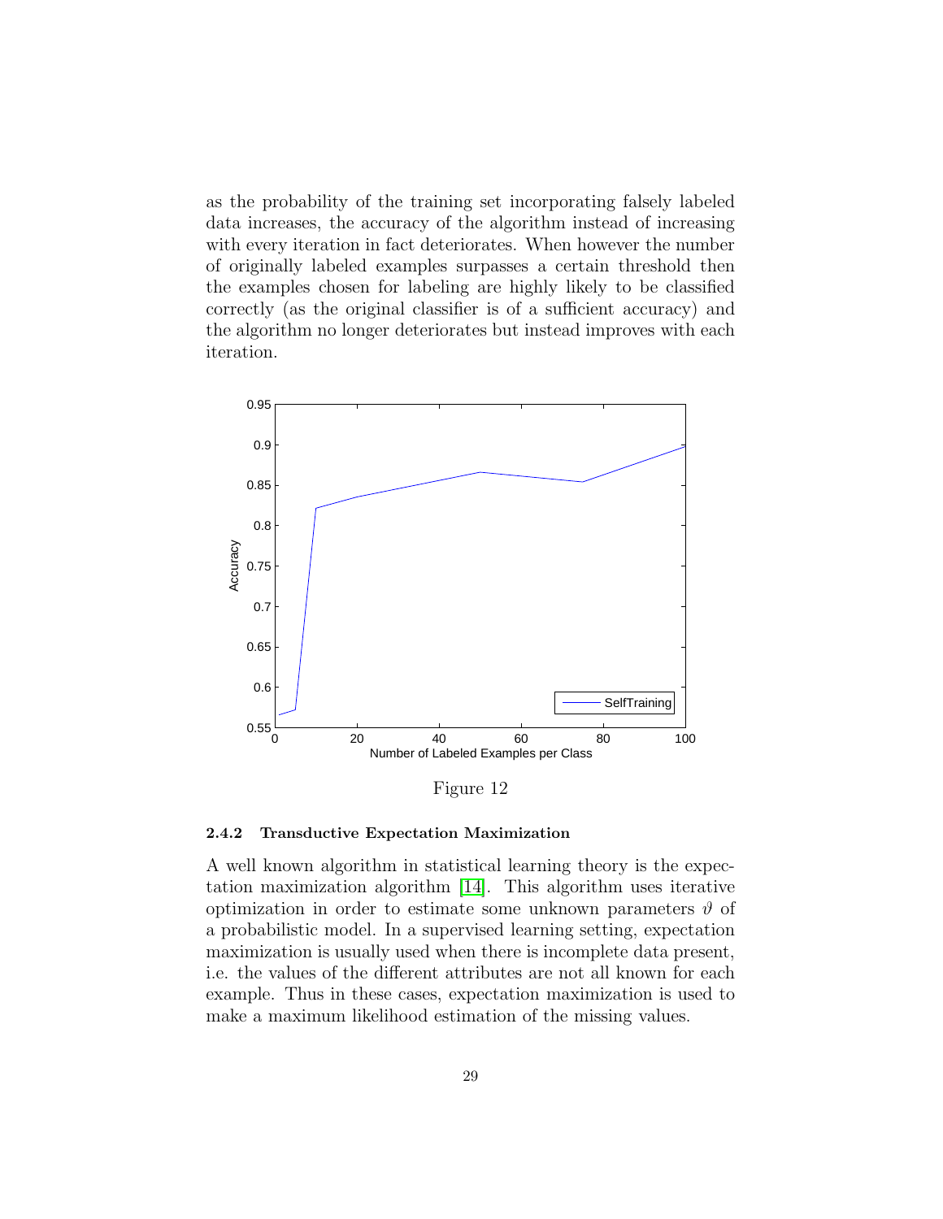as the probability of the training set incorporating falsely labeled data increases, the accuracy of the algorithm instead of increasing with every iteration in fact deteriorates. When however the number of originally labeled examples surpasses a certain threshold then the examples chosen for labeling are highly likely to be classified correctly (as the original classifier is of a sufficient accuracy) and the algorithm no longer deteriorates but instead improves with each iteration.

Figure 12

#### 2.4.2 Transductive Expectation Maximization

A well known algorithm in statistical learning theory is the expectation maximization algorithm [14]. This algorithm uses iterative optimization in order to estimate some unknown parameters $\vartheta$ of a probabilistic model. In a supervised learning setting, expectation maximization is usually used when there is incomplete data present, i.e. the values of the different attributes are not all known for each example. Thus in these cases, expectation maximization is used to make a maximum likelihood estimation of the missing values.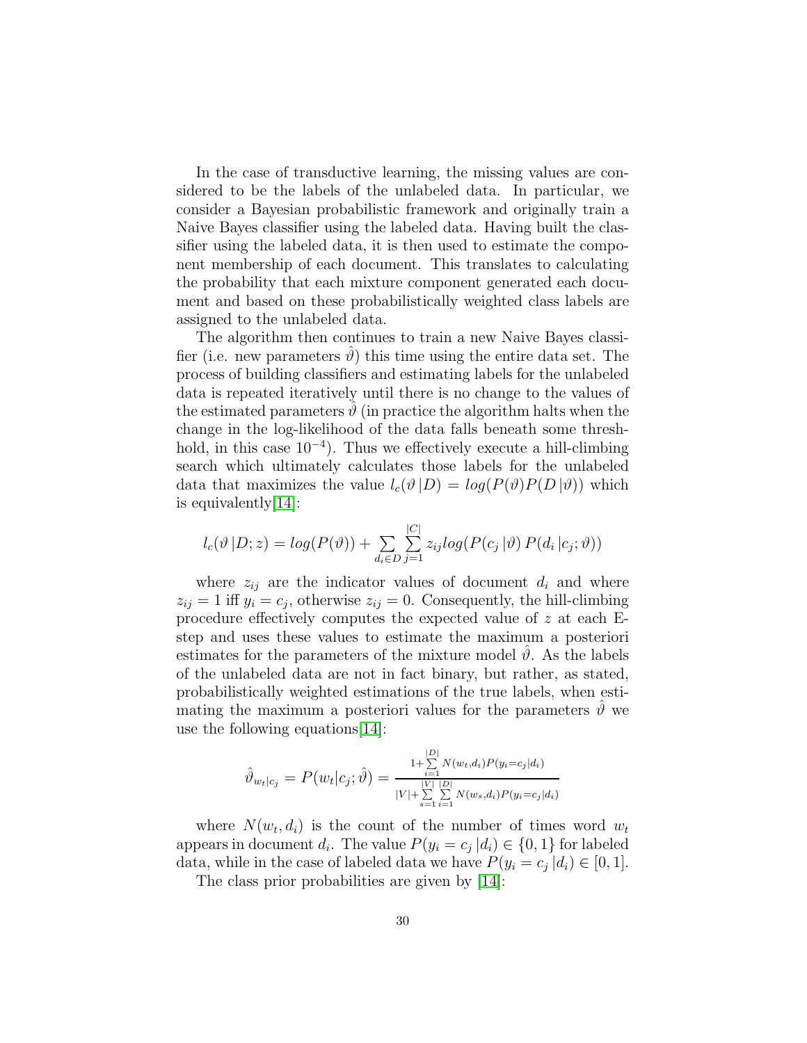In the case of transductive learning, the missing values are considered to be the labels of the unlabeled data. In particular, we consider a Bayesian probabilistic framework and originally train a Naive Bayes classifier using the labeled data. Having built the classifier using the labeled data, it is then used to estimate the component membership of each document. This translates to calculating the probability that each mixture component generated each document and based on these probabilistically weighted class labels are assigned to the unlabeled data.

The algorithm then continues to train a new Naive Bayes classifier (i.e. new parameters $\hat{\vartheta}$) this time using the entire data set. The process of building classifiers and estimating labels for the unlabeled data is repeated iteratively until there is no change to the values of the estimated parameters $\hat{\vartheta}$ (in practice the algorithm halts when the change in the log-likelihood of the data falls beneath some threshhold, in this case $10^{-4}$). Thus we effectively execute a hill-climbing search which ultimately calculates those labels for the unlabeled data that maximizes the value $l_c(\vartheta\,|D) = log(P(\vartheta)P(D\,|\vartheta))$ which is equivalently[14]:

$$l_c(\vartheta\,|D;z) = log(P(\vartheta)) + \sum_{d_i \in D} \sum_{j=1}^{|C|} z_{ij} log(P(c_j\,|\vartheta)\,P(d_i\,|c_j;\vartheta))$$

where $z_{ij}$ are the indicator values of document $d_i$ and where $z_{ij} = 1$ iff $y_i = c_j$, otherwise $z_{ij} = 0$. Consequently, the hill-climbing procedure effectively computes the expected value of $z$ at each E-step and uses these values to estimate the maximum a posteriori estimates for the parameters of the mixture model $\hat{\vartheta}$. As the labels of the unlabeled data are not in fact binary, but rather, as stated, probabilistically weighted estimations of the true labels, when estimating the maximum a posteriori values for the parameters $\hat{\vartheta}$ we use the following equations[14]:

$$\hat{\vartheta}_{w_t|c_j} = P(w_t|c_j;\hat{\vartheta}) = \frac{1 + \sum_{i=1}^{|D|} N(w_t,d_i)P(y_i=c_j|d_i)}{|V| + \sum_{s=1}^{|V|}\sum_{i=1}^{|D|} N(w_s,d_i)P(y_i=c_j|d_i)}$$

where $N(w_t, d_i)$ is the count of the number of times word $w_t$ appears in document $d_i$. The value $P(y_i = c_j\,|d_i) \in \{0, 1\}$ for labeled data, while in the case of labeled data we have $P(y_i = c_j\,|d_i) \in [0, 1]$.

The class prior probabilities are given by [14]: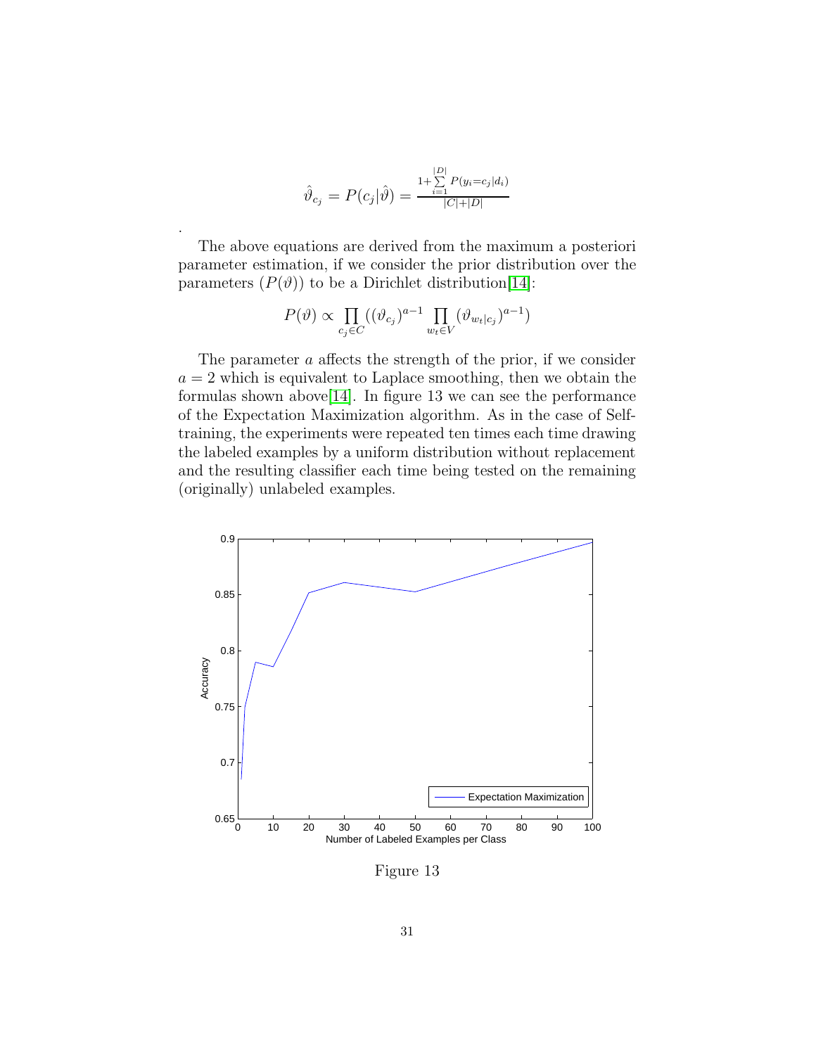$$\hat{\vartheta}_{c_j} = P(c_j|\hat{\vartheta}) = \frac{1+\sum_{i=1}^{|D|} P(y_i=c_j|d_i)}{|C|+|D|}$$

.

The above equations are derived from the maximum a posteriori parameter estimation, if we consider the prior distribution over the parameters ($P(\vartheta)$) to be a Dirichlet distribution[14]:

$$P(\vartheta) \propto \prod_{c_j \in C} ((\vartheta_{c_j})^{a-1} \prod_{w_t \in V} (\vartheta_{w_t|c_j})^{a-1})$$

The parameter $a$ affects the strength of the prior, if we consider $a = 2$ which is equivalent to Laplace smoothing, then we obtain the formulas shown above[14]. In figure 13 we can see the performance of the Expectation Maximization algorithm. As in the case of Self-training, the experiments were repeated ten times each time drawing the labeled examples by a uniform distribution without replacement and the resulting classifier each time being tested on the remaining (originally) unlabeled examples.

Figure 13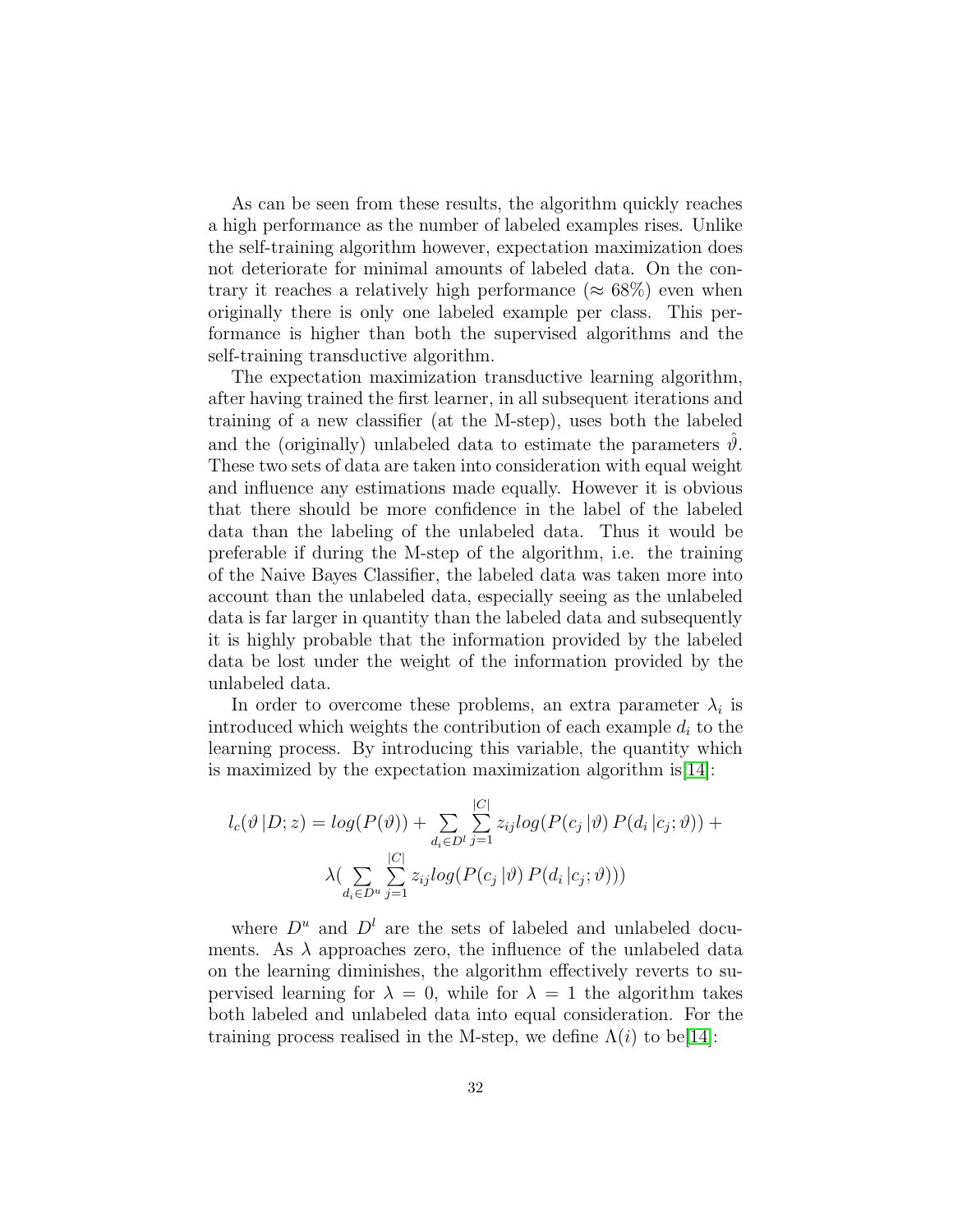As can be seen from these results, the algorithm quickly reaches a high performance as the number of labeled examples rises. Unlike the self-training algorithm however, expectation maximization does not deteriorate for minimal amounts of labeled data. On the contrary it reaches a relatively high performance ($\approx 68\%$) even when originally there is only one labeled example per class. This performance is higher than both the supervised algorithms and the self-training transductive algorithm.

The expectation maximization transductive learning algorithm, after having trained the first learner, in all subsequent iterations and training of a new classifier (at the M-step), uses both the labeled and the (originally) unlabeled data to estimate the parameters $\hat{\vartheta}$. These two sets of data are taken into consideration with equal weight and influence any estimations made equally. However it is obvious that there should be more confidence in the label of the labeled data than the labeling of the unlabeled data. Thus it would be preferable if during the M-step of the algorithm, i.e. the training of the Naive Bayes Classifier, the labeled data was taken more into account than the unlabeled data, especially seeing as the unlabeled data is far larger in quantity than the labeled data and subsequently it is highly probable that the information provided by the labeled data be lost under the weight of the information provided by the unlabeled data.

In order to overcome these problems, an extra parameter $\lambda_i$ is introduced which weights the contribution of each example $d_i$ to the learning process. By introducing this variable, the quantity which is maximized by the expectation maximization algorithm is[14]:

$$l_c(\vartheta \,|D; z) = log(P(\vartheta)) + \sum_{d_i \in D^l} \sum_{j=1}^{|C|} z_{ij} log(P(c_j \,|\vartheta) \, P(d_i \,|c_j; \vartheta)) +$$
$$\lambda( \sum_{d_i \in D^u} \sum_{j=1}^{|C|} z_{ij} log(P(c_j \,|\vartheta) \, P(d_i \,|c_j; \vartheta)))$$

where $D^u$ and $D^l$ are the sets of labeled and unlabeled documents. As $\lambda$ approaches zero, the influence of the unlabeled data on the learning process diminishes, the algorithm effectively reverts to supervised learning for $\lambda = 0$, while for $\lambda = 1$ the algorithm takes both labeled and unlabeled data into equal consideration. For the training process realised in the M-step, we define $\Lambda(i)$ to be[14]: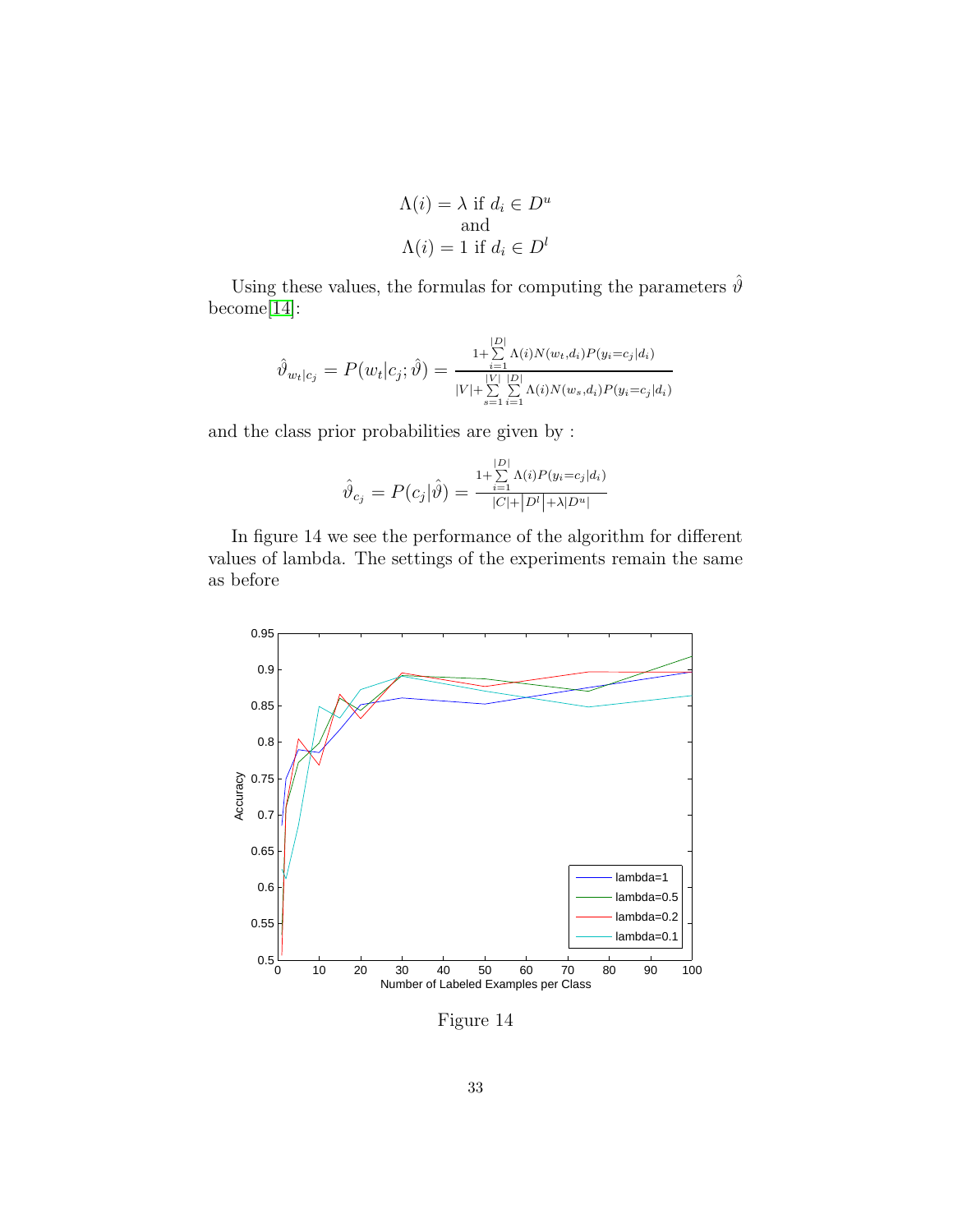$$\Lambda(i) = \lambda \text{ if } d_i \in D^u$$
$$\text{and}$$
$$\Lambda(i) = 1 \text{ if } d_i \in D^l$$

Using these values, the formulas for computing the parameters $\hat{\vartheta}$ become[14]:

$$\hat{\vartheta}_{w_t|c_j} = P(w_t|c_j;\hat{\vartheta}) = \frac{1+\sum_{i=1}^{|D|}\Lambda(i)N(w_t,d_i)P(y_i=c_j|d_i)}{|V|+\sum_{s=1}^{|V|}\sum_{i=1}^{|D|}\Lambda(i)N(w_s,d_i)P(y_i=c_j|d_i)}$$

and the class prior probabilities are given by :

$$\hat{\vartheta}_{c_j} = P(c_j|\hat{\vartheta}) = \frac{1+\sum_{i=1}^{|D|}\Lambda(i)P(y_i=c_j|d_i)}{|C|+\left|D^l\right|+\lambda|D^u|}$$

In figure 14 we see the performance of the algorithm for different values of lambda. The settings of the experiments remain the same as before

Figure 14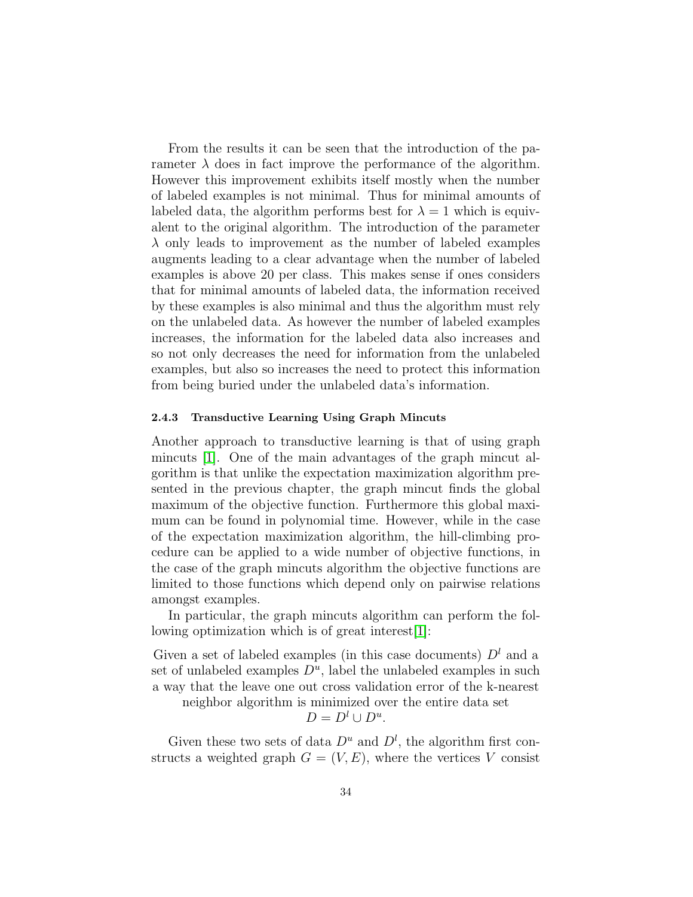From the results it can be seen that the introduction of the parameter $\lambda$ does in fact improve the performance of the algorithm. However this improvement exhibits itself mostly when the number of labeled examples is not minimal. Thus for minimal amounts of labeled data, the algorithm performs best for $\lambda = 1$ which is equivalent to the original algorithm. The introduction of the parameter $\lambda$ only leads to improvement as the number of labeled examples augments leading to a clear advantage when the number of labeled examples is above 20 per class. This makes sense if ones considers that for minimal amounts of labeled data, the information received by these examples is also minimal and thus the algorithm must rely on the unlabeled data. As however the number of labeled examples increases, the information for the labeled data also increases and so not only decreases the need for information from the unlabeled examples, but also so increases the need to protect this information from being buried under the unlabeled data's information.

#### 2.4.3 Transductive Learning Using Graph Mincuts

Another approach to transductive learning is that of using graph mincuts [1]. One of the main advantages of the graph mincut algorithm is that unlike the expectation maximization algorithm presented in the previous chapter, the graph mincut finds the global maximum of the objective function. Furthermore this global maximum can be found in polynomial time. However, while in the case of the expectation maximization algorithm, the hill-climbing procedure can be applied to a wide number of objective functions, in the case of the graph mincuts algorithm the objective functions are limited to those functions which depend only on pairwise relations amongst examples.

In particular, the graph mincuts algorithm can perform the following optimization which is of great interest[1]:

Given a set of labeled examples (in this case documents) $D^l$ and a set of unlabeled examples $D^u$, label the unlabeled examples in such a way that the leave one out cross validation error of the k-nearest neighbor algorithm is minimized over the entire data set $D = D^l \cup D^u$.

Given these two sets of data $D^u$ and $D^l$, the algorithm first constructs a weighted graph $G = (V, E)$, where the vertices $V$ consist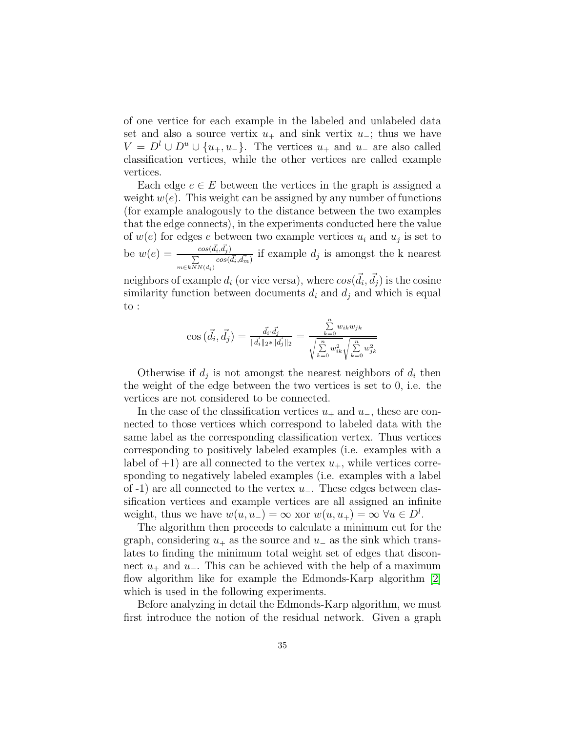of one vertice for each example in the labeled and unlabeled data set and also a source vertix $u_+$ and sink vertex $u_-$; thus we have $V = D^l \cup D^u \cup \{u_+, u_-\}$. The vertices $u_+$ and $u_-$ are also called classification vertices, while the other vertices are called example vertices.

Each edge $e \in E$ between the vertices in the graph is assigned a weight $w(e)$. This weight can be assigned by any number of functions (for example analogously to the distance between the two examples that the edge connects), in the experiments conducted here the value of $w(e)$ for edges $e$ between two example vertices $u_i$ and $u_j$ is set to be $w(e) = \frac{cos(\vec{d_i},\vec{d_j})}{\sum\limits_{m \in kNN(d_i)} cos(\vec{d_i},\vec{d_m})}$ if example $d_j$ is amongst the k nearest neighbors of example $d_i$ (or vice versa), where $cos(\vec{d_i}, \vec{d_j})$ is the cosine similarity function between documents $d_i$ and $d_j$ and which is equal to :

$$\cos(\vec{d_i}, \vec{d_j}) = \frac{\vec{d_i} \cdot \vec{d_j}}{\|\vec{d_i}\|_2 * \|\vec{d_j}\|_2} = \frac{\sum\limits_{k=0}^{n} w_{ik} w_{jk}}{\sqrt{\sum\limits_{k=0}^{n} w_{ik}^2}\sqrt{\sum\limits_{k=0}^{n} w_{jk}^2}}$$

Otherwise if $d_j$ is not amongst the nearest neighbors of $d_i$ then the weight of the edge between the two vertices is set to 0, i.e. the vertices are not considered to be connected.

In the case of the classification vertices $u_+$ and $u_-$, these are connected to those vertices which correspond to labeled data with the same label as the corresponding classification vertex. Thus vertices corresponding to positively labeled examples (i.e. examples with a label of +1) are all connected to the vertex $u_+$, while vertices corresponding to negatively labeled examples (i.e. examples with a label of -1) are all connected to the vertex $u_-$. These edges between classification vertices and example vertices are all assigned an infinite weight, thus we have $w(u, u_-) = \infty$ xor $w(u, u_+) = \infty \ \forall u \in D^l$.

The algorithm then proceeds to calculate a minimum cut for the graph, considering $u_+$ as the source and $u_-$ as the sink which translates to finding the minimum total weight set of edges that disconnect $u_+$ and $u_-$. This can be achieved with the help of a maximum flow algorithm like for example the Edmonds-Karp algorithm [2] which is used in the following experiments.

Before analyzing in detail the Edmonds-Karp algorithm, we must first introduce the notion of the residual network. Given a graph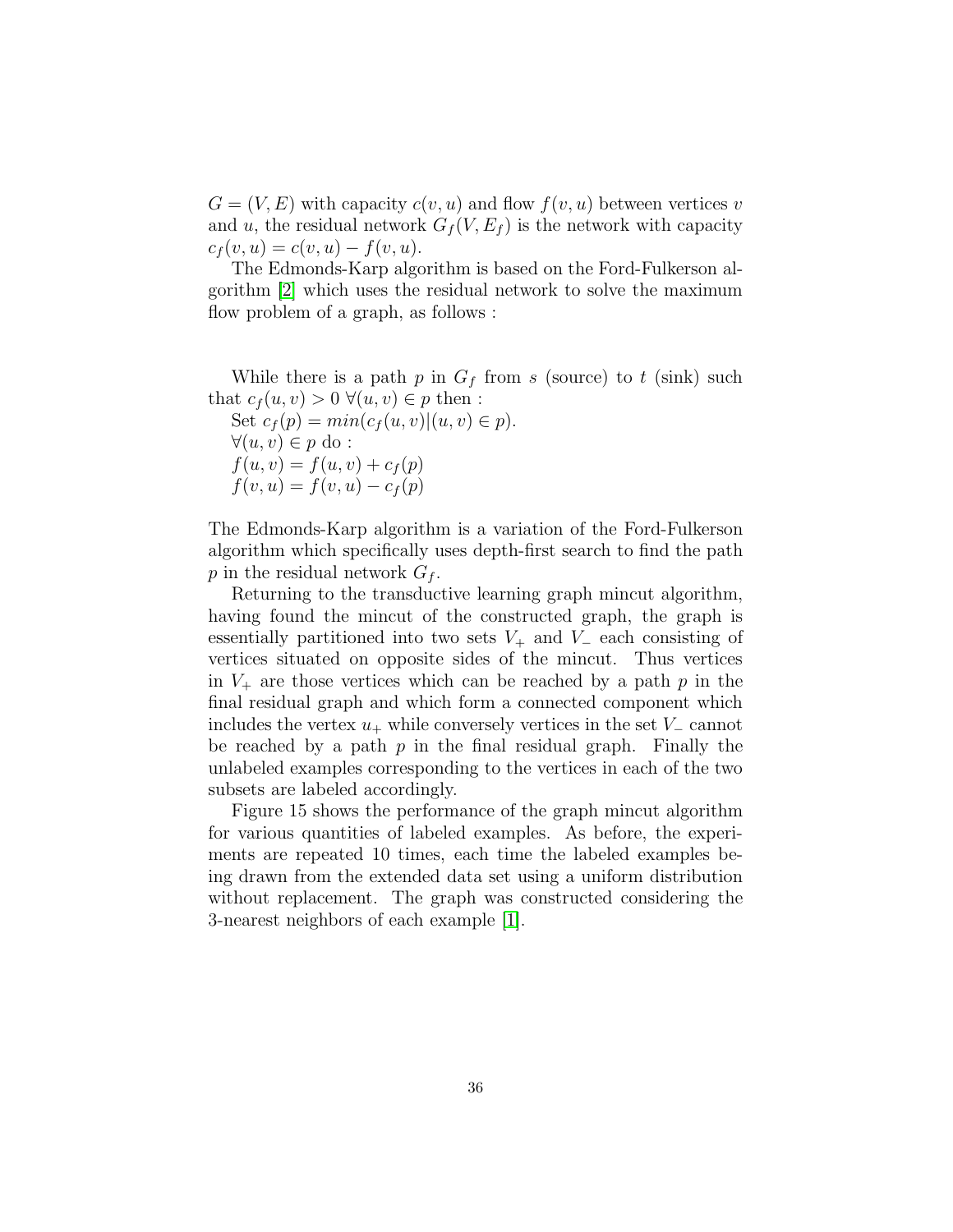$G = (V, E)$ with capacity $c(v, u)$ and flow $f(v, u)$ between vertices $v$ and $u$, the residual network $G_f(V, E_f)$ is the network with capacity $c_f(v, u) = c(v, u) - f(v, u)$.

The Edmonds-Karp algorithm is based on the Ford-Fulkerson algorithm [2] which uses the residual network to solve the maximum flow problem of a graph, as follows :

While there is a path $p$ in $G_f$ from $s$ (source) to $t$ (sink) such that $c_f(u, v) > 0 \; \forall (u, v) \in p$ then :
Set $c_f(p) = min(c_f(u, v) | (u, v) \in p)$.
$\forall (u, v) \in p$ do :
$f(u, v) = f(u, v) + c_f(p)$
$f(v, u) = f(v, u) - c_f(p)$

The Edmonds-Karp algorithm is a variation of the Ford-Fulkerson algorithm which specifically uses depth-first search to find the path $p$ in the residual network $G_f$.

Returning to the transductive learning graph mincut algorithm, having found the mincut of the constructed graph, the graph is essentially partitioned into two sets $V_+$ and $V_-$ each consisting of vertices situated on opposite sides of the mincut. Thus vertices in $V_+$ are those vertices which can be reached by a path $p$ in the final residual graph and which form a connected component which includes the vertex $u_+$ while conversely vertices in the set $V_-$ cannot be reached by a path $p$ in the final residual graph. Finally the unlabeled examples corresponding to the vertices in each of the two subsets are labeled accordingly.

Figure 15 shows the performance of the graph mincut algorithm for various quantities of labeled examples. As before, the experiments are repeated 10 times, each time the labeled examples being drawn from the extended data set using a uniform distribution without replacement. The graph was constructed considering the 3-nearest neighbors of each example [1].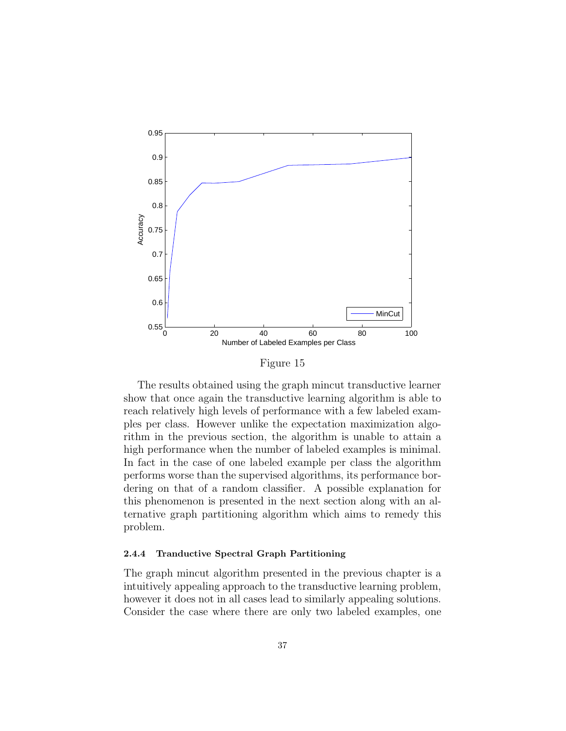Figure 15

The results obtained using the graph mincut transductive learner show that once again the transductive learning algorithm is able to reach relatively high levels of performance with a few labeled examples per class. However unlike the expectation maximization algorithm in the previous section, the algorithm is unable to attain a high performance when the number of labeled examples is minimal. In fact in the case of one labeled example per class the algorithm performs worse than the supervised algorithms, its performance bordering on that of a random classifier. A possible explanation for this phenomenon is presented in the next section along with an alternative graph partitioning algorithm which aims to remedy this problem.

#### 2.4.4 Tranductive Spectral Graph Partitioning

The graph mincut algorithm presented in the previous chapter is a intuitively appealing approach to the transductive learning problem, however it does not in all cases lead to similarly appealing solutions. Consider the case where there are only two labeled examples, one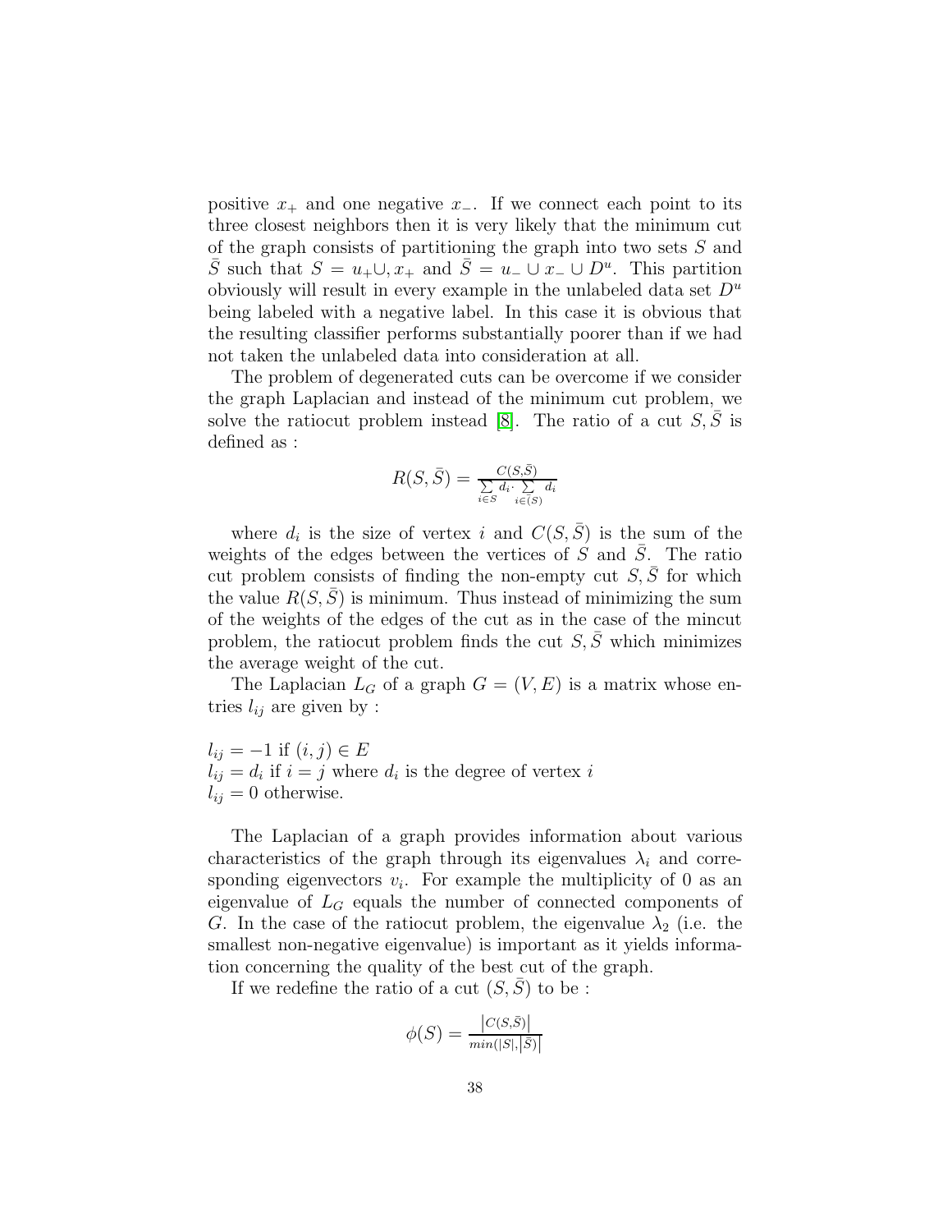positive $x_+$ and one negative $x_-$. If we connect each point to its three closest neighbors then it is very likely that the minimum cut of the graph consists of partitioning the graph into two sets $S$ and $\bar{S}$ such that $S = u_+ \cup, x_+$ and $\bar{S} = u_- \cup x_- \cup D^u$. This partition obviously will result in every example in the unlabeled data set $D^u$ being labeled with a negative label. In this case it is obvious that the resulting classifier performs substantially poorer than if we had not taken the unlabeled data into consideration at all.

The problem of degenerated cuts can be overcome if we consider the graph Laplacian and instead of the minimum cut problem, we solve the ratiocut problem instead [8]. The ratio of a cut $S, \bar{S}$ is defined as :

$$R(S, \bar{S}) = \frac{C(S,\bar{S})}{\sum\limits_{i \in S} d_i \cdot \sum\limits_{i \in (S)} d_i}$$

where $d_i$ is the size of vertex $i$ and $C(S, \bar{S})$ is the sum of the weights of the edges between the vertices of $S$ and $\bar{S}$. The ratio cut problem consists of finding the non-empty cut $S, \bar{S}$ for which the value $R(S, \bar{S})$ is minimum. Thus instead of minimizing the sum of the weights of the edges of the cut as in the case of the mincut problem, the ratiocut problem finds the cut $S, \bar{S}$ which minimizes the average weight of the cut.

The Laplacian $L_G$ of a graph $G = (V, E)$ is a matrix whose entries $l_{ij}$ are given by :

$l_{ij} = -1$ if $(i, j) \in E$
$l_{ij} = d_i$ if $i = j$ where $d_i$ is the degree of vertex $i$
$l_{ij} = 0$ otherwise.

The Laplacian of a graph provides information about various characteristics of the graph through its eigenvalues $\lambda_i$ and corresponding eigenvectors $v_i$. For example the multiplicity of 0 as an eigenvalue of $L_G$ equals the number of connected components of $G$. In the case of the ratiocut problem, the eigenvalue $\lambda_2$ (i.e. the smallest non-negative eigenvalue) is important as it yields information concerning the quality of the best cut of the graph.

If we redefine the ratio of a cut $(S, \bar{S})$ to be :

$$\phi(S) = \frac{\left|C(S,\bar{S})\right|}{min(|S|, \left|\bar{S}\right)\right|}$$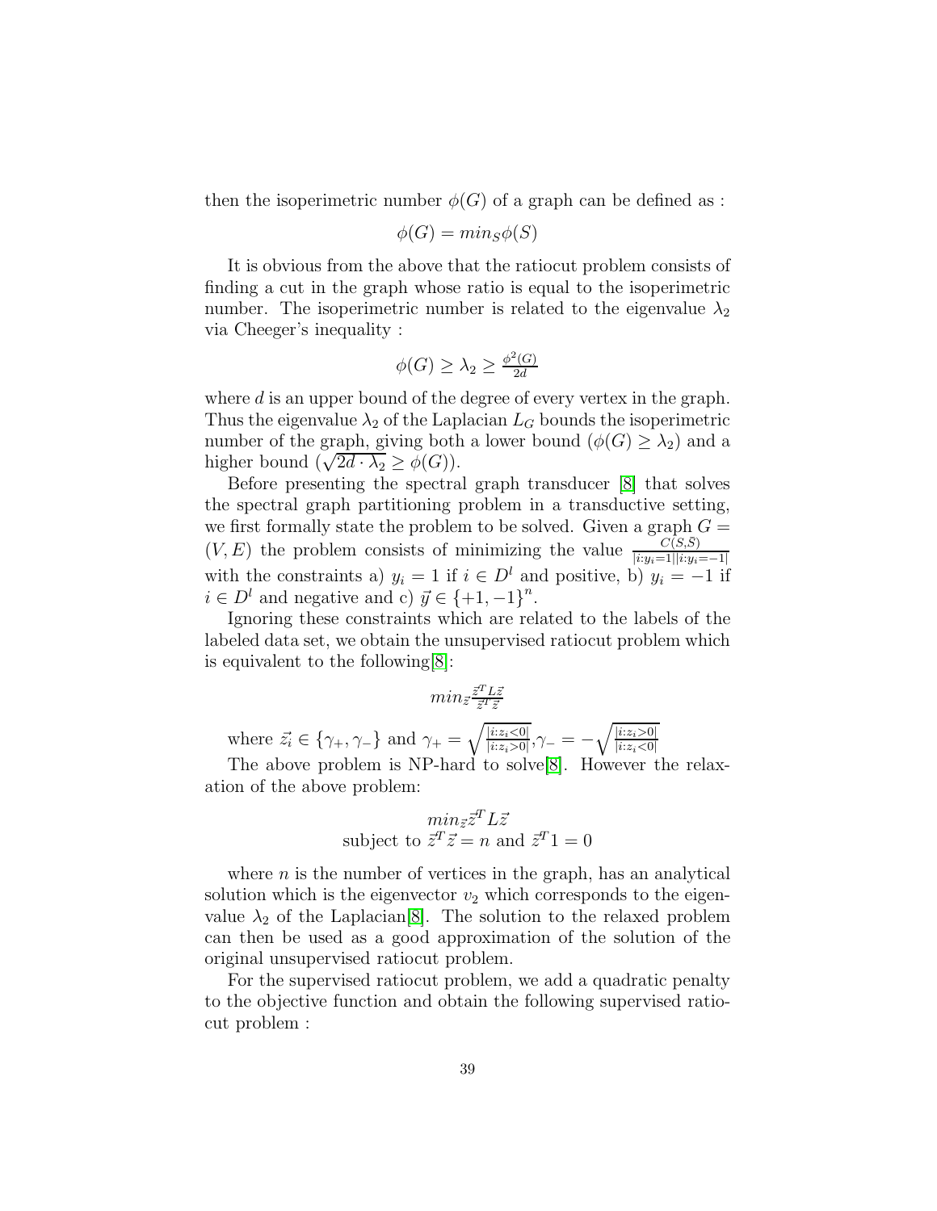then the isoperimetric number $\phi(G)$ of a graph can be defined as :

$$\phi(G) = min_S \phi(S)$$

It is obvious from the above that the ratiocut problem consists of finding a cut in the graph whose ratio is equal to the isoperimetric number. The isoperimetric number is related to the eigenvalue $\lambda_2$ via Cheeger's inequality :

$$\phi(G) \geq \lambda_2 \geq \frac{\phi^2(G)}{2d}$$

where $d$ is an upper bound of the degree of every vertex in the graph. Thus the eigenvalue $\lambda_2$ of the Laplacian $L_G$ bounds the isoperimetric number of the graph, giving both a lower bound ($\phi(G) \geq \lambda_2$) and a higher bound ($\sqrt{2d \cdot \lambda_2} \geq \phi(G)$).

Before presenting the spectral graph transducer [8] that solves the spectral graph partitioning problem in a transductive setting, we first formally state the problem to be solved. Given a graph $G = (V, E)$ the problem consists of minimizing the value $\frac{C(S,\bar{S})}{|i:y_i=1||i:y_i=-1|}$ with the constraints a) $y_i = 1$ if $i \in D^l$ and positive, b) $y_i = -1$ if $i \in D^l$ and negative and c) $\vec{y} \in \{+1, -1\}^n$.

Ignoring these constraints which are related to the labels of the labeled data set, we obtain the unsupervised ratiocut problem which is equivalent to the following[8]:

$$min_{\vec{z}} \frac{\vec{z}^T L \vec{z}}{\vec{z}^T \vec{z}}$$

where $\vec{z_i} \in \{\gamma_+, \gamma_-\}$ and $\gamma_+ = \sqrt{\frac{|i:z_i<0|}{|i:z_i>0|}}, \gamma_- = -\sqrt{\frac{|i:z_i>0|}{|i:z_i<0|}}$

The above problem is NP-hard to solve[8]. However the relaxation of the above problem:

$$min_{\vec{z}} \vec{z}^T L \vec{z}$$
$$\text{subject to } \vec{z}^T \vec{z} = n \text{ and } \vec{z}^T 1 = 0$$

where $n$ is the number of vertices in the graph, has an analytical solution which is the eigenvector $v_2$ which corresponds to the eigenvalue $\lambda_2$ of the Laplacian[8]. The solution to the relaxed problem can then be used as a good approximation of the solution of the original unsupervised ratiocut problem.

For the supervised ratiocut problem, we add a quadratic penalty to the objective function and obtain the following supervised ratiocut problem :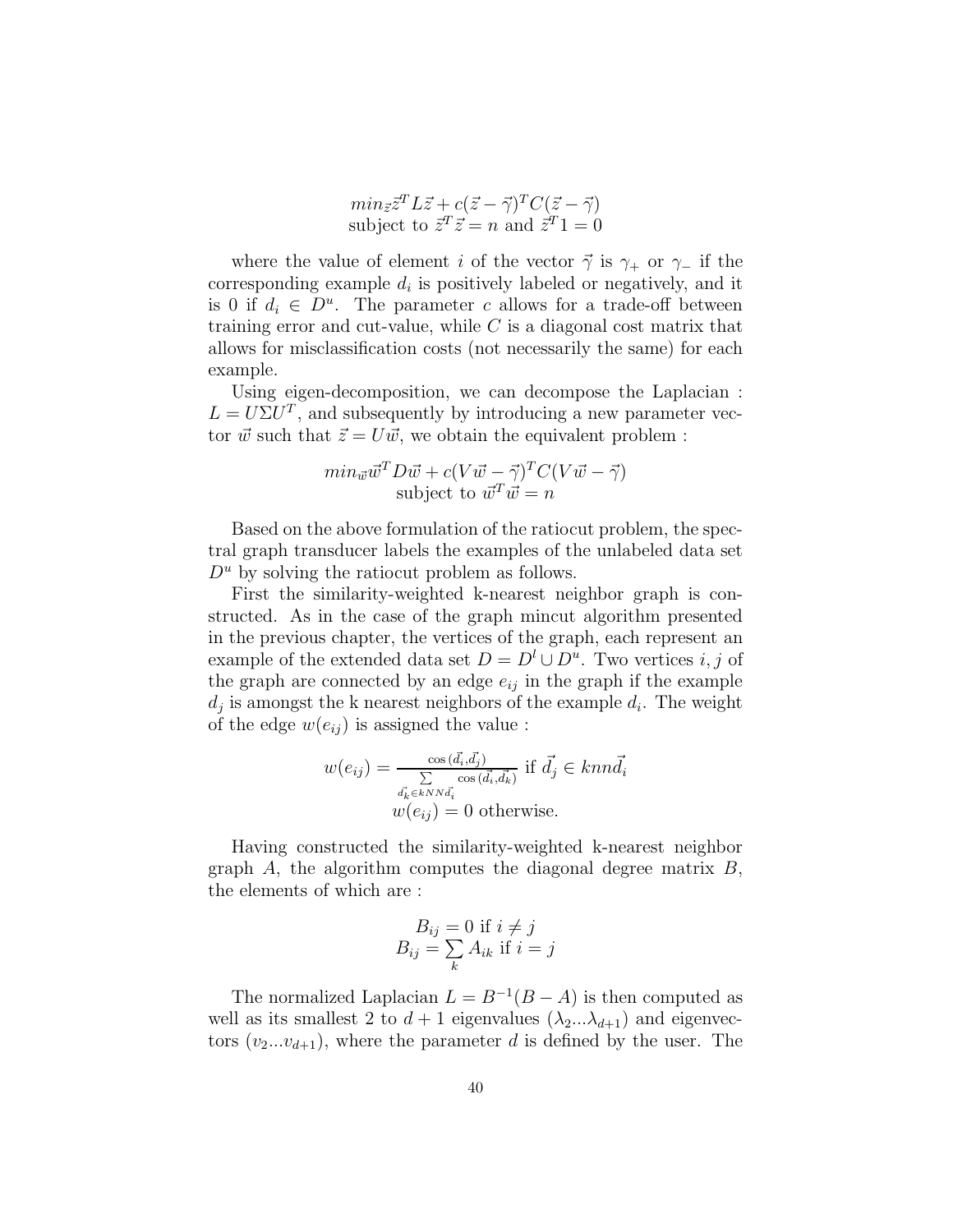$$min_{\vec{z}} \vec{z}^T L \vec{z} + c(\vec{z} - \vec{\gamma})^T C (\vec{z} - \vec{\gamma})$$
$$\text{subject to } \vec{z}^T \vec{z} = n \text{ and } \vec{z}^T 1 = 0$$

where the value of element $i$ of the vector $\vec{\gamma}$ is $\gamma_+$ or $\gamma_-$ if the corresponding example $d_i$ is positively labeled or negatively, and it is 0 if $d_i \in D^u$. The parameter $c$ allows for a trade-off between training error and cut-value, while $C$ is a diagonal cost matrix that allows for misclassification costs (not necessarily the same) for each example.

Using eigen-decomposition, we can decompose the Laplacian : $L = U \Sigma U^T$, and subsequently by introducing a new parameter vector $\vec{w}$ such that $\vec{z} = U\vec{w}$, we obtain the equivalent problem :

$$min_{\vec{w}} \vec{w}^T D \vec{w} + c(V\vec{w} - \vec{\gamma})^T C (V\vec{w} - \vec{\gamma})$$
$$\text{subject to } \vec{w}^T \vec{w} = n$$

Based on the above formulation of the ratiocut problem, the spectral graph transducer labels the examples of the unlabeled data set $D^u$ by solving the ratiocut problem as follows.

First the similarity-weighted k-nearest neighbor graph is constructed. As in the case of the graph mincut algorithm presented in the previous chapter, the vertices of the graph, each represent an example of the extended data set $D = D^l \cup D^u$. Two vertices $i, j$ of the graph are connected by an edge $e_{ij}$ in the graph if the example $d_j$ is amongst the k nearest neighbors of the example $d_i$. The weight of the edge $w(e_{ij})$ is assigned the value :

$$w(e_{ij}) = \frac{\cos(\vec{d_i}, \vec{d_j})}{\sum_{\vec{d_k} \in kNN\vec{d_i}} \cos(\vec{d_i}, \vec{d_k})} \text{ if } \vec{d_j} \in knn\vec{d_i}$$
$$w(e_{ij}) = 0 \text{ otherwise.}$$

Having constructed the similarity-weighted k-nearest neighbor graph $A$, the algorithm computes the diagonal degree matrix $B$, the elements of which are :

$$B_{ij} = 0 \text{ if } i \neq j$$
$$B_{ij} = \sum_k A_{ik} \text{ if } i = j$$

The normalized Laplacian $L = B^{-1}(B - A)$ is then computed as well as its smallest 2 to $d+1$ eigenvalues $(\lambda_2 ... \lambda_{d+1})$ and eigenvectors $(v_2 ... v_{d+1})$, where the parameter $d$ is defined by the user. The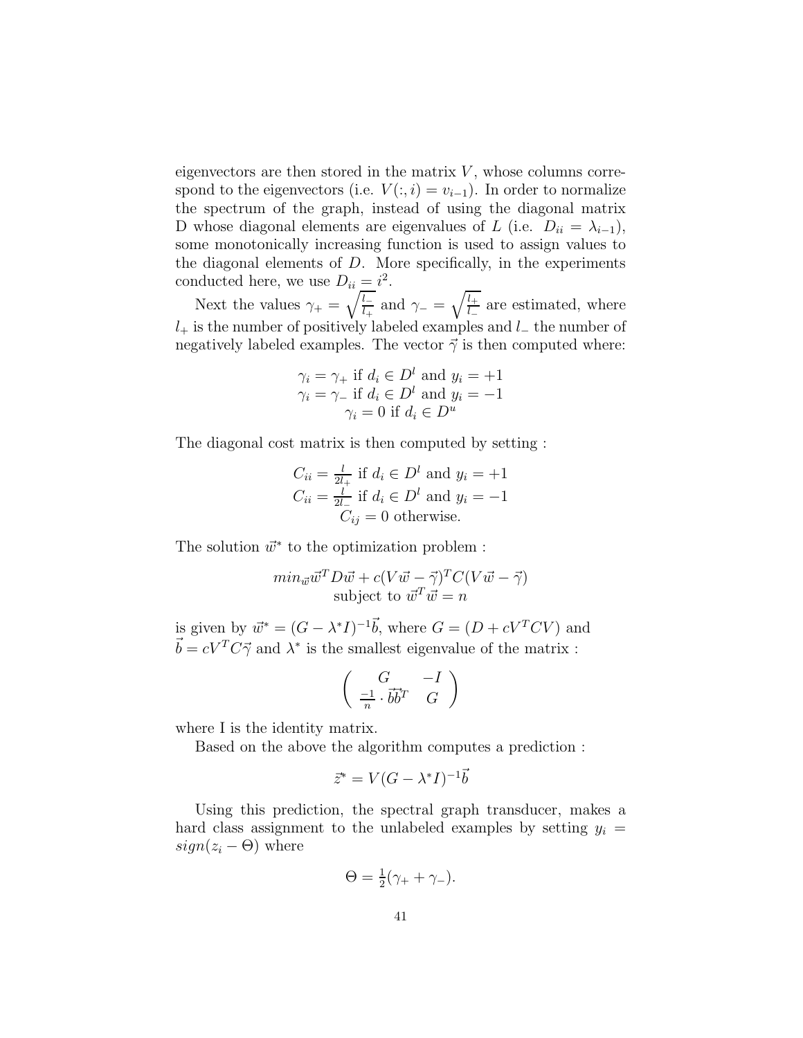eigenvectors are then stored in the matrix $V$, whose columns correspond to the eigenvectors (i.e. $V(:,i) = v_{i-1}$). In order to normalize the spectrum of the graph, instead of using the diagonal matrix D whose diagonal elements are eigenvalues of $L$ (i.e. $D_{ii} = \lambda_{i-1}$), some monotonically increasing function is used to assign values to the diagonal elements of $D$. More specifically, in the experiments conducted here, we use $D_{ii} = i^2$.

Next the values $\gamma_+ = \sqrt{\frac{l_-}{l_+}}$ and $\gamma_- = \sqrt{\frac{l_+}{l_-}}$ are estimated, where $l_+$ is the number of positively labeled examples and $l_-$ the number of negatively labeled examples. The vector $\vec{\gamma}$ is then computed where:

$$\gamma_i = \gamma_+ \text{ if } d_i \in D^l \text{ and } y_i = +1$$
$$\gamma_i = \gamma_- \text{ if } d_i \in D^l \text{ and } y_i = -1$$
$$\gamma_i = 0 \text{ if } d_i \in D^u$$

The diagonal cost matrix is then computed by setting :

$$C_{ii} = \frac{l}{2l_+} \text{ if } d_i \in D^l \text{ and } y_i = +1$$
$$C_{ii} = \frac{l}{2l_-} \text{ if } d_i \in D^l \text{ and } y_i = -1$$
$$C_{ij} = 0 \text{ otherwise.}$$

The solution $\vec{w}^*$ to the optimization problem :

$$min_{\vec{w}} \vec{w}^T D \vec{w} + c(V\vec{w} - \vec{\gamma})^T C (V\vec{w} - \vec{\gamma})$$
$$\text{subject to } \vec{w}^T \vec{w} = n$$

is given by $\vec{w}^* = (G - \lambda^* I)^{-1}\vec{b}$, where $G = (D + cV^T CV)$ and $\vec{b} = cV^T C\vec{\gamma}$ and $\lambda^*$ is the smallest eigenvalue of the matrix :

$$\begin{pmatrix} G & -I \\ \frac{-1}{n} \cdot \vec{b}\vec{b}^T & G \end{pmatrix}$$

where I is the identity matrix.

Based on the above the algorithm computes a prediction :

$$\vec{z}^* = V(G - \lambda^* I)^{-1}\vec{b}$$

Using this prediction, the spectral graph transducer, makes a hard class assignment to the unlabeled examples by setting $y_i = sign(z_i - \Theta)$ where

$$\Theta = \tfrac{1}{2}(\gamma_+ + \gamma_-).$$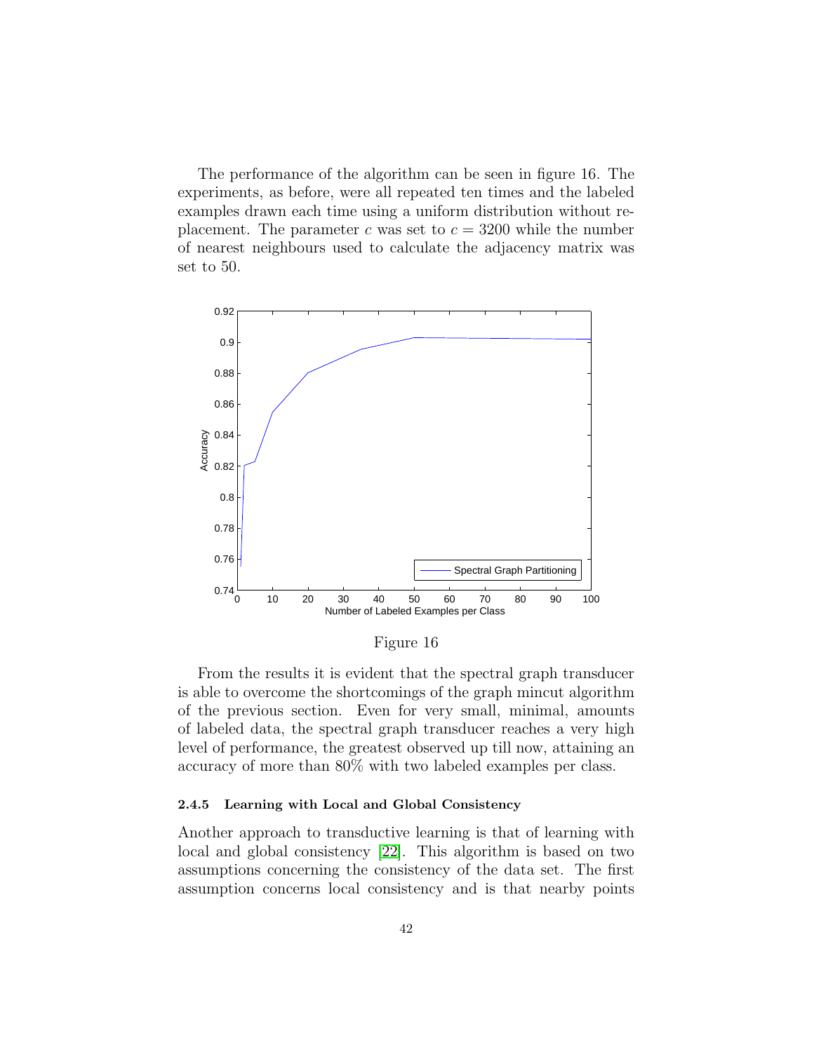The performance of the algorithm can be seen in figure 16. The experiments, as before, were all repeated ten times and the labeled examples drawn each time using a uniform distribution without replacement. The parameter $c$ was set to $c = 3200$ while the number of nearest neighbours used to calculate the adjacency matrix was set to 50.

Figure 16

From the results it is evident that the spectral graph transducer is able to overcome the shortcomings of the graph mincut algorithm of the previous section. Even for very small, minimal, amounts of labeled data, the spectral graph transducer reaches a very high level of performance, the greatest observed up till now, attaining an accuracy of more than 80% with two labeled examples per class.

#### 2.4.5 Learning with Local and Global Consistency

Another approach to transductive learning is that of learning with local and global consistency [22]. This algorithm is based on two assumptions concerning the consistency of the data set. The first assumption concerns local consistency and is that nearby points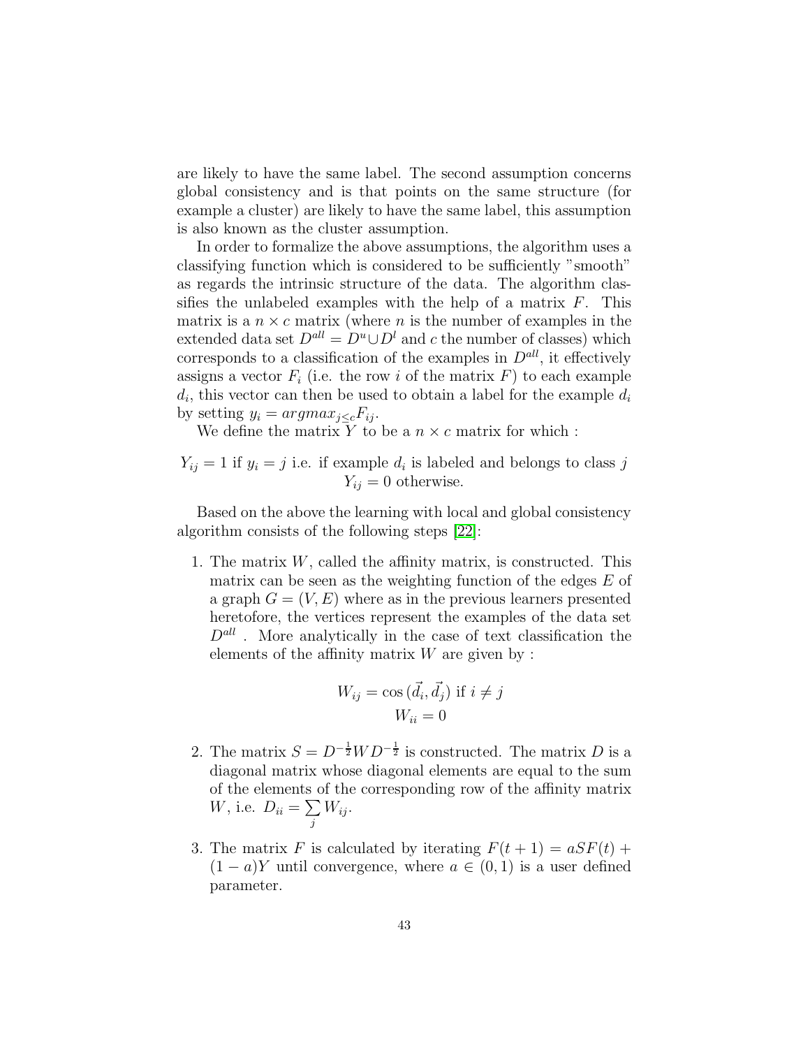are likely to have the same label. The second assumption concerns global consistency and is that points on the same structure (for example a cluster) are likely to have the same label, this assumption is also known as the cluster assumption.

In order to formalize the above assumptions, the algorithm uses a classifying function which is considered to be sufficiently "smooth" as regards the intrinsic structure of the data. The algorithm classifies the unlabeled examples with the help of a matrix $F$. This matrix is a $n \times c$ matrix (where $n$ is the number of examples in the extended data set $D^{all} = D^u \cup D^l$ and $c$ the number of classes) which corresponds to a classification of the examples in $D^{all}$, it effectively assigns a vector $F_i$ (i.e. the row $i$ of the matrix $F$) to each example $d_i$, this vector can then be used to obtain a label for the example $d_i$ by setting $y_i = argmax_{j \leq c} F_{ij}$.

We define the matrix $Y$ to be a $n \times c$ matrix for which :

$Y_{ij} = 1$ if $y_i = j$ i.e. if example $d_i$ is labeled and belongs to class $j$
$Y_{ij} = 0$ otherwise.

Based on the above the learning with local and global consistency algorithm consists of the following steps [22]:

1. The matrix $W$, called the affinity matrix, is constructed. This matrix can be seen as the weighting function of the edges $E$ of a graph $G = (V, E)$ where as in the previous learners presented heretofore, the vertices represent the examples of the data set $D^{all}$ . More analytically in the case of text classification the elements of the affinity matrix $W$ are given by :

$$W_{ij} = \cos(\vec{d_i}, \vec{d_j}) \text{ if } i \neq j$$
$$W_{ii} = 0$$

2. The matrix $S = D^{-\frac{1}{2}} W D^{-\frac{1}{2}}$ is constructed. The matrix $D$ is a diagonal matrix whose diagonal elements are equal to the sum of the elements of the corresponding row of the affinity matrix $W$, i.e. $D_{ii} = \sum_j W_{ij}$.

3. The matrix $F$ is calculated by iterating $F(t+1) = aSF(t) + (1-a)Y$ until convergence, where $a \in (0, 1)$ is a user defined parameter.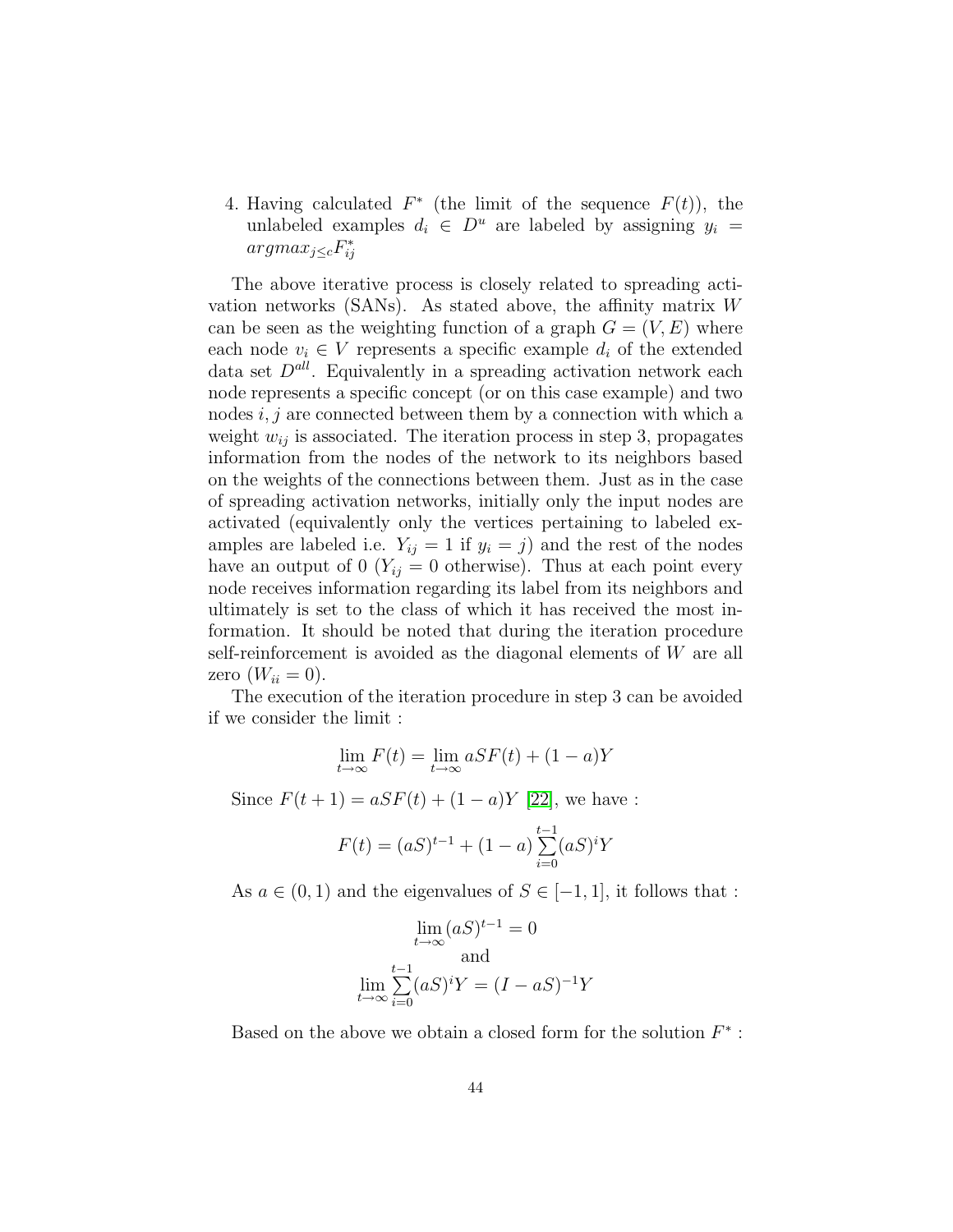4. Having calculated $F^*$ (the limit of the sequence $F(t)$), the unlabeled examples $d_i \in D^u$ are labeled by assigning $y_i = argmax_{j \leq c} F^*_{ij}$

The above iterative process is closely related to spreading activation networks (SANs). As stated above, the affinity matrix $W$ can be seen as the weighting function of a graph $G = (V, E)$ where each node $v_i \in V$ represents a specific example $d_i$ of the extended data set $D^{all}$. Equivalently in a spreading activation network each node represents a specific concept (or on this case example) and two nodes $i, j$ are connected between them by a connection with which a weight $w_{ij}$ is associated. The iteration process in step 3, propagates information from the nodes of the network to its neighbors based on the weights of the connections between them. Just as in the case of spreading activation networks, initially only the input nodes are activated (equivalently only the vertices pertaining to labeled examples are labeled i.e. $Y_{ij} = 1$ if $y_i = j$) and the rest of the nodes have an output of 0 ($Y_{ij} = 0$ otherwise). Thus at each point every node receives information regarding its label from its neighbors and ultimately is set to the class of which it has received the most information. It should be noted that during the iteration procedure self-reinforcement is avoided as the diagonal elements of $W$ are all zero ($W_{ii} = 0$).

The execution of the iteration procedure in step 3 can be avoided if we consider the limit :

$$\lim_{t\to\infty} F(t) = \lim_{t\to\infty} aSF(t) + (1-a)Y$$

Since $F(t+1) = aSF(t) + (1-a)Y$ [22], we have :

$$F(t) = (aS)^{t-1} + (1-a)\sum_{i=0}^{t-1}(aS)^iY$$

As $a \in (0, 1)$ and the eigenvalues of $S \in [-1, 1]$, it follows that :

$$\lim_{t\to\infty} (aS)^{t-1} = 0$$

and

$$\lim_{t\to\infty} \sum_{i=0}^{t-1}(aS)^iY = (I - aS)^{-1}Y$$

Based on the above we obtain a closed form for the solution $F^*$ :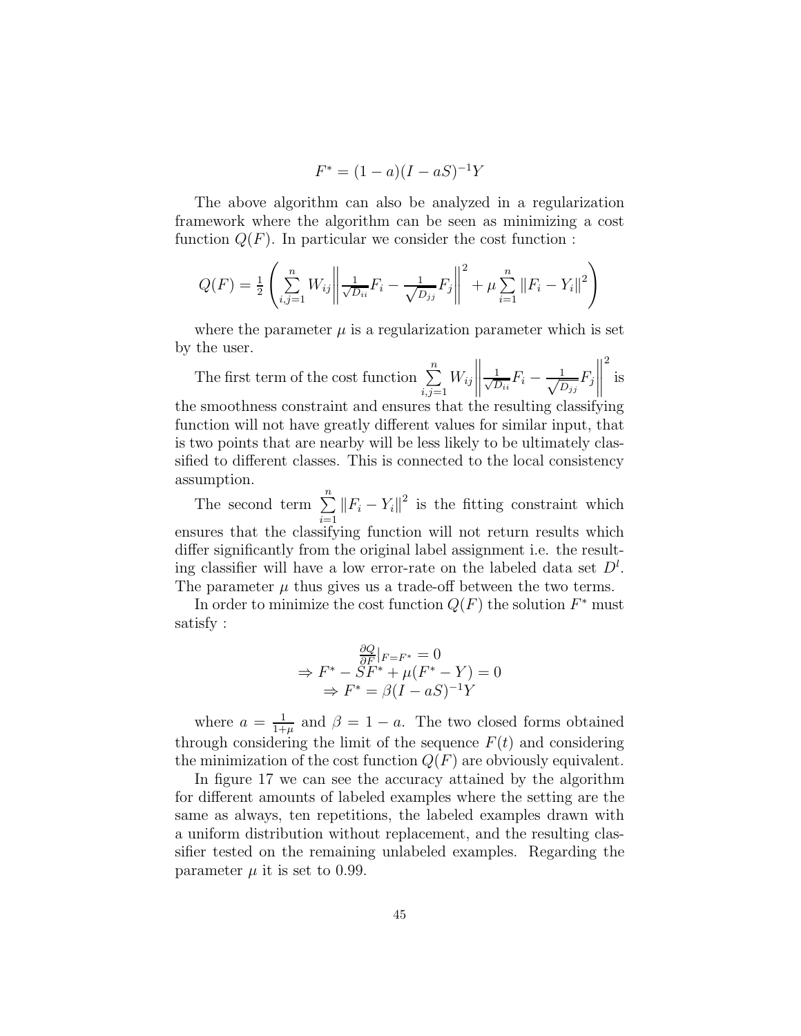$$F^* = (1-a)(I - aS)^{-1}Y$$

The above algorithm can also be analyzed in a regularization framework where the algorithm can be seen as minimizing a cost function $Q(F)$. In particular we consider the cost function :

$$Q(F) = \frac{1}{2}\left(\sum_{i,j=1}^{n} W_{ij}\left\|\frac{1}{\sqrt{D_{ii}}}F_i - \frac{1}{\sqrt{D_{jj}}}F_j\right\|^2 + \mu\sum_{i=1}^{n}\|F_i - Y_i\|^2\right)$$

where the parameter $\mu$ is a regularization parameter which is set by the user.

The first term of the cost function $\sum_{i,j=1}^{n} W_{ij}\left\|\frac{1}{\sqrt{D_{ii}}}F_i - \frac{1}{\sqrt{D_{jj}}}F_j\right\|^2$ is the smoothness constraint and ensures that the resulting classifying function will not have greatly different values for similar input, that is two points that are nearby will be less likely to be ultimately classified to different classes. This is connected to the local consistency assumption.

The second term $\sum_{i=1}^{n}\|F_i - Y_i\|^2$ is the fitting constraint which ensures that the classifying function will not return results which differ significantly from the original label assignment i.e. the resulting classifier will have a low error-rate on the labeled data set $D^l$. The parameter $\mu$ thus gives us a trade-off between the two terms.

In order to minimize the cost function $Q(F)$ the solution $F^*$ must satisfy :

$$\frac{\partial Q}{\partial F}|_{F=F^*} = 0$$
$$\Rightarrow F^* - SF^* + \mu(F^* - Y) = 0$$
$$\Rightarrow F^* = \beta(I - aS)^{-1}Y$$

where $a = \frac{1}{1+\mu}$ and $\beta = 1 - a$. The two closed forms obtained through considering the limit of the sequence $F(t)$ and considering the minimization of the cost function $Q(F)$ are obviously equivalent.

In figure 17 we can see the accuracy attained by the algorithm for different amounts of labeled examples where the setting are the same as always, ten repetitions, the labeled examples drawn with a uniform distribution without replacement, and the resulting classifier tested on the remaining unlabeled examples. Regarding the parameter $\mu$ it is set to 0.99.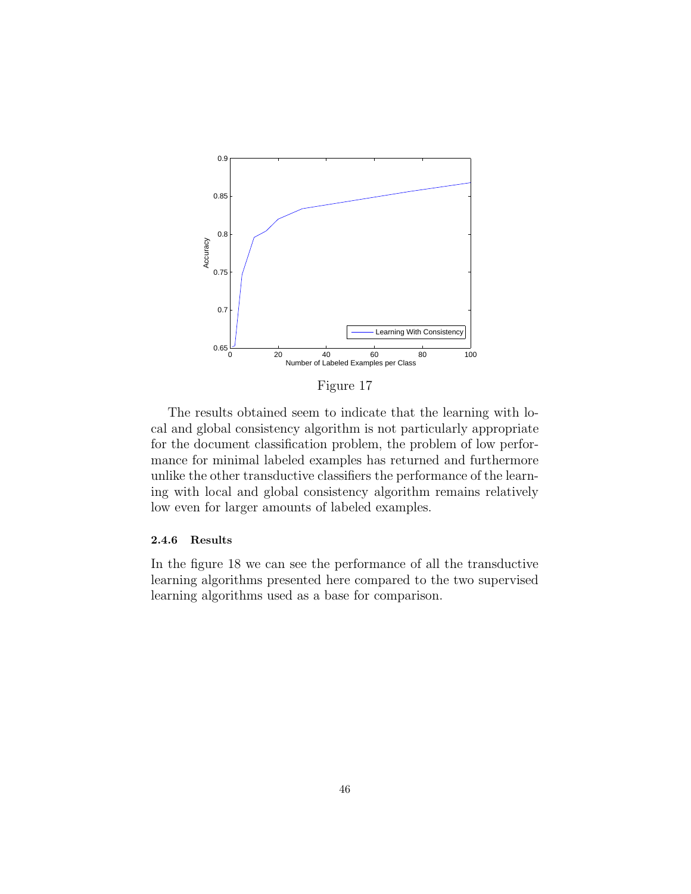Figure 17

The results obtained seem to indicate that the learning with local and global consistency algorithm is not particularly appropriate for the document classification problem, the problem of low performance for minimal labeled examples has returned and furthermore unlike the other transductive classifiers the performance of the learning with local and global consistency algorithm remains relatively low even for larger amounts of labeled examples.

#### 2.4.6 Results

In the figure 18 we can see the performance of all the transductive learning algorithms presented here compared to the two supervised learning algorithms used as a base for comparison.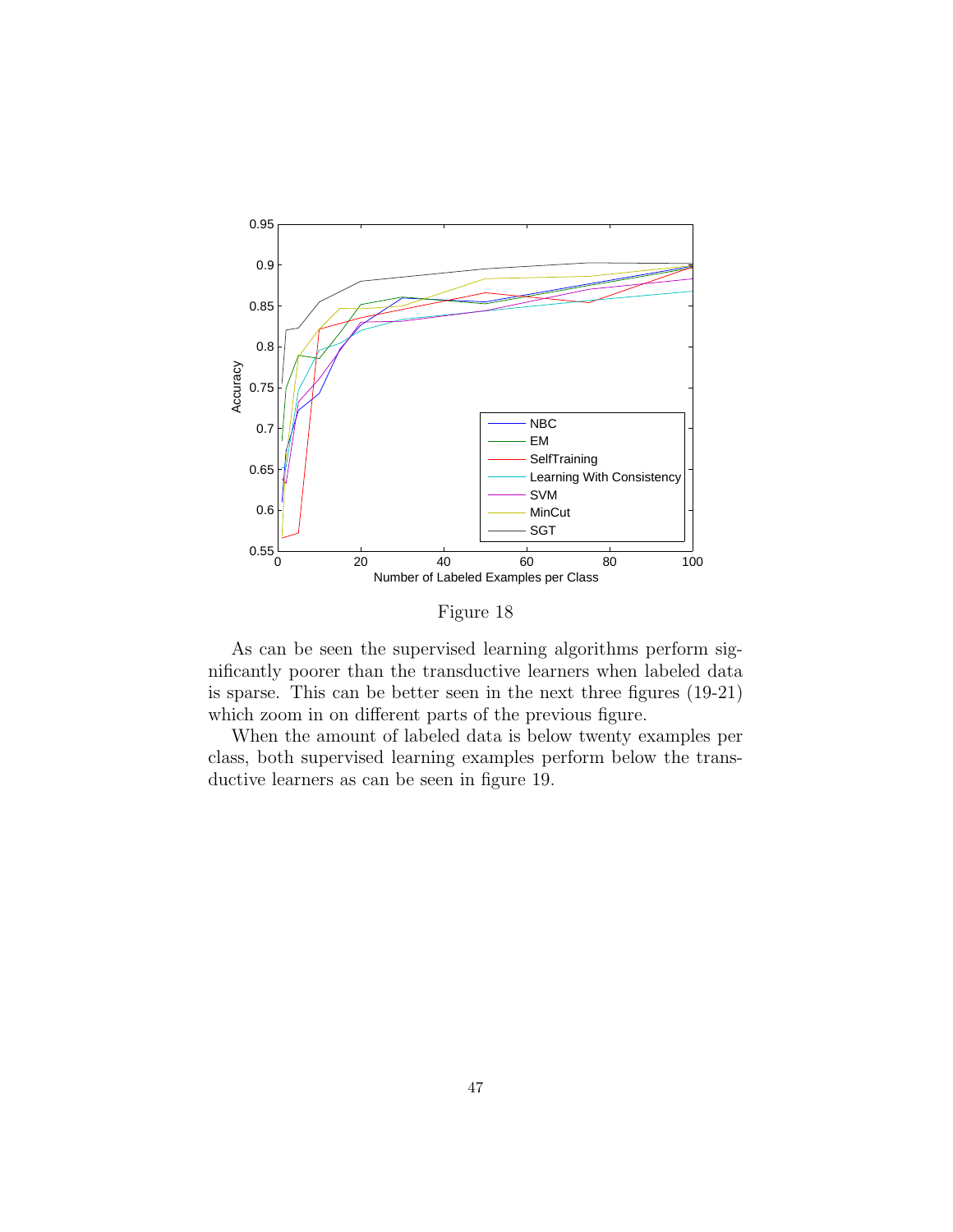Figure 18

As can be seen the supervised learning algorithms perform significantly poorer than the transductive learners when labeled data is sparse. This can be better seen in the next three figures (19-21) which zoom in on different parts of the previous figure.

When the amount of labeled data is below twenty examples per class, both supervised learning examples perform below the transductive learners as can be seen in figure 19.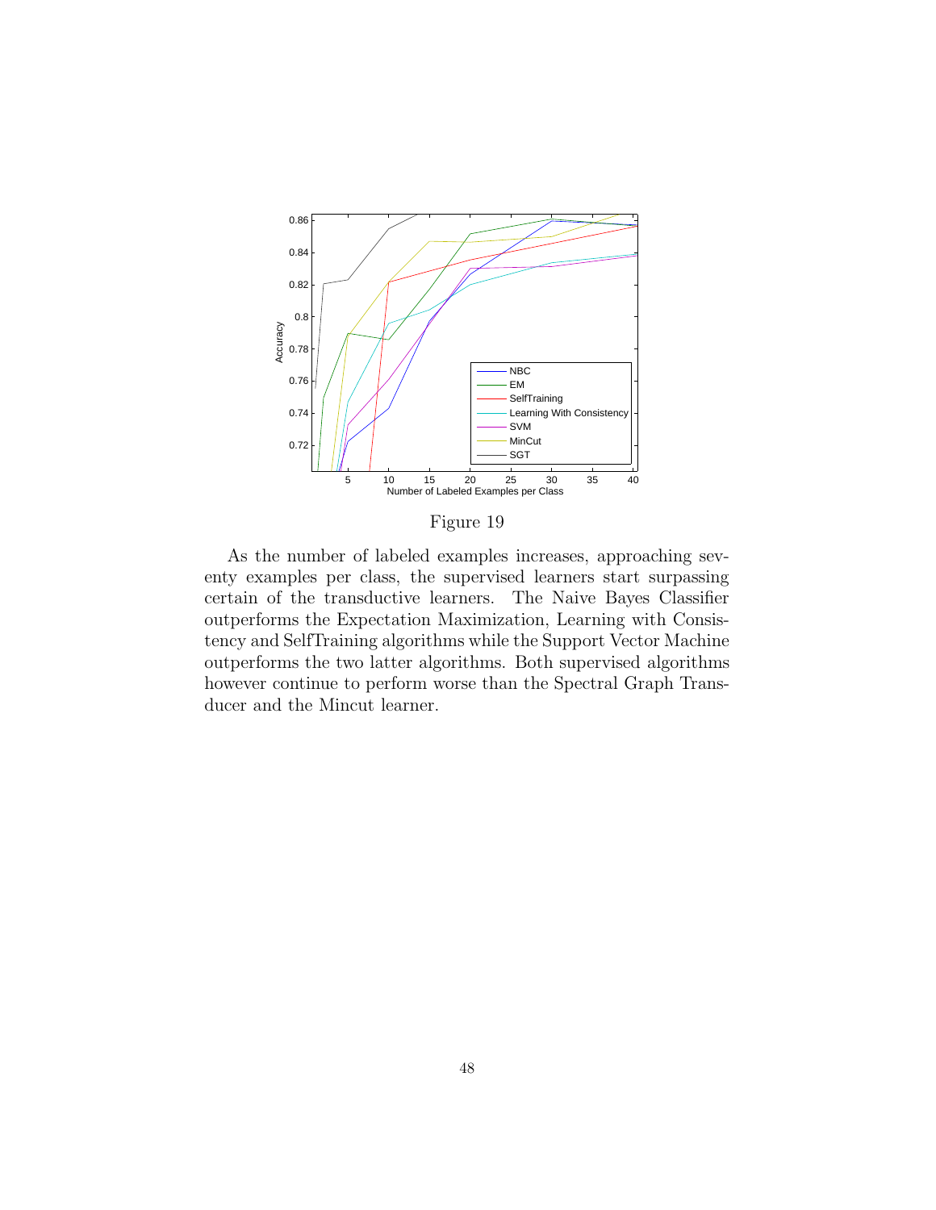Figure 19

As the number of labeled examples increases, approaching seventy examples per class, the supervised learners start surpassing certain of the transductive learners. The Naive Bayes Classifier outperforms the Expectation Maximization, Learning with Consistency and SelfTraining algorithms while the Support Vector Machine outperforms the two latter algorithms. Both supervised algorithms however continue to perform worse than the Spectral Graph Transducer and the Mincut learner.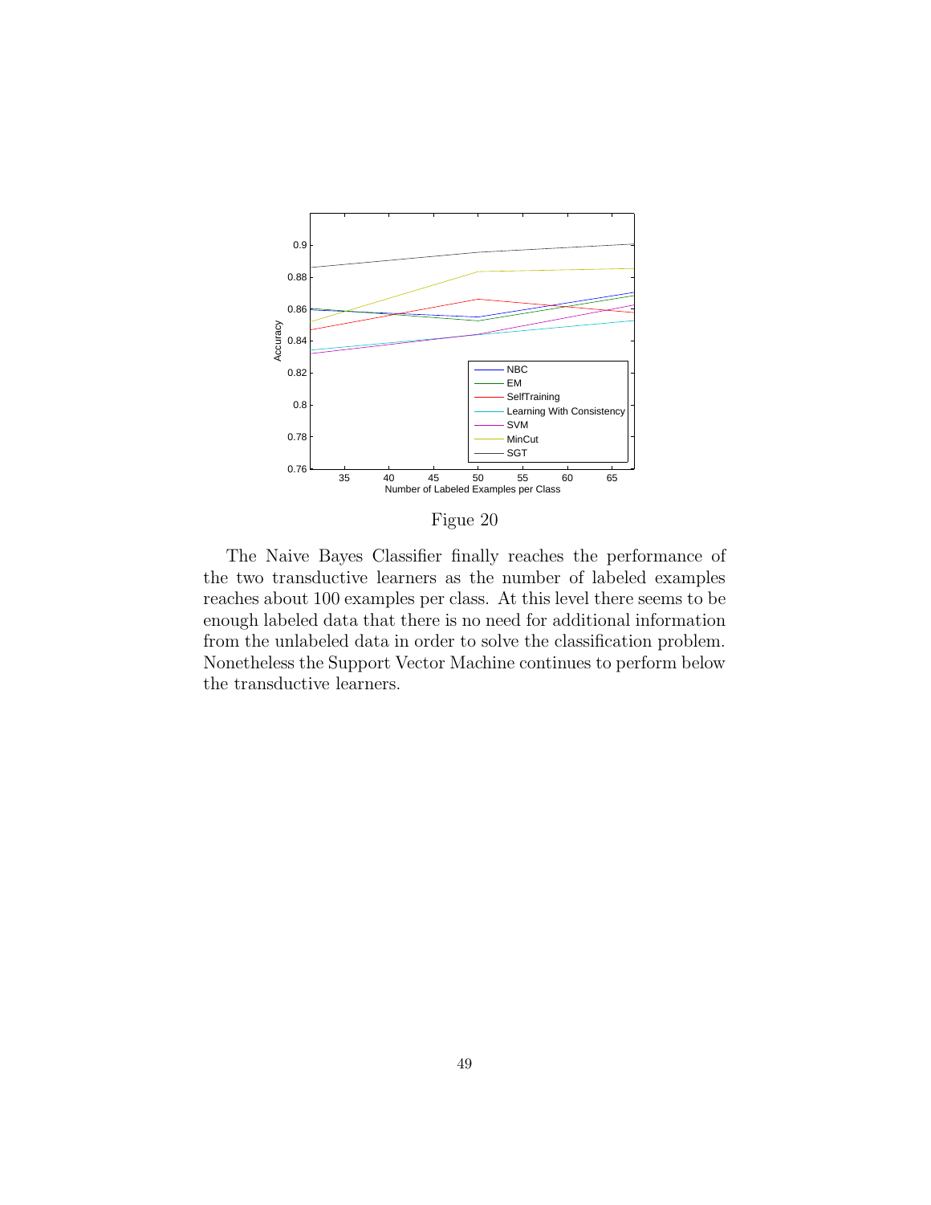Figue 20

The Naive Bayes Classifier finally reaches the performance of the two transductive learners as the number of labeled examples reaches about 100 examples per class. At this level there seems to be enough labeled data that there is no need for additional information from the unlabeled data in order to solve the classification problem. Nonetheless the Support Vector Machine continues to perform below the transductive learners.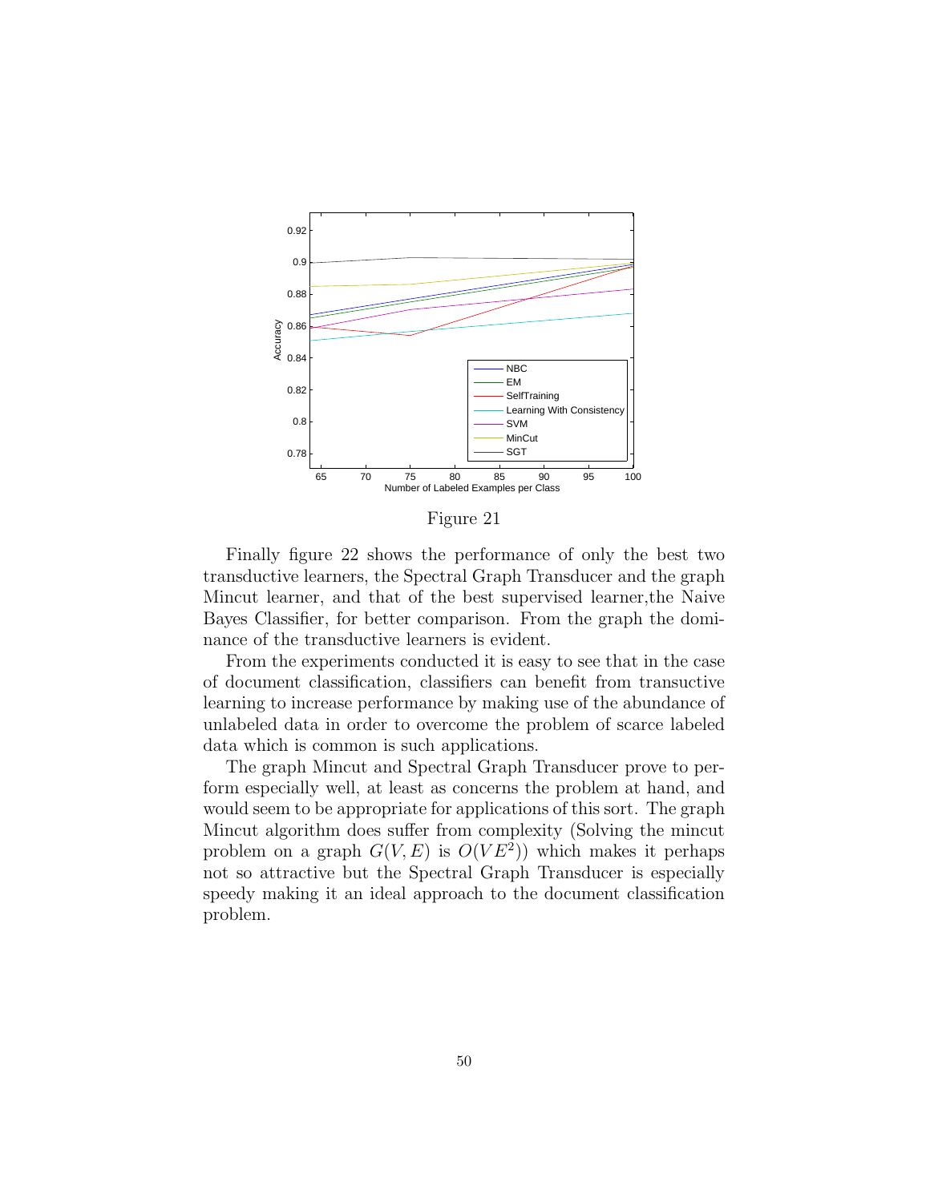Figure 21

Finally figure 22 shows the performance of only the best two transductive learners, the Spectral Graph Transducer and the graph Mincut learner, and that of the best supervised learner,the Naive Bayes Classifier, for better comparison. From the graph the dominance of the transductive learners is evident.

From the experiments conducted it is easy to see that in the case of document classification, classifiers can benefit from transuctive learning to increase performance by making use of the abundance of unlabeled data in order to overcome the problem of scarce labeled data which is common is such applications.

The graph Mincut and Spectral Graph Transducer prove to perform especially well, at least as concerns the problem at hand, and would seem to be appropriate for applications of this sort. The graph Mincut algorithm does suffer from complexity (Solving the mincut problem on a graph $G(V, E)$ is $O(VE^2)$) which makes it perhaps not so attractive but the Spectral Graph Transducer is especially speedy making it an ideal approach to the document classification problem.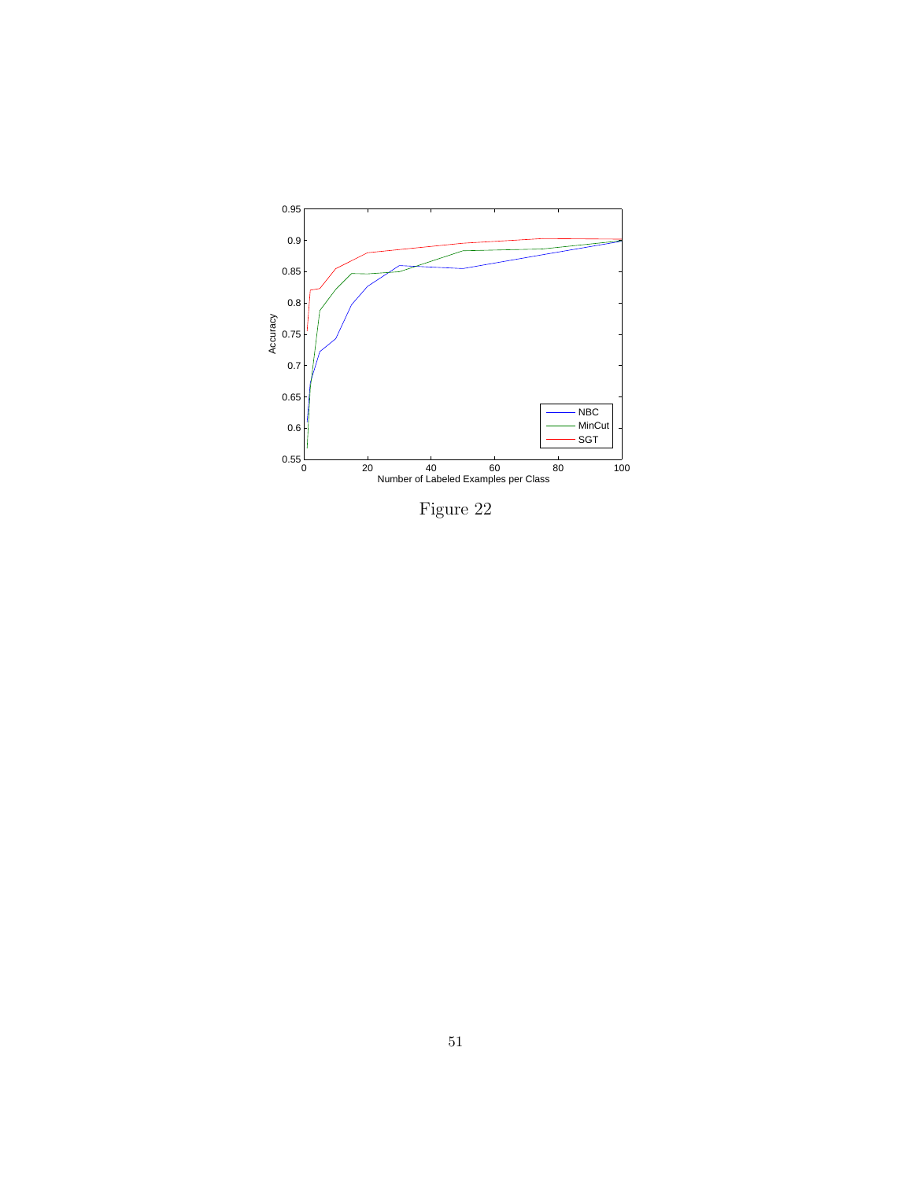Figure 22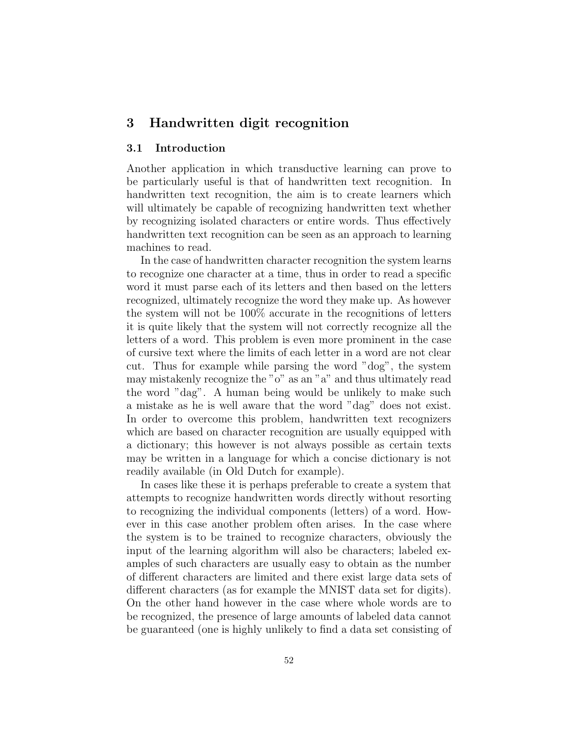## 3 Handwritten digit recognition

### 3.1 Introduction

Another application in which transductive learning can prove to be particularly useful is that of handwritten text recognition. In handwritten text recognition, the aim is to create learners which will ultimately be capable of recognizing handwritten text whether by recognizing isolated characters or entire words. Thus effectively handwritten text recognition can be seen as an approach to learning machines to read.

In the case of handwritten character recognition the system learns to recognize one character at a time, thus in order to read a specific word it must parse each of its letters and then based on the letters recognized, ultimately recognize the word they make up. As however the system will not be 100% accurate in the recognitions of letters it is quite likely that the system will not correctly recognize all the letters of a word. This problem is even more prominent in the case of cursive text where the limits of each letter in a word are not clear cut. Thus for example while parsing the word "dog", the system may mistakenly recognize the "o" as an "a" and thus ultimately read the word "dag". A human being would be unlikely to make such a mistake as he is well aware that the word "dag" does not exist. In order to overcome this problem, handwritten text recognizers which are based on character recognition are usually equipped with a dictionary; this however is not always possible as certain texts may be written in a language for which a concise dictionary is not readily available (in Old Dutch for example).

In cases like these it is perhaps preferable to create a system that attempts to recognize handwritten words directly without resorting to recognizing the individual components (letters) of a word. However in this case another problem often arises. In the case where the system is to be trained to recognize characters, obviously the input of the learning algorithm will also be characters; labeled examples of such characters are usually easy to obtain as the number of different characters are limited and there exist large data sets of different characters (as for example the MNIST data set for digits). On the other hand however in the case where whole words are to be recognized, the presence of large amounts of labeled data cannot be guaranteed (one is highly unlikely to find a data set consisting of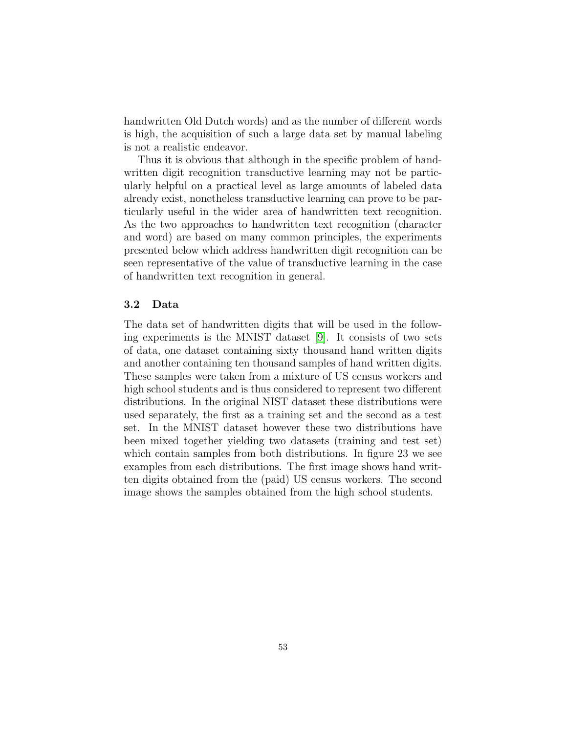handwritten Old Dutch words) and as the number of different words is high, the acquisition of such a large data set by manual labeling is not a realistic endeavor.

Thus it is obvious that although in the specific problem of handwritten digit recognition transductive learning may not be particularly helpful on a practical level as large amounts of labeled data already exist, nonetheless transductive learning can prove to be particularly useful in the wider area of handwritten text recognition. As the two approaches to handwritten text recognition (character and word) are based on many common principles, the experiments presented below which address handwritten digit recognition can be seen representative of the value of transductive learning in the case of handwritten text recognition in general.

### 3.2 Data

The data set of handwritten digits that will be used in the following experiments is the MNIST dataset [9]. It consists of two sets of data, one dataset containing sixty thousand hand written digits and another containing ten thousand samples of hand written digits. These samples were taken from a mixture of US census workers and high school students and is thus considered to represent two different distributions. In the original NIST dataset these distributions were used separately, the first as a training set and the second as a test set. In the MNIST dataset however these two distributions have been mixed together yielding two datasets (training and test set) which contain samples from both distributions. In figure 23 we see examples from each distributions. The first image shows hand written digits obtained from the (paid) US census workers. The second image shows the samples obtained from the high school students.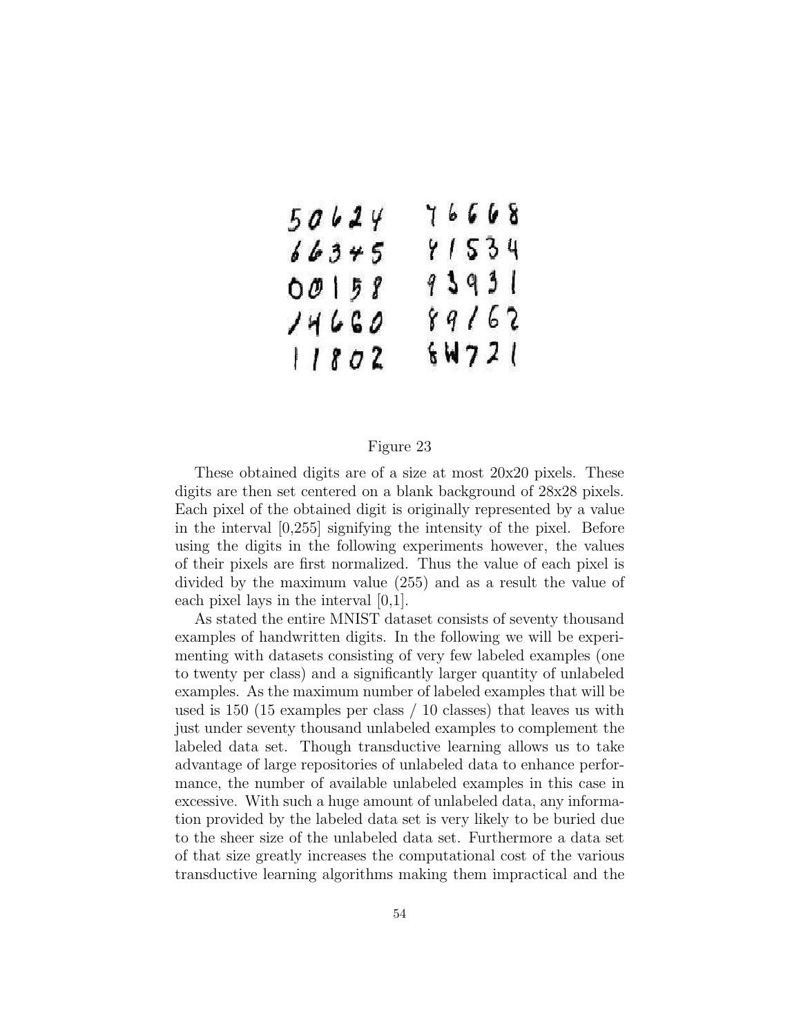Figure 23

These obtained digits are of a size at most 20x20 pixels. These digits are then set centered on a blank background of 28x28 pixels. Each pixel of the obtained digit is originally represented by a value in the interval [0,255] signifying the intensity of the pixel. Before using the digits in the following experiments however, the values of their pixels are first normalized. Thus the value of each pixel is divided by the maximum value (255) and as a result the value of each pixel lays in the interval [0,1].

As stated the entire MNIST dataset consists of seventy thousand examples of handwritten digits. In the following we will be experimenting with datasets consisting of very few labeled examples (one to twenty per class) and a significantly larger quantity of unlabeled examples. As the maximum number of labeled examples that will be used is 150 (15 examples per class / 10 classes) that leaves us with just under seventy thousand unlabeled examples to complement the labeled data set. Though transductive learning allows us to take advantage of large repositories of unlabeled data to enhance performance, the number of available unlabeled examples in this case in excessive. With such a huge amount of unlabeled data, any information provided by the labeled data set is very likely to be buried due to the sheer size of the unlabeled data set. Furthermore a data set of that size greatly increases the computational cost of the various transductive learning algorithms making them impractical and the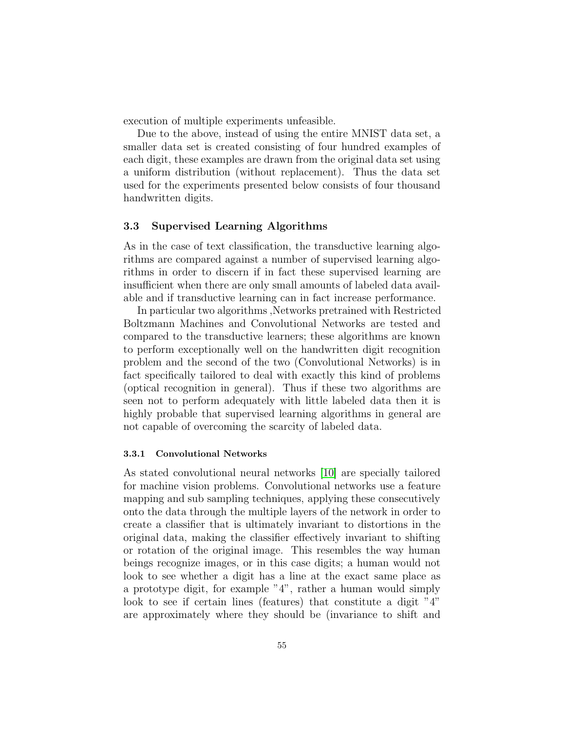execution of multiple experiments unfeasible.

Due to the above, instead of using the entire MNIST data set, a smaller data set is created consisting of four hundred examples of each digit, these examples are drawn from the original data set using a uniform distribution (without replacement). Thus the data set used for the experiments presented below consists of four thousand handwritten digits.

## 3.3 Supervised Learning Algorithms

As in the case of text classification, the transductive learning algorithms are compared against a number of supervised learning algorithms in order to discern if in fact these supervised learning are insufficient when there are only small amounts of labeled data available and if transductive learning can in fact increase performance.

In particular two algorithms ,Networks pretrained with Restricted Boltzmann Machines and Convolutional Networks are tested and compared to the transductive learners; these algorithms are known to perform exceptionally well on the handwritten digit recognition problem and the second of the two (Convolutional Networks) is in fact specifically tailored to deal with exactly this kind of problems (optical recognition in general). Thus if these two algorithms are seen not to perform adequately with little labeled data then it is highly probable that supervised learning algorithms in general are not capable of overcoming the scarcity of labeled data.

### 3.3.1 Convolutional Networks

As stated convolutional neural networks [10] are specially tailored for machine vision problems. Convolutional networks use a feature mapping and sub sampling techniques, applying these consecutively onto the data through the multiple layers of the network in order to create a classifier that is ultimately invariant to distortions in the original data, making the classifier effectively invariant to shifting or rotation of the original image. This resembles the way human beings recognize images, or in this case digits; a human would not look to see whether a digit has a line at the exact same place as a prototype digit, for example "4", rather a human would simply look to see if certain lines (features) that constitute a digit "4" are approximately where they should be (invariance to shift and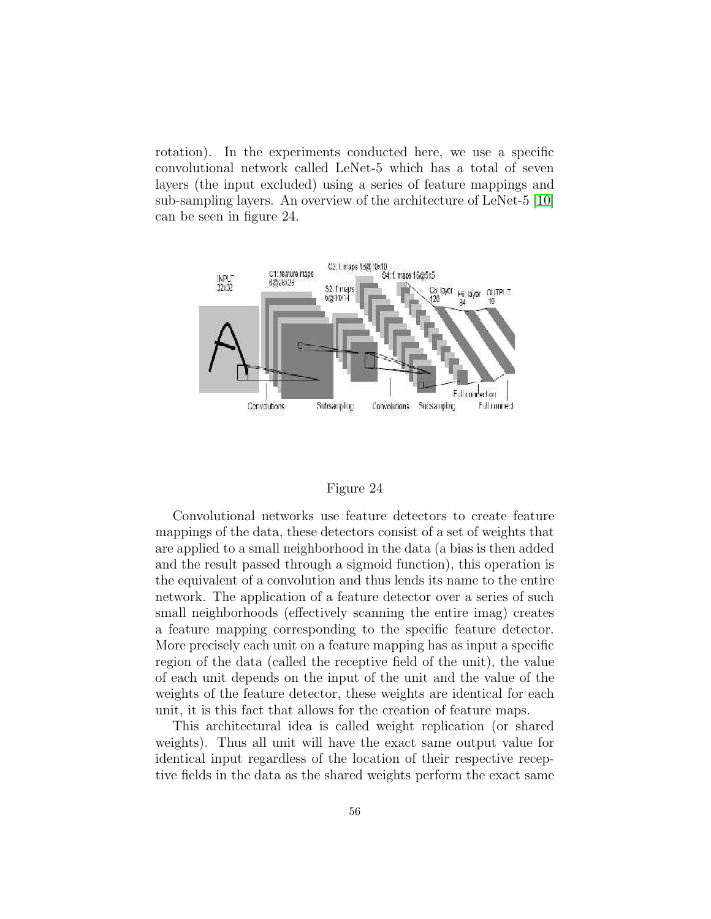rotation). In the experiments conducted here, we use a specific convolutional network called LeNet-5 which has a total of seven layers (the input excluded) using a series of feature mappings and sub-sampling layers. An overview of the architecture of LeNet-5 [10] can be seen in figure 24.

Figure 24

Convolutional networks use feature detectors to create feature mappings of the data, these detectors consist of a set of weights that are applied to a small neighborhood in the data (a bias is then added and the result passed through a sigmoid function), this operation is the equivalent of a convolution and thus lends its name to the entire network. The application of a feature detector over a series of such small neighborhoods (effectively scanning the entire imag) creates a feature mapping corresponding to the specific feature detector. More precisely each unit on a feature mapping has as input a specific region of the data (called the receptive field of the unit), the value of each unit depends on the input of the unit and the value of the weights of the feature detector, these weights are identical for each unit, it is this fact that allows for the creation of feature maps.

This architectural idea is called weight replication (or shared weights). Thus all unit will have the exact same output value for identical input regardless of the location of their respective receptive fields in the data as the shared weights perform the exact same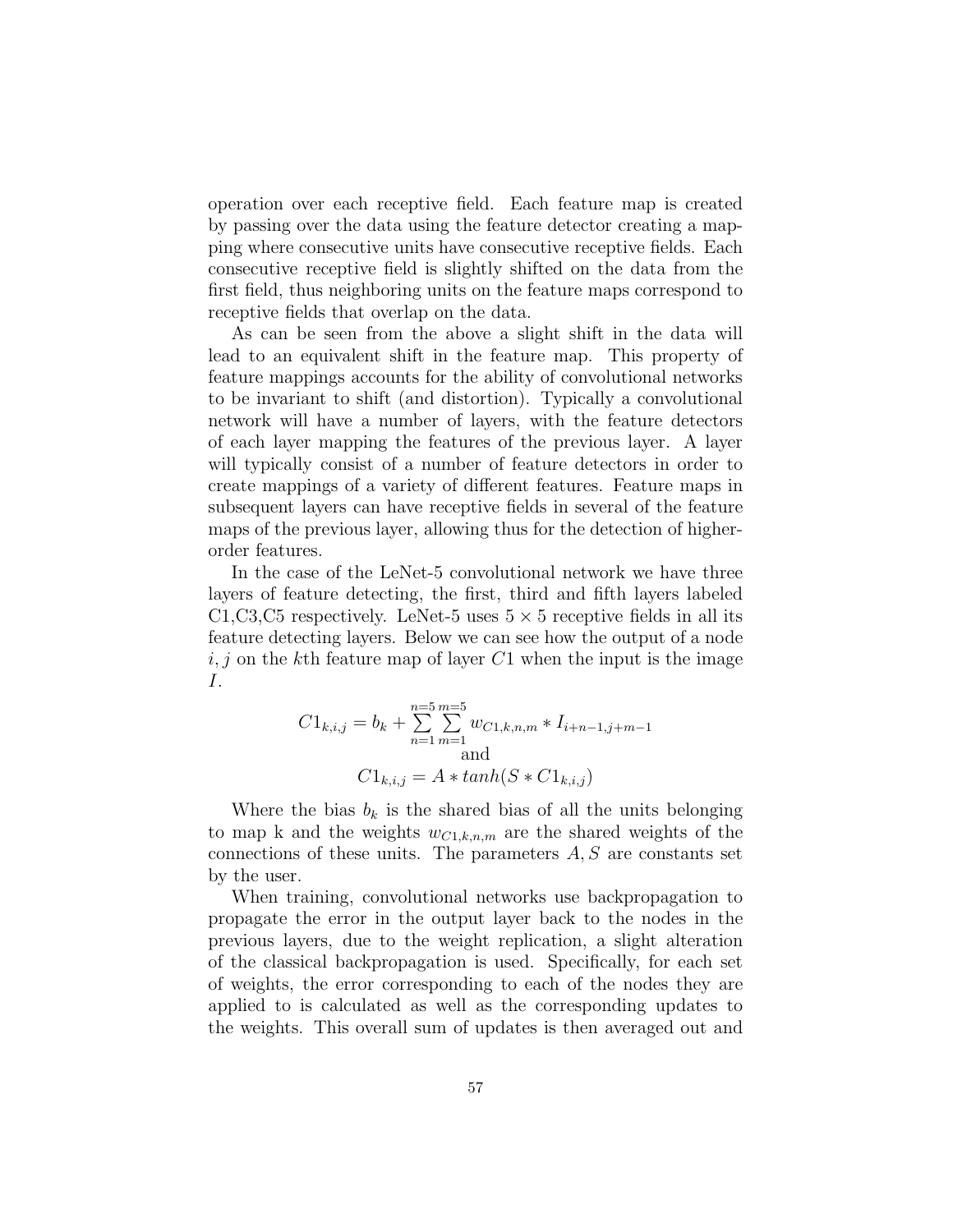operation over each receptive field. Each feature map is created by passing over the data using the feature detector creating a mapping where consecutive units have consecutive receptive fields. Each consecutive receptive field is slightly shifted on the data from the first field, thus neighboring units on the feature maps correspond to receptive fields that overlap on the data.

As can be seen from the above a slight shift in the data will lead to an equivalent shift in the feature map. This property of feature mappings accounts for the ability of convolutional networks to be invariant to shift (and distortion). Typically a convolutional network will have a number of layers, with the feature detectors of each layer mapping the features of the previous layer. A layer will typically consist of a number of feature detectors in order to create mappings of a variety of different features. Feature maps in subsequent layers can have receptive fields in several of the feature maps of the previous layer, allowing thus for the detection of higher-order features.

In the case of the LeNet-5 convolutional network we have three layers of feature detecting, the first, third and fifth layers labeled C1,C3,C5 respectively. LeNet-5 uses $5 \times 5$ receptive fields in all its feature detecting layers. Below we can see how the output of a node $i, j$ on the $k$th feature map of layer $C1$ when the input is the image $I$.

$$C1_{k,i,j} = b_k + \sum_{n=1}^{n=5} \sum_{m=1}^{m=5} w_{C1,k,n,m} * I_{i+n-1,j+m-1}$$

and

$$C1_{k,i,j} = A * tanh(S * C1_{k,i,j})$$

Where the bias $b_k$ is the shared bias of all the units belonging to map k and the weights $w_{C1,k,n,m}$ are the shared weights of the connections of these units. The parameters $A, S$ are constants set by the user.

When training, convolutional networks use backpropagation to propagate the error in the output layer back to the nodes in the previous layers, due to the weight replication, a slight alteration of the classical backpropagation is used. Specifically, for each set of weights, the error corresponding to each of the nodes they are applied to is calculated as well as the corresponding updates to the weights. This overall sum of updates is then averaged out and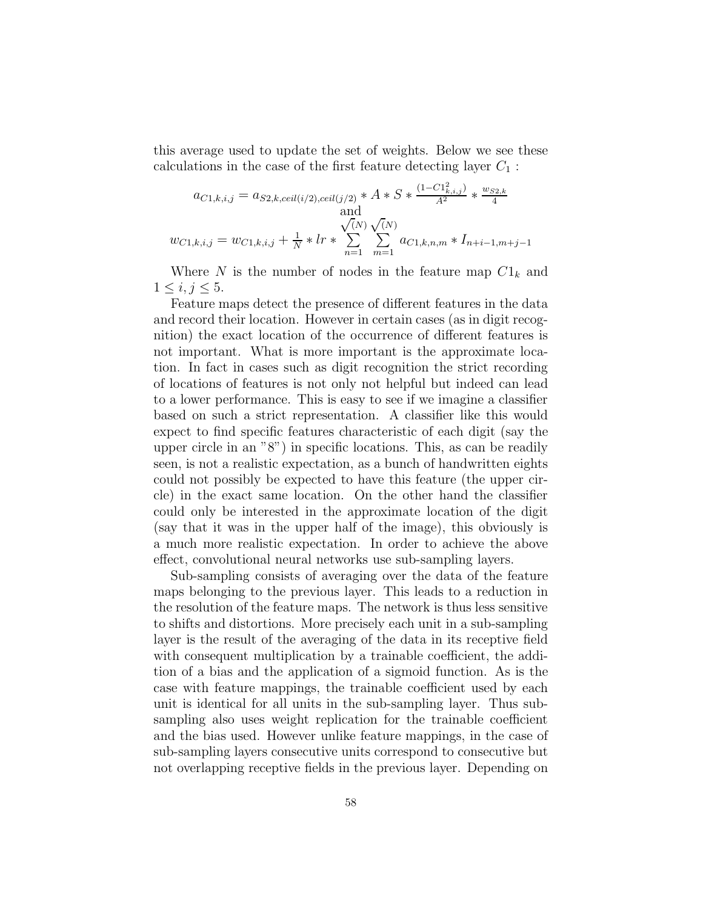this average used to update the set of weights. Below we see these calculations in the case of the first feature detecting layer $C_1$ :

$$a_{C1,k,i,j} = a_{S2,k,ceil(i/2),ceil(j/2)} * A * S * \frac{(1 - C1^2_{k,i,j})}{A^2} * \frac{w_{S2,k}}{4}$$

and

$$w_{C1,k,i,j} = w_{C1,k,i,j} + \frac{1}{N} * lr * \sum_{n=1}^{\sqrt(N)} \sum_{m=1}^{\sqrt(N)} a_{C1,k,n,m} * I_{n+i-1,m+j-1}$$

Where $N$ is the number of nodes in the feature map $C1_k$ and $1 \leq i, j \leq 5$.

Feature maps detect the presence of different features in the data and record their location. However in certain cases (as in digit recognition) the exact location of the occurrence of different features is not important. What is more important is the approximate location. In fact in cases such as digit recognition the strict recording of locations of features is not only not helpful but indeed can lead to a lower performance. This is easy to see if we imagine a classifier based on such a strict representation. A classifier like this would expect to find specific features characteristic of each digit (say the upper circle in an "8") in specific locations. This, as can be readily seen, is not a realistic expectation, as a bunch of handwritten eights could not possibly be expected to have this feature (the upper circle) in the exact same location. On the other hand the classifier could only be interested in the approximate location of the digit (say that it was in the upper half of the image), this obviously is a much more realistic expectation. In order to achieve the above effect, convolutional neural networks use sub-sampling layers.

Sub-sampling consists of averaging over the data of the feature maps belonging to the previous layer. This leads to a reduction in the resolution of the feature maps. The network is thus less sensitive to shifts and distortions. More precisely each unit in a sub-sampling layer is the result of the averaging of the data in its receptive field with consequent multiplication by a trainable coefficient, the addition of a bias and the application of a sigmoid function. As is the case with feature mappings, the trainable coefficient used by each unit is identical for all units in the sub-sampling layer. Thus sub-sampling also uses weight replication for the trainable coefficient and the bias used. However unlike feature mappings, in the case of sub-sampling layers consecutive units correspond to consecutive but not overlapping receptive fields in the previous layer. Depending on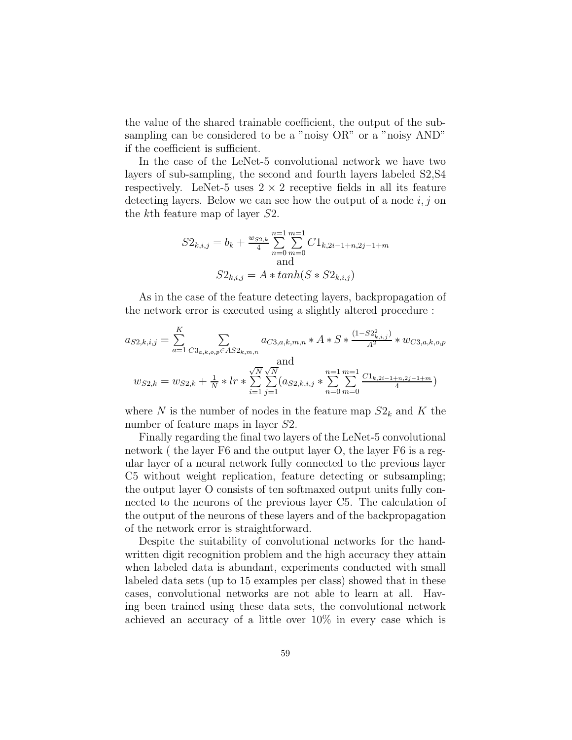the value of the shared trainable coefficient, the output of the sub-sampling can be considered to be a "noisy OR" or a "noisy AND" if the coefficient is sufficient.

In the case of the LeNet-5 convolutional network we have two layers of sub-sampling, the second and fourth layers labeled S2,S4 respectively. LeNet-5 uses $2 \times 2$ receptive fields in all its feature detecting layers. Below we can see how the output of a node $i, j$ on the $k$th feature map of layer $S2$.

$$S2_{k,i,j} = b_k + \frac{w_{S2,k}}{4} \sum_{n=0}^{n=1} \sum_{m=0}^{m=1} C1_{k,2i-1+n,2j-1+m}$$
and
$$S2_{k,i,j} = A * tanh(S * S2_{k,i,j})$$

As in the case of the feature detecting layers, backpropagation of the network error is executed using a slightly altered procedure :

$$a_{S2,k,i,j} = \sum_{a=1}^{K} \sum_{C3_{a,k,o,p} \in AS2_{k,m,n}} a_{C3,a,k,m,n} * A * S * \frac{(1 - S2_{k,i,j}^2)}{A^2} * w_{C3,a,k,o,p}$$
and
$$w_{S2,k} = w_{S2,k} + \frac{1}{N} * lr * \sum_{i=1}^{\sqrt{N}} \sum_{j=1}^{\sqrt{N}} (a_{S2,k,i,j} * \sum_{n=0}^{n=1} \sum_{m=0}^{m=1} \frac{C1_{k,2i-1+n,2j-1+m}}{4})$$

where $N$ is the number of nodes in the feature map $S2_k$ and $K$ the number of feature maps in layer $S2$.

Finally regarding the final two layers of the LeNet-5 convolutional network ( the layer F6 and the output layer O, the layer F6 is a regular layer of a neural network fully connected to the previous layer C5 without weight replication, feature detecting or subsampling; the output layer O consists of ten softmaxed output units fully connected to the neurons of the previous layer C5. The calculation of the output of the neurons of these layers and of the backpropagation of the network error is straightforward.

Despite the suitability of convolutional networks for the handwritten digit recognition problem and the high accuracy they attain when labeled data is abundant, experiments conducted with small labeled data sets (up to 15 examples per class) showed that in these cases, convolutional networks are not able to learn at all. Having been trained using these data sets, the convolutional network achieved an accuracy of a little over 10% in every case which is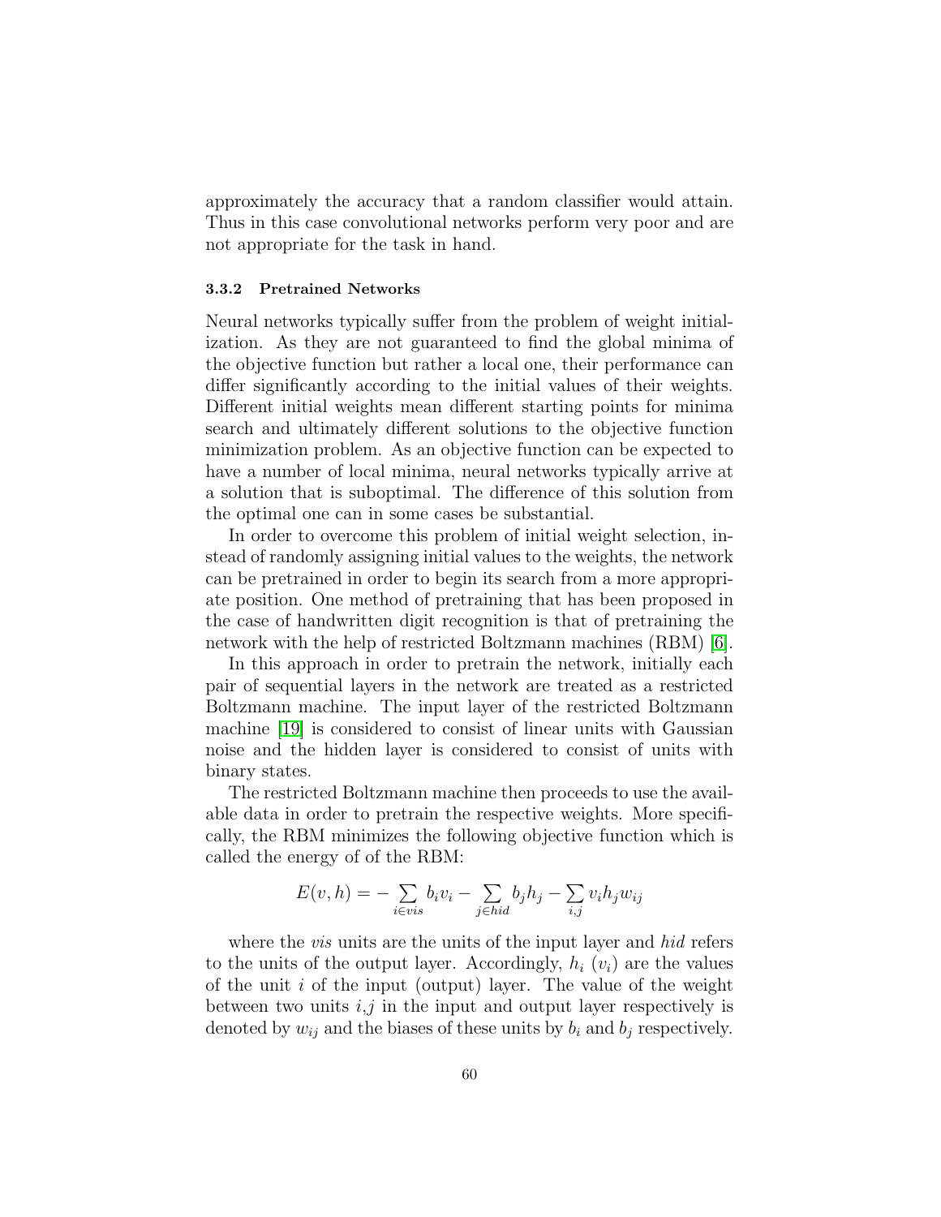approximately the accuracy that a random classifier would attain. Thus in this case convolutional networks perform very poor and are not appropriate for the task in hand.

#### 3.3.2 Pretrained Networks

Neural networks typically suffer from the problem of weight initialization. As they are not guaranteed to find the global minima of the objective function but rather a local one, their performance can differ significantly according to the initial values of their weights. Different initial weights mean different starting points for minima search and ultimately different solutions to the objective function minimization problem. As an objective function can be expected to have a number of local minima, neural networks typically arrive at a solution that is suboptimal. The difference of this solution from the optimal one can in some cases be substantial.

In order to overcome this problem of initial weight selection, instead of randomly assigning initial values to the weights, the network can be pretrained in order to begin its search from a more appropriate position. One method of pretraining that has been proposed in the case of handwritten digit recognition is that of pretraining the network with the help of restricted Boltzmann machines (RBM) [6].

In this approach in order to pretrain the network, initially each pair of sequential layers in the network are treated as a restricted Boltzmann machine. The input layer of the restricted Boltzmann machine [19] is considered to consist of linear units with Gaussian noise and the hidden layer is considered to consist of units with binary states.

The restricted Boltzmann machine then proceeds to use the available data in order to pretrain the respective weights. More specifically, the RBM minimizes the following objective function which is called the energy of of the RBM:

$$E(v,h) = -\sum_{i \in vis} b_i v_i - \sum_{j \in hid} b_j h_j - \sum_{i,j} v_i h_j w_{ij}$$

where the *vis* units are the units of the input layer and *hid* refers to the units of the output layer. Accordingly, $h_i$ ($v_i$) are the values of the unit $i$ of the input (output) layer. The value of the weight between two units $i$,$j$ in the input and output layer respectively is denoted by $w_{ij}$ and the biases of these units by $b_i$ and $b_j$ respectively.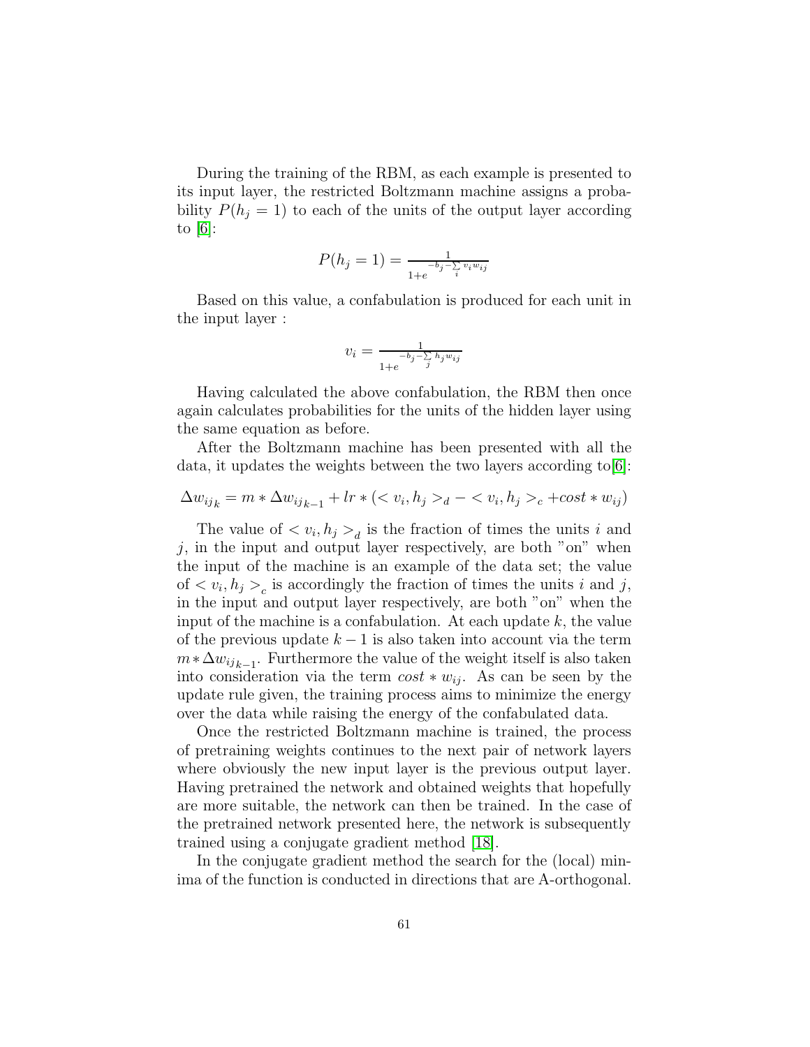During the training of the RBM, as each example is presented to its input layer, the restricted Boltzmann machine assigns a probability $P(h_j = 1)$ to each of the units of the output layer according to [6]:

$$P(h_j = 1) = \frac{1}{1+e^{-b_j - \sum_i v_i w_{ij}}}$$

Based on this value, a confabulation is produced for each unit in the input layer :

$$v_i = \frac{1}{1+e^{-b_j - \sum_j h_j w_{ij}}}$$

Having calculated the above confabulation, the RBM then once again calculates probabilities for the units of the hidden layer using the same equation as before.

After the Boltzmann machine has been presented with all the data, it updates the weights between the two layers according to[6]:

$$\Delta w_{ij_k} = m * \Delta w_{ij_{k-1}} + lr * (< v_i, h_j >_d - < v_i, h_j >_c + cost * w_{ij})$$

The value of $< v_i, h_j >_d$ is the fraction of times the units $i$ and $j$, in the input and output layer respectively, are both "on" when the input of the machine is an example of the data set; the value of $< v_i, h_j >_c$ is accordingly the fraction of times the units $i$ and $j$, in the input and output layer respectively, are both "on" when the input of the machine is a confabulation. At each update $k$, the value of the previous update $k-1$ is also taken into account via the term $m * \Delta w_{ij_{k-1}}$. Furthermore the value of the weight itself is also taken into consideration via the term $cost * w_{ij}$. As can be seen by the update rule given, the training process aims to minimize the energy over the data while raising the energy of the confabulated data.

Once the restricted Boltzmann machine is trained, the process of pretraining weights continues to the next pair of network layers where obviously the new input layer is the previous output layer. Having pretrained the network and obtained weights that hopefully are more suitable, the network can then be trained. In the case of the pretrained network presented here, the network is subsequently trained using a conjugate gradient method [18].

In the conjugate gradient method the search for the (local) minima of the function is conducted in directions that are A-orthogonal.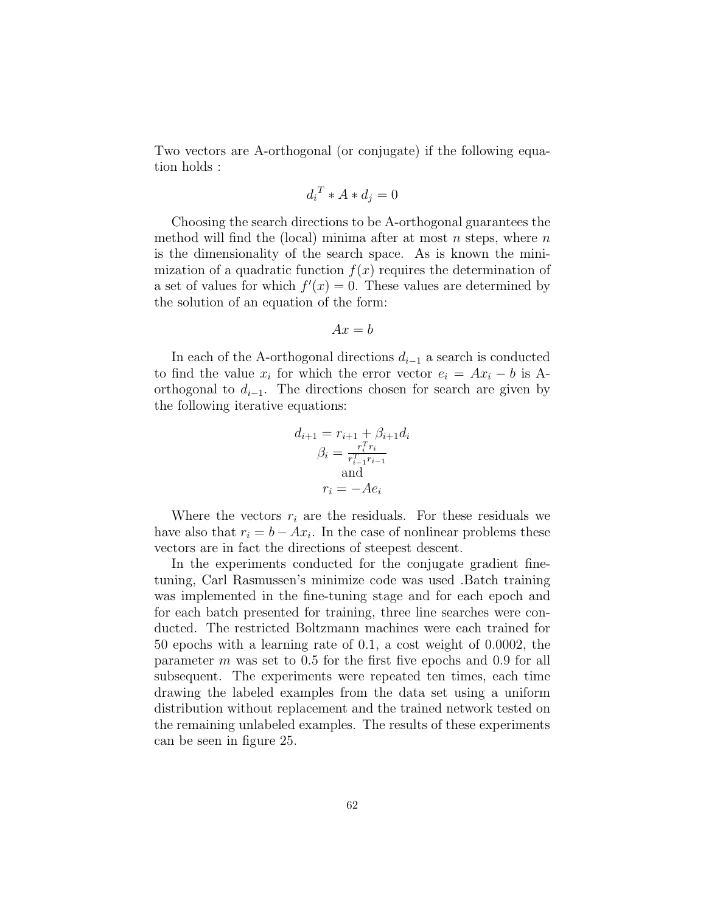Two vectors are A-orthogonal (or conjugate) if the following equation holds :

$$d_i{}^T * A * d_j = 0$$

Choosing the search directions to be A-orthogonal guarantees the method will find the (local) minima after at most $n$ steps, where $n$ is the dimensionality of the search space. As is known the minimization of a quadratic function $f(x)$ requires the determination of a set of values for which $f'(x) = 0$. These values are determined by the solution of an equation of the form:

$$Ax = b$$

In each of the A-orthogonal directions $d_{i-1}$ a search is conducted to find the value $x_i$ for which the error vector $e_i = Ax_i - b$ is A-orthogonal to $d_{i-1}$. The directions chosen for search are given by the following iterative equations:

$$d_{i+1} = r_{i+1} + \beta_{i+1} d_i$$

$$\beta_i = \frac{r_i^T r_i}{r_{i-1}^T r_{i-1}}$$

and

$$r_i = -Ae_i$$

Where the vectors $r_i$ are the residuals. For these residuals we have also that $r_i = b - Ax_i$. In the case of nonlinear problems these vectors are in fact the directions of steepest descent.

In the experiments conducted for the conjugate gradient fine-tuning, Carl Rasmussen's minimize code was used .Batch training was implemented in the fine-tuning stage and for each epoch and for each batch presented for training, three line searches were conducted. The restricted Boltzmann machines were each trained for 50 epochs with a learning rate of 0.1, a cost weight of 0.0002, the parameter $m$ was set to 0.5 for the first five epochs and 0.9 for all subsequent. The experiments were repeated ten times, each time drawing the labeled examples from the data set using a uniform distribution without replacement and the trained network tested on the remaining unlabeled examples. The results of these experiments can be seen in figure 25.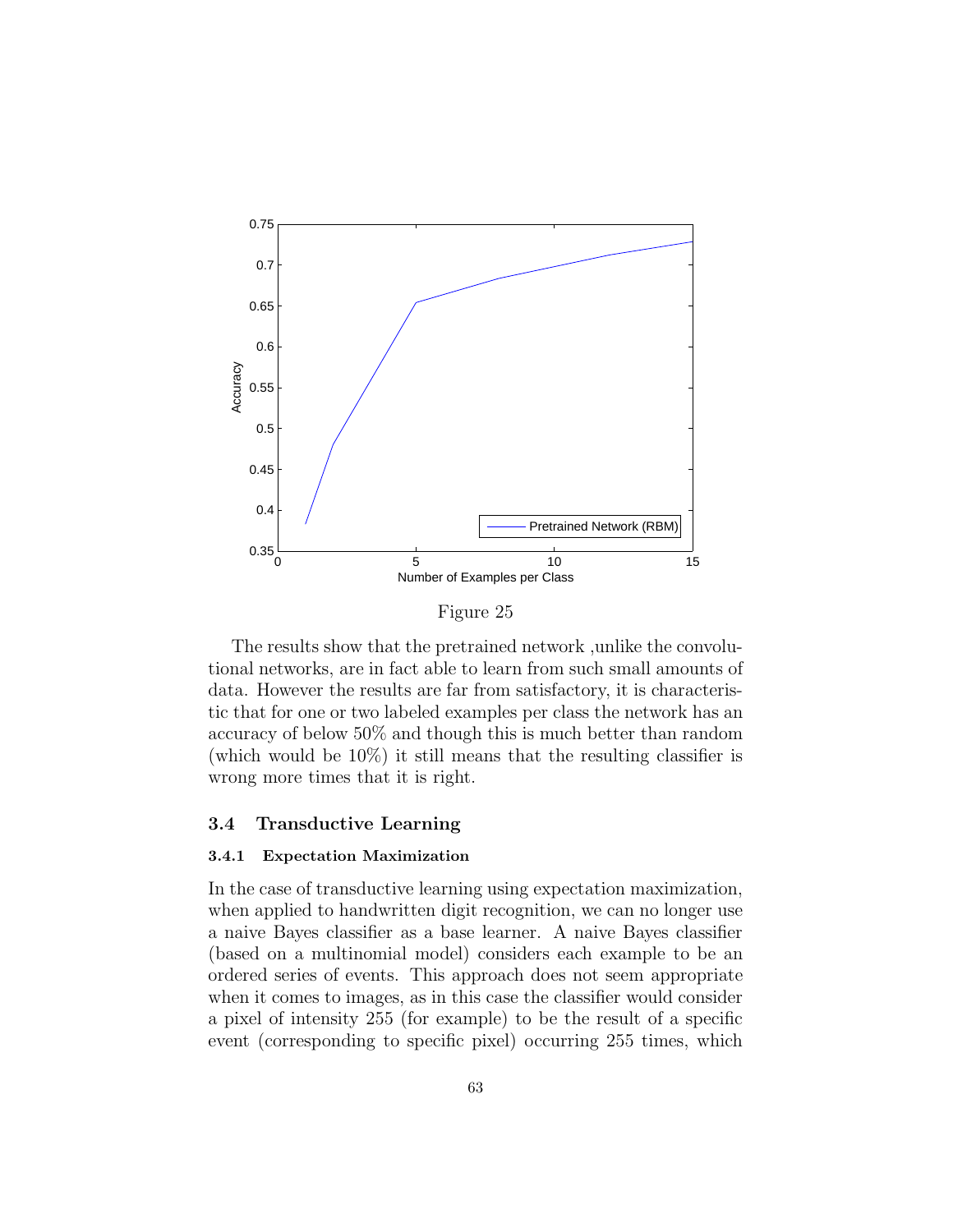Figure 25

The results show that the pretrained network ,unlike the convolutional networks, are in fact able to learn from such small amounts of data. However the results are far from satisfactory, it is characteristic that for one or two labeled examples per class the network has an accuracy of below 50% and though this is much better than random (which would be 10%) it still means that the resulting classifier is wrong more times that it is right.

### 3.4 Transductive Learning

#### 3.4.1 Expectation Maximization

In the case of transductive learning using expectation maximization, when applied to handwritten digit recognition, we can no longer use a naive Bayes classifier as a base learner. A naive Bayes classifier (based on a multinomial model) considers each example to be an ordered series of events. This approach does not seem appropriate when it comes to images, as in this case the classifier would consider a pixel of intensity 255 (for example) to be the result of a specific event (corresponding to specific pixel) occurring 255 times, which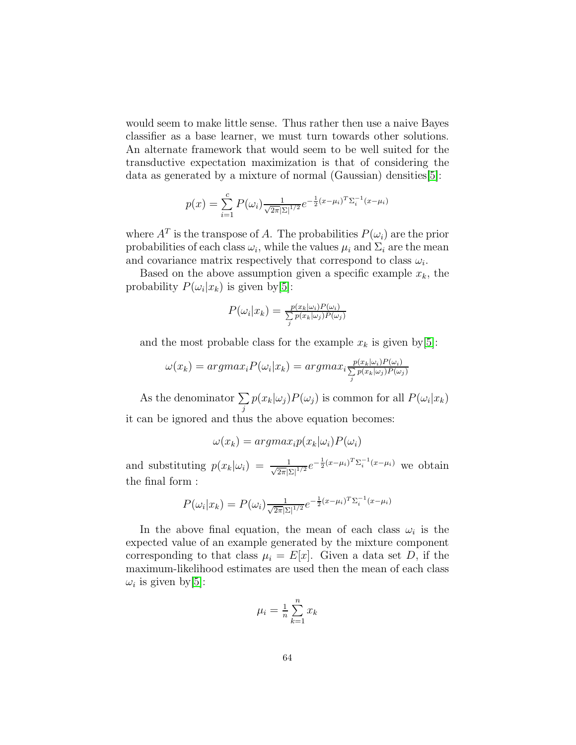would seem to make little sense. Thus rather then use a naive Bayes classifier as a base learner, we must turn towards other solutions. An alternate framework that would seem to be well suited for the transductive expectation maximization is that of considering the data as generated by a mixture of normal (Gaussian) densities[5]:

$$p(x) = \sum_{i=1}^{c} P(\omega_i) \frac{1}{\sqrt{2\pi}|\Sigma|^{1/2}} e^{-\frac{1}{2}(x-\mu_i)^T \Sigma_i^{-1}(x-\mu_i)}$$

where $A^T$ is the transpose of $A$. The probabilities $P(\omega_i)$ are the prior probabilities of each class $\omega_i$, while the values $\mu_i$ and $\Sigma_i$ are the mean and covariance matrix respectively that correspond to class $\omega_i$.

Based on the above assumption given a specific example $x_k$, the probability $P(\omega_i|x_k)$ is given by[5]:

$$P(\omega_i|x_k) = \frac{p(x_k|\omega_i)P(\omega_i)}{\sum_j p(x_k|\omega_j)P(\omega_j)}$$

and the most probable class for the example $x_k$ is given by[5]:

$$\omega(x_k) = argmax_i P(\omega_i|x_k) = argmax_i \frac{p(x_k|\omega_i)P(\omega_i)}{\sum_j p(x_k|\omega_j)P(\omega_j)}$$

As the denominator $\sum_j p(x_k|\omega_j)P(\omega_j)$ is common for all $P(\omega_i|x_k)$ it can be ignored and thus the above equation becomes:

$$\omega(x_k) = argmax_i p(x_k|\omega_i)P(\omega_i)$$

and substituting $p(x_k|\omega_i) = \frac{1}{\sqrt{2\pi}|\Sigma|^{1/2}} e^{-\frac{1}{2}(x-\mu_i)^T \Sigma_i^{-1}(x-\mu_i)}$ we obtain the final form :

$$P(\omega_i|x_k) = P(\omega_i) \frac{1}{\sqrt{2\pi}|\Sigma|^{1/2}} e^{-\frac{1}{2}(x-\mu_i)^T \Sigma_i^{-1}(x-\mu_i)}$$

In the above final equation, the mean of each class $\omega_i$ is the expected value of an example generated by the mixture component corresponding to that class $\mu_i = E[x]$. Given a data set $D$, if the maximum-likelihood estimates are used then the mean of each class $\omega_i$ is given by[5]:

$$\mu_i = \frac{1}{n} \sum_{k=1}^{n} x_k$$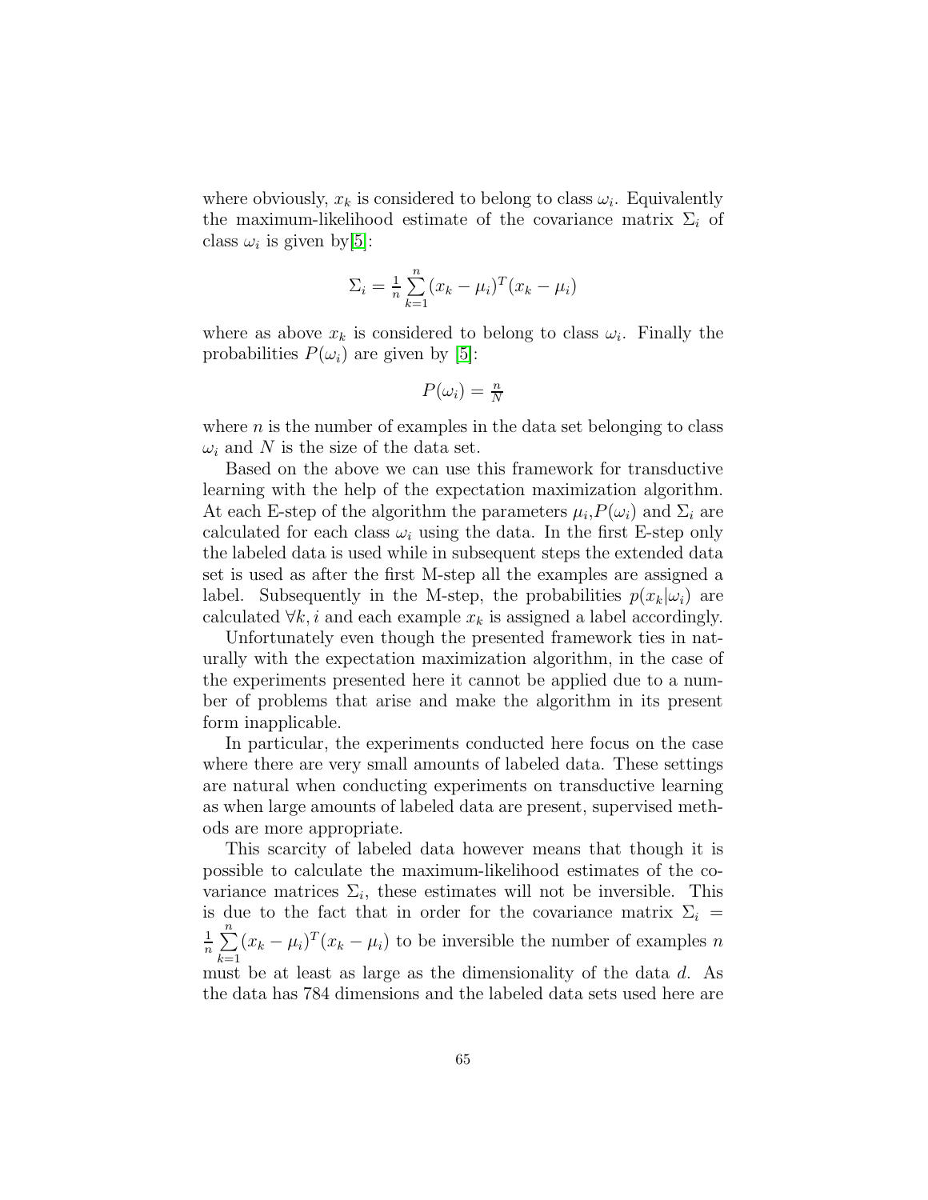where obviously, $x_k$ is considered to belong to class $\omega_i$. Equivalently the maximum-likelihood estimate of the covariance matrix $\Sigma_i$ of class $\omega_i$ is given by[5]:

$$\Sigma_i = \frac{1}{n}\sum_{k=1}^{n}(x_k - \mu_i)^T(x_k - \mu_i)$$

where as above $x_k$ is considered to belong to class $\omega_i$. Finally the probabilities $P(\omega_i)$ are given by [5]:

$$P(\omega_i) = \frac{n}{N}$$

where $n$ is the number of examples in the data set belonging to class $\omega_i$ and $N$ is the size of the data set.

Based on the above we can use this framework for transductive learning with the help of the expectation maximization algorithm. At each E-step of the algorithm the parameters $\mu_i$,$P(\omega_i)$ and $\Sigma_i$ are calculated for each class $\omega_i$ using the data. In the first E-step only the labeled data is used while in subsequent steps the extended data set is used as after the first M-step all the examples are assigned a label. Subsequently in the M-step, the probabilities $p(x_k|\omega_i)$ are calculated $\forall k, i$ and each example $x_k$ is assigned a label accordingly.

Unfortunately even though the presented framework ties in naturally with the expectation maximization algorithm, in the case of the experiments presented here it cannot be applied due to a number of problems that arise and make the algorithm in its present form inapplicable.

In particular, the experiments conducted here focus on the case where there are very small amounts of labeled data. These settings are natural when conducting experiments on transductive learning as when large amounts of labeled data are present, supervised methods are more appropriate.

This scarcity of labeled data however means that though it is possible to calculate the maximum-likelihood estimates of the covariance matrices $\Sigma_i$, these estimates will not be inversible. This is due to the fact that in order for the covariance matrix $\Sigma_i = \frac{1}{n}\sum_{k=1}^{n}(x_k - \mu_i)^T(x_k - \mu_i)$ to be inversible the number of examples $n$ must be at least as large as the dimensionality of the data $d$. As the data has 784 dimensions and the labeled data sets used here are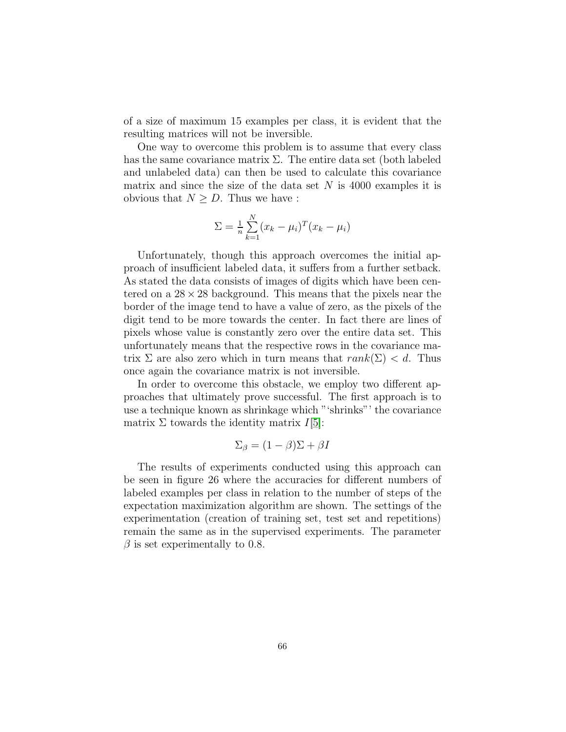of a size of maximum 15 examples per class, it is evident that the resulting matrices will not be inversible.

One way to overcome this problem is to assume that every class has the same covariance matrix $\Sigma$. The entire data set (both labeled and unlabeled data) can then be used to calculate this covariance matrix and since the size of the data set $N$ is 4000 examples it is obvious that $N \geq D$. Thus we have :

$$\Sigma = \frac{1}{n} \sum_{k=1}^{N} (x_k - \mu_i)^T (x_k - \mu_i)$$

Unfortunately, though this approach overcomes the initial approach of insufficient labeled data, it suffers from a further setback. As stated the data consists of images of digits which have been centered on a $28 \times 28$ background. This means that the pixels near the border of the image tend to have a value of zero, as the pixels of the digit tend to be more towards the center. In fact there are lines of pixels whose value is constantly zero over the entire data set. This unfortunately means that the respective rows in the covariance matrix $\Sigma$ are also zero which in turn means that $rank(\Sigma) < d$. Thus once again the covariance matrix is not inversible.

In order to overcome this obstacle, we employ two different approaches that ultimately prove successful. The first approach is to use a technique known as shrinkage which "'shrinks"' the covariance matrix $\Sigma$ towards the identity matrix $I$[5]:

$$\Sigma_\beta = (1 - \beta)\Sigma + \beta I$$

The results of experiments conducted using this approach can be seen in figure 26 where the accuracies for different numbers of labeled examples per class in relation to the number of steps of the expectation maximization algorithm are shown. The settings of the experimentation (creation of training set, test set and repetitions) remain the same as in the supervised experiments. The parameter $\beta$ is set experimentally to 0.8.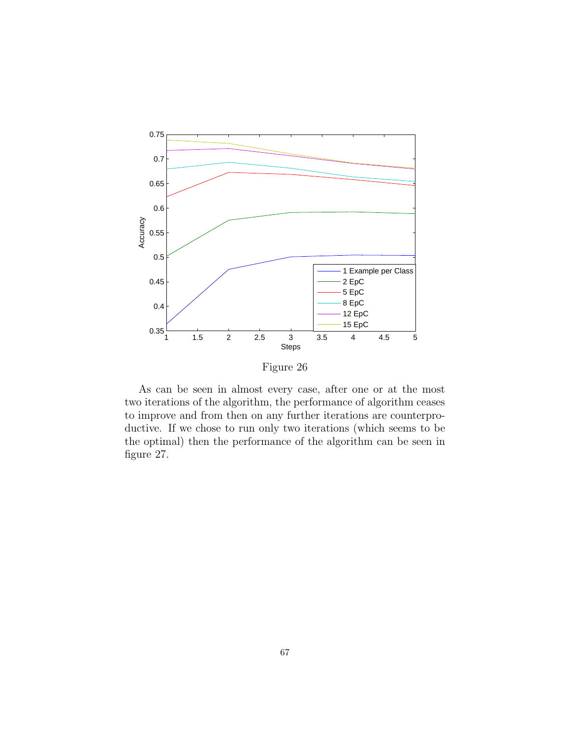Figure 26

As can be seen in almost every case, after one or at the most two iterations of the algorithm, the performance of algorithm ceases to improve and from then on any further iterations are counterproductive. If we chose to run only two iterations (which seems to be the optimal) then the performance of the algorithm can be seen in figure 27.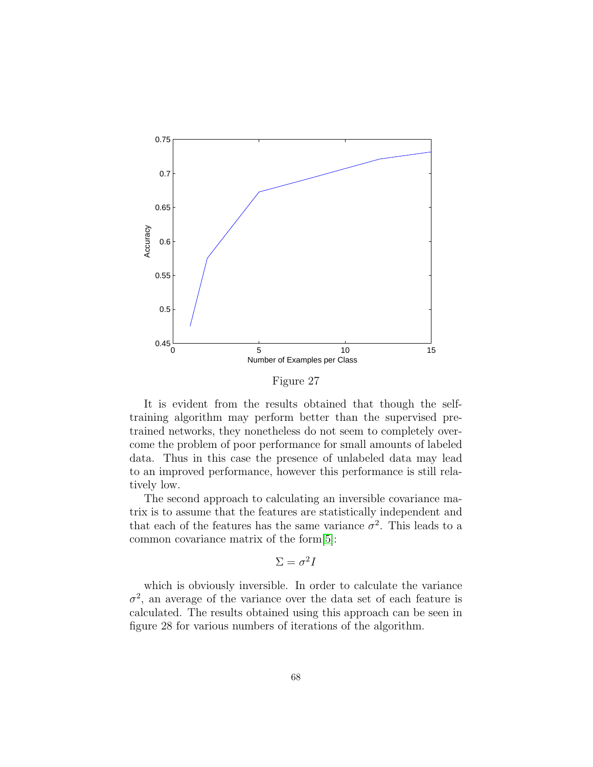Figure 27

It is evident from the results obtained that though the self-training algorithm may perform better than the supervised pre-trained networks, they nonetheless do not seem to completely overcome the problem of poor performance for small amounts of labeled data. Thus in this case the presence of unlabeled data may lead to an improved performance, however this performance is still relatively low.

The second approach to calculating an inversible covariance matrix is to assume that the features are statistically independent and that each of the features has the same variance $\sigma^2$. This leads to a common covariance matrix of the form[5]:

$$\Sigma = \sigma^2 I$$

which is obviously inversible. In order to calculate the variance $\sigma^2$, an average of the variance over the data set of each feature is calculated. The results obtained using this approach can be seen in figure 28 for various numbers of iterations of the algorithm.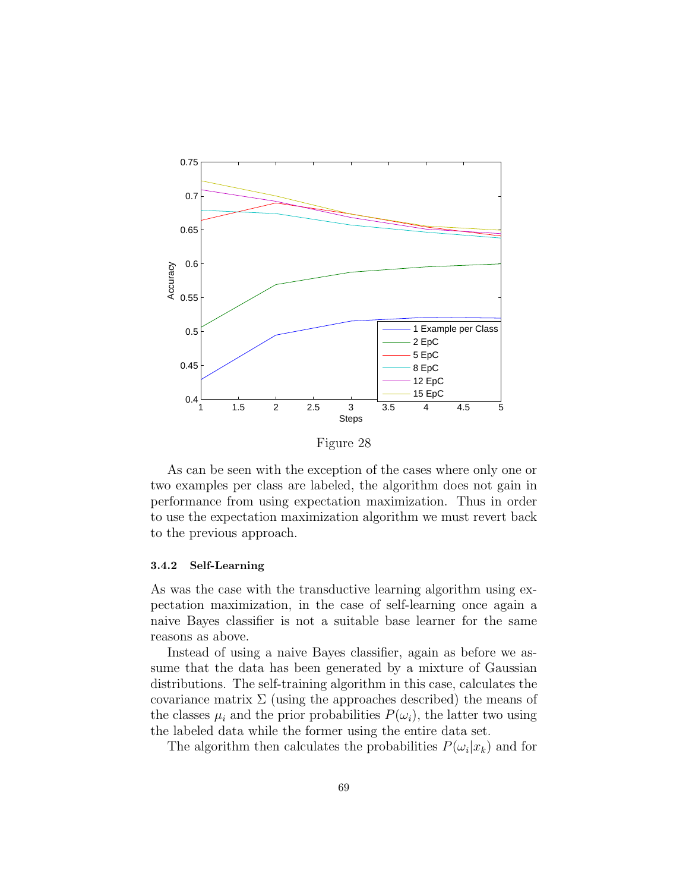Figure 28

As can be seen with the exception of the cases where only one or two examples per class are labeled, the algorithm does not gain in performance from using expectation maximization. Thus in order to use the expectation maximization algorithm we must revert back to the previous approach.

### 3.4.2 Self-Learning

As was the case with the transductive learning algorithm using expectation maximization, in the case of self-learning once again a naive Bayes classifier is not a suitable base learner for the same reasons as above.

Instead of using a naive Bayes classifier, again as before we assume that the data has been generated by a mixture of Gaussian distributions. The self-training algorithm in this case, calculates the covariance matrix $\Sigma$ (using the approaches described) the means of the classes $\mu_i$ and the prior probabilities $P(\omega_i)$, the latter two using the labeled data while the former using the entire data set.

The algorithm then calculates the probabilities $P(\omega_i|x_k)$ and for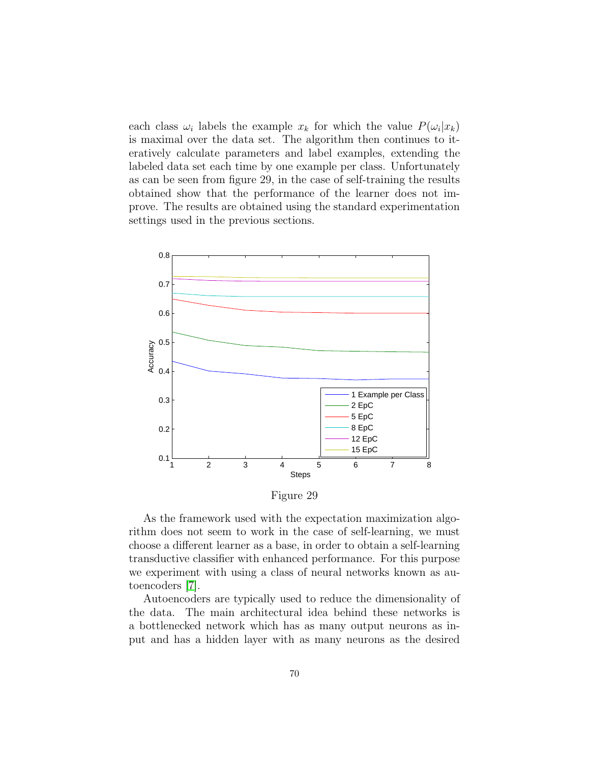each class $\omega_i$ labels the example $x_k$ for which the value $P(\omega_i|x_k)$ is maximal over the data set. The algorithm then continues to iteratively calculate parameters and label examples, extending the labeled data set each time by one example per class. Unfortunately as can be seen from figure 29, in the case of self-training the results obtained show that the performance of the learner does not improve. The results are obtained using the standard experimentation settings used in the previous sections.

Figure 29

As the framework used with the expectation maximization algorithm does not seem to work in the case of self-learning, we must choose a different learner as a base, in order to obtain a self-learning transductive classifier with enhanced performance. For this purpose we experiment with using a class of neural networks known as autoencoders [7].

Autoencoders are typically used to reduce the dimensionality of the data. The main architectural idea behind these networks is a bottlenecked network which has as many output neurons as input and has a hidden layer with as many neurons as the desired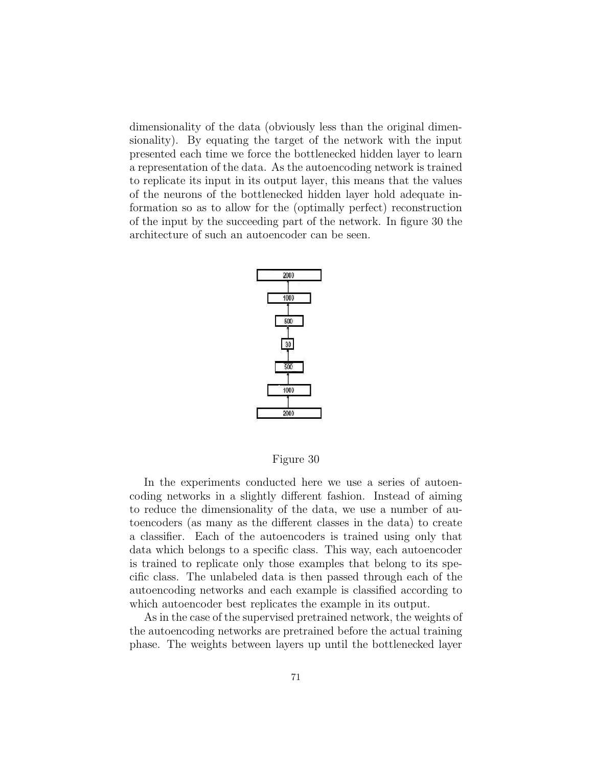dimensionality of the data (obviously less than the original dimensionality). By equating the target of the network with the input presented each time we force the bottlenecked hidden layer to learn a representation of the data. As the autoencoding network is trained to replicate its input in its output layer, this means that the values of the neurons of the bottlenecked hidden layer hold adequate information so as to allow for the (optimally perfect) reconstruction of the input by the succeeding part of the network. In figure 30 the architecture of such an autoencoder can be seen.

Figure 30

In the experiments conducted here we use a series of autoencoding networks in a slightly different fashion. Instead of aiming to reduce the dimensionality of the data, we use a number of autoencoders (as many as the different classes in the data) to create a classifier. Each of the autoencoders is trained using only that data which belongs to a specific class. This way, each autoencoder is trained to replicate only those examples that belong to its specific class. The unlabeled data is then passed through each of the autoencoding networks and each example is classified according to which autoencoder best replicates the example in its output.

As in the case of the supervised pretrained network, the weights of the autoencoding networks are pretrained before the actual training phase. The weights between layers up until the bottlenecked layer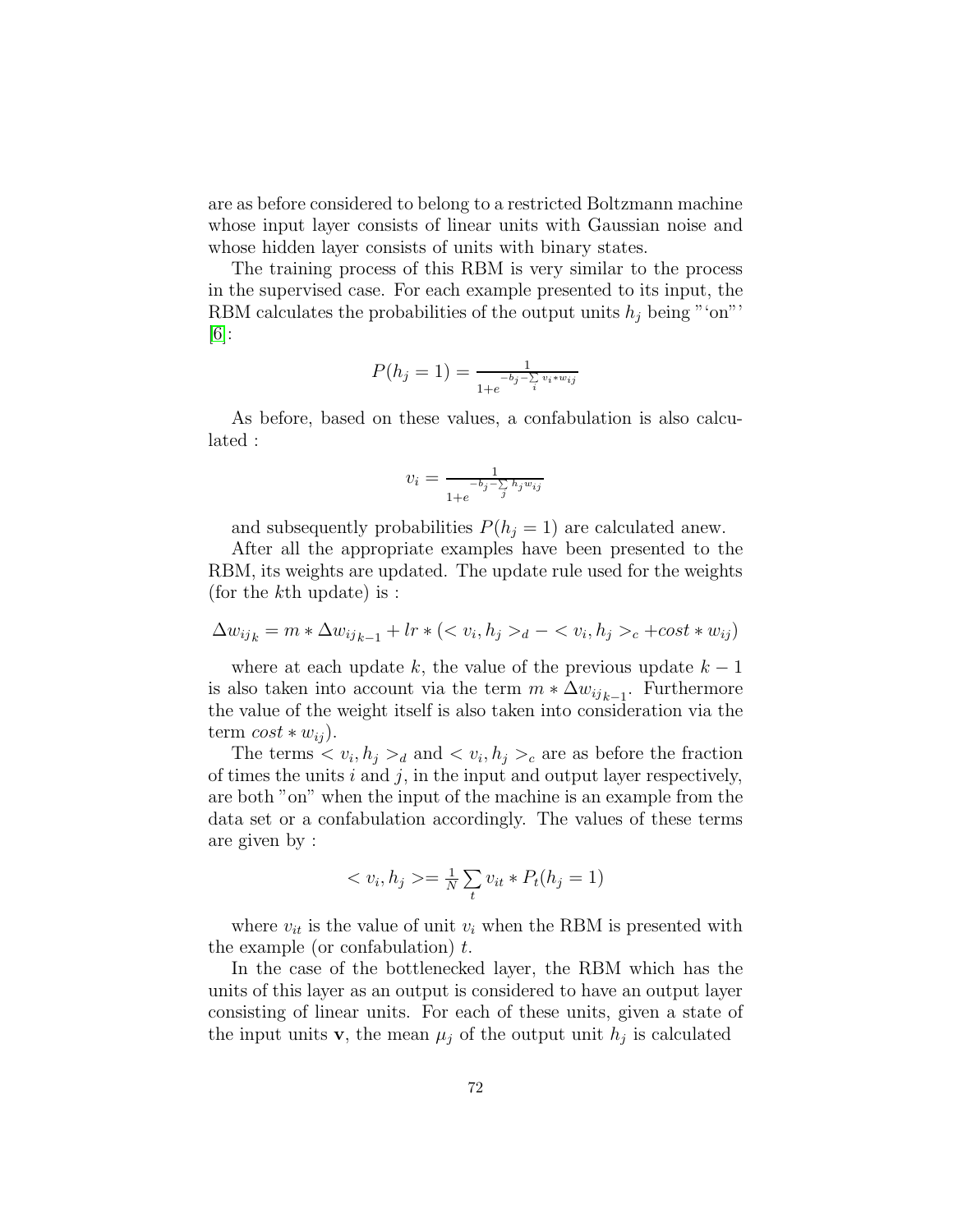are as before considered to belong to a restricted Boltzmann machine whose input layer consists of linear units with Gaussian noise and whose hidden layer consists of units with binary states.

The training process of this RBM is very similar to the process in the supervised case. For each example presented to its input, the RBM calculates the probabilities of the output units $h_j$ being "'on"' [6]:

$$P(h_j = 1) = \frac{1}{1+e^{-b_j - \sum_i v_i * w_{ij}}}$$

As before, based on these values, a confabulation is also calculated :

$$v_i = \frac{1}{1+e^{-b_j - \sum_j h_j w_{ij}}}$$

and subsequently probabilities $P(h_j = 1)$ are calculated anew.

After all the appropriate examples have been presented to the RBM, its weights are updated. The update rule used for the weights (for the $k$th update) is :

$$\Delta w_{ij_k} = m * \Delta w_{ij_{k-1}} + lr * (< v_i, h_j >_d - < v_i, h_j >_c + cost * w_{ij})$$

where at each update $k$, the value of the previous update $k-1$ is also taken into account via the term $m * \Delta w_{ij_{k-1}}$. Furthermore the value of the weight itself is also taken into consideration via the term $cost * w_{ij}$).

The terms $< v_i, h_j >_d$ and $< v_i, h_j >_c$ are as before the fraction of times the units $i$ and $j$, in the input and output layer respectively, are both "on" when the input of the machine is an example from the data set or a confabulation accordingly. The values of these terms are given by :

$$< v_i, h_j > = \frac{1}{N} \sum_t v_{it} * P_t(h_j = 1)$$

where $v_{it}$ is the value of unit $v_i$ when the RBM is presented with the example (or confabulation) $t$.

In the case of the bottlenecked layer, the RBM which has the units of this layer as an output is considered to have an output layer consisting of linear units. For each of these units, given a state of the input units $\mathbf{v}$, the mean $\mu_j$ of the output unit $h_j$ is calculated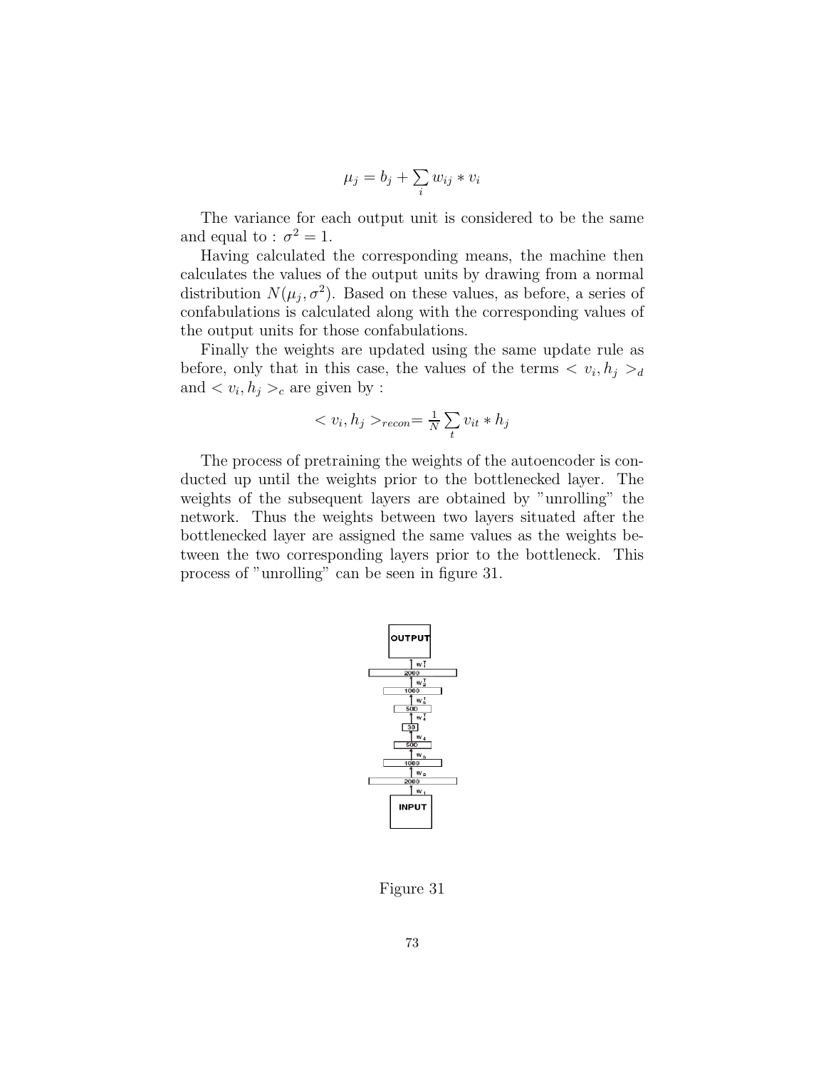$$\mu_j = b_j + \sum_i w_{ij} * v_i$$

The variance for each output unit is considered to be the same and equal to : $\sigma^2 = 1$.

Having calculated the corresponding means, the machine then calculates the values of the output units by drawing from a normal distribution $N(\mu_j, \sigma^2)$. Based on these values, as before, a series of confabulations is calculated along with the corresponding values of the output units for those confabulations.

Finally the weights are updated using the same update rule as before, only that in this case, the values of the terms $< v_i, h_j >_d$ and $< v_i, h_j >_c$ are given by :

$$< v_i, h_j >_{recon} = \frac{1}{N} \sum_t v_{it} * h_j$$

The process of pretraining the weights of the autoencoder is conducted up until the weights prior to the bottlenecked layer. The weights of the subsequent layers are obtained by "unrolling" the network. Thus the weights between two layers situated after the bottlenecked layer are assigned the same values as the weights between the two corresponding layers prior to the bottleneck. This process of "unrolling" can be seen in figure 31.

Figure 31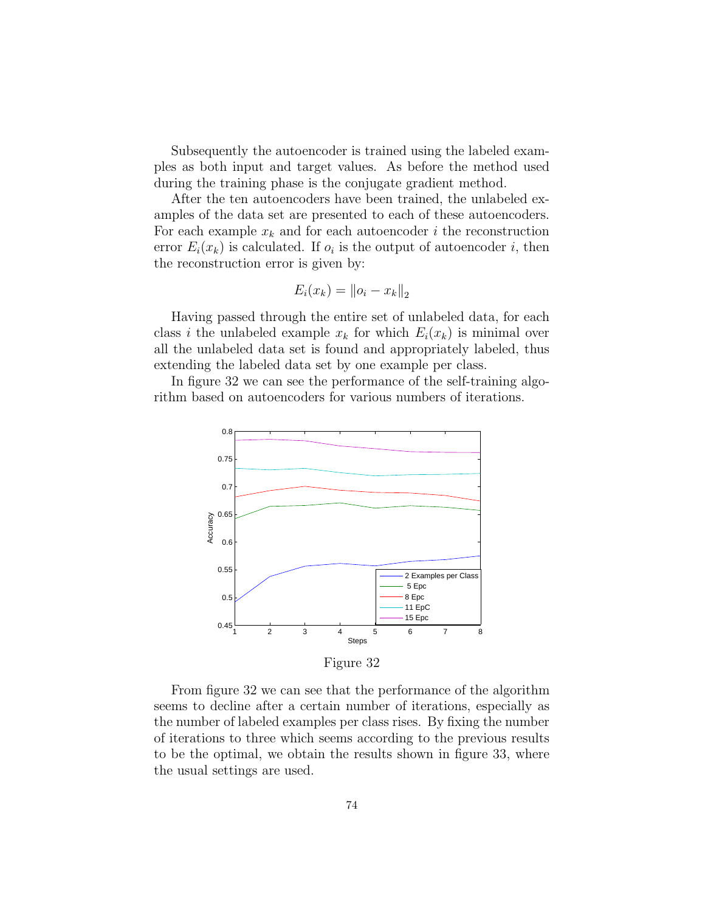Subsequently the autoencoder is trained using the labeled examples as both input and target values. As before the method used during the training phase is the conjugate gradient method.

After the ten autoencoders have been trained, the unlabeled examples of the data set are presented to each of these autoencoders. For each example $x_k$ and for each autoencoder $i$ the reconstruction error $E_i(x_k)$ is calculated. If $o_i$ is the output of autoencoder $i$, then the reconstruction error is given by:

$$E_i(x_k) = \|o_i - x_k\|_2$$

Having passed through the entire set of unlabeled data, for each class $i$ the unlabeled example $x_k$ for which $E_i(x_k)$ is minimal over all the unlabeled data set is found and appropriately labeled, thus extending the labeled data set by one example per class.

In figure 32 we can see the performance of the self-training algorithm based on autoencoders for various numbers of iterations.

Figure 32

From figure 32 we can see that the performance of the algorithm seems to decline after a certain number of iterations, especially as the number of labeled examples per class rises. By fixing the number of iterations to three which seems according to the previous results to be the optimal, we obtain the results shown in figure 33, where the usual settings are used.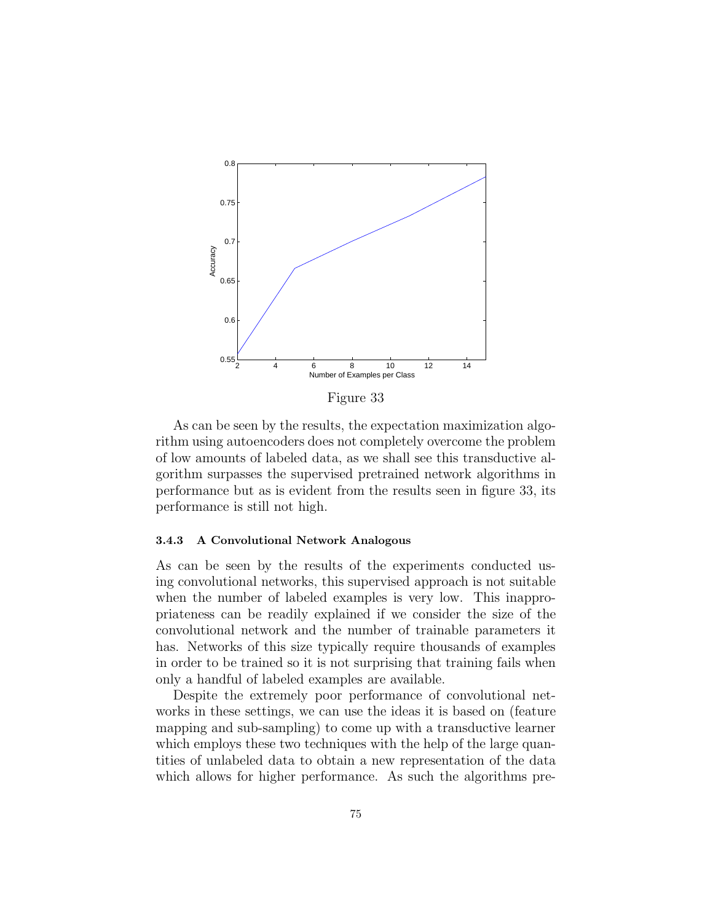Figure 33

As can be seen by the results, the expectation maximization algorithm using autoencoders does not completely overcome the problem of low amounts of labeled data, as we shall see this transductive algorithm surpasses the supervised pretrained network algorithms in performance but as is evident from the results seen in figure 33, its performance is still not high.

#### 3.4.3 A Convolutional Network Analogous

As can be seen by the results of the experiments conducted using convolutional networks, this supervised approach is not suitable when the number of labeled examples is very low. This inappropriateness can be readily explained if we consider the size of the convolutional network and the number of trainable parameters it has. Networks of this size typically require thousands of examples in order to be trained so it is not surprising that training fails when only a handful of labeled examples are available.

Despite the extremely poor performance of convolutional networks in these settings, we can use the ideas it is based on (feature mapping and sub-sampling) to come up with a transductive learner which employs these two techniques with the help of the large quantities of unlabeled data to obtain a new representation of the data which allows for higher performance. As such the algorithms pre-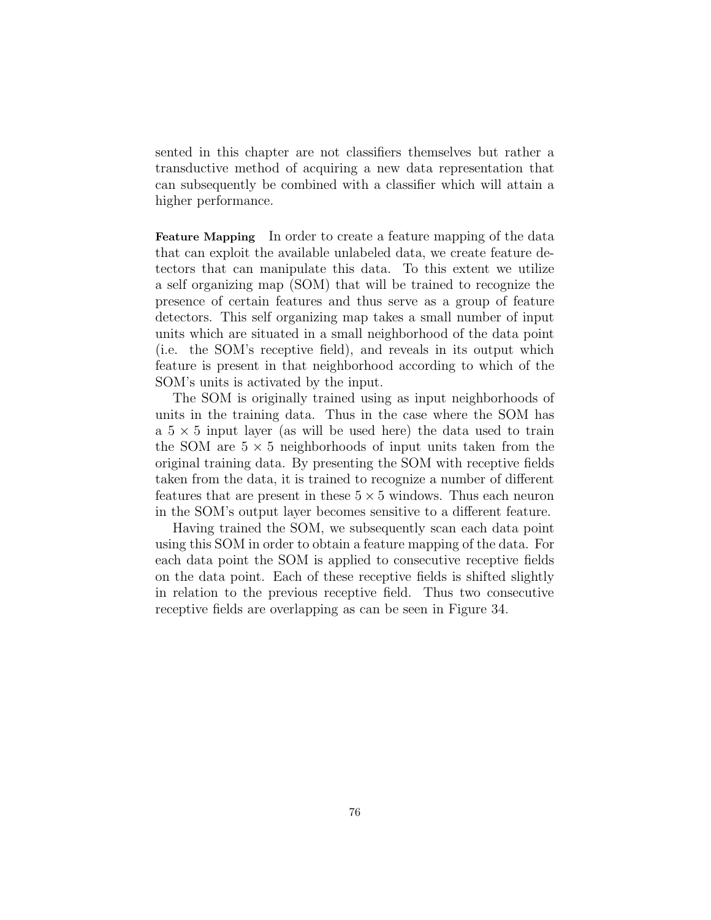sented in this chapter are not classifiers themselves but rather a transductive method of acquiring a new data representation that can subsequently be combined with a classifier which will attain a higher performance.

**Feature Mapping** In order to create a feature mapping of the data that can exploit the available unlabeled data, we create feature detectors that can manipulate this data. To this extent we utilize a self organizing map (SOM) that will be trained to recognize the presence of certain features and thus serve as a group of feature detectors. This self organizing map takes a small number of input units which are situated in a small neighborhood of the data point (i.e. the SOM's receptive field), and reveals in its output which feature is present in that neighborhood according to which of the SOM's units is activated by the input.

The SOM is originally trained using as input neighborhoods of units in the training data. Thus in the case where the SOM has a $5 \times 5$ input layer (as will be used here) the data used to train the SOM are $5 \times 5$ neighborhoods of input units taken from the original training data. By presenting the SOM with receptive fields taken from the data, it is trained to recognize a number of different features that are present in these $5 \times 5$ windows. Thus each neuron in the SOM's output layer becomes sensitive to a different feature.

Having trained the SOM, we subsequently scan each data point using this SOM in order to obtain a feature mapping of the data. For each data point the SOM is applied to consecutive receptive fields on the data point. Each of these receptive fields is shifted slightly in relation to the previous receptive field. Thus two consecutive receptive fields are overlapping as can be seen in Figure 34.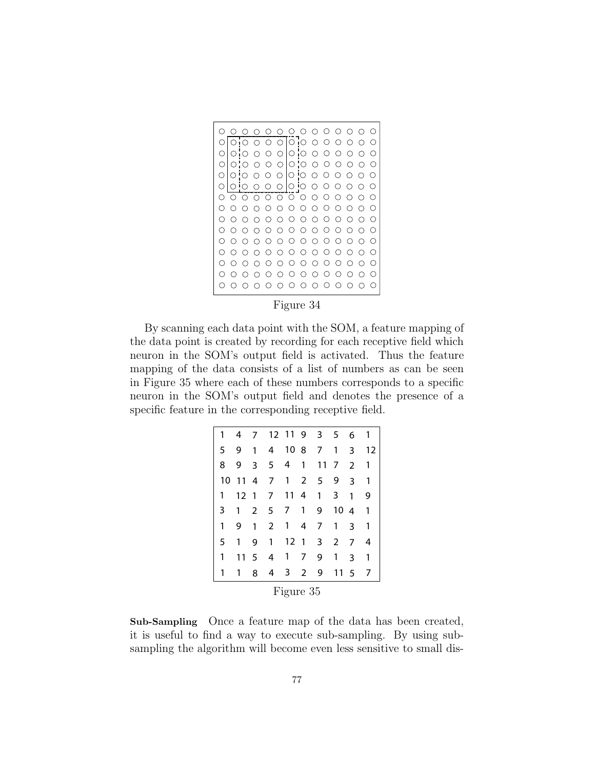Figure 34

By scanning each data point with the SOM, a feature mapping of the data point is created by recording for each receptive field which neuron in the SOM's output field is activated. Thus the feature mapping of the data consists of a list of numbers as can be seen in Figure 35 where each of these numbers corresponds to a specific neuron in the SOM's output field and denotes the presence of a specific feature in the corresponding receptive field.

| | | | | | | | | | |
|---|---|---|---|---|---|---|---|---|---|
| 1 | 4 | 7 | 12 | 11 | 9 | 3 | 5 | 6 | 1 |
| 5 | 9 | 1 | 4 | 10 | 8 | 7 | 1 | 3 | 12 |
| 8 | 9 | 3 | 5 | 4 | 1 | 11 | 7 | 2 | 1 |
| 10 | 11 | 4 | 7 | 1 | 2 | 5 | 9 | 3 | 1 |
| 1 | 12 | 1 | 7 | 11 | 4 | 1 | 3 | 1 | 9 |
| 3 | 1 | 2 | 5 | 7 | 1 | 9 | 10 | 4 | 1 |
| 1 | 9 | 1 | 2 | 1 | 4 | 7 | 1 | 3 | 1 |
| 5 | 1 | 9 | 1 | 12 | 1 | 3 | 2 | 7 | 4 |
| 1 | 11 | 5 | 4 | 1 | 7 | 9 | 1 | 3 | 1 |
| 1 | 1 | 8 | 4 | 3 | 2 | 9 | 11 | 5 | 7 |

Figure 35

**Sub-Sampling** Once a feature map of the data has been created, it is useful to find a way to execute sub-sampling. By using sub-sampling the algorithm will become even less sensitive to small dis-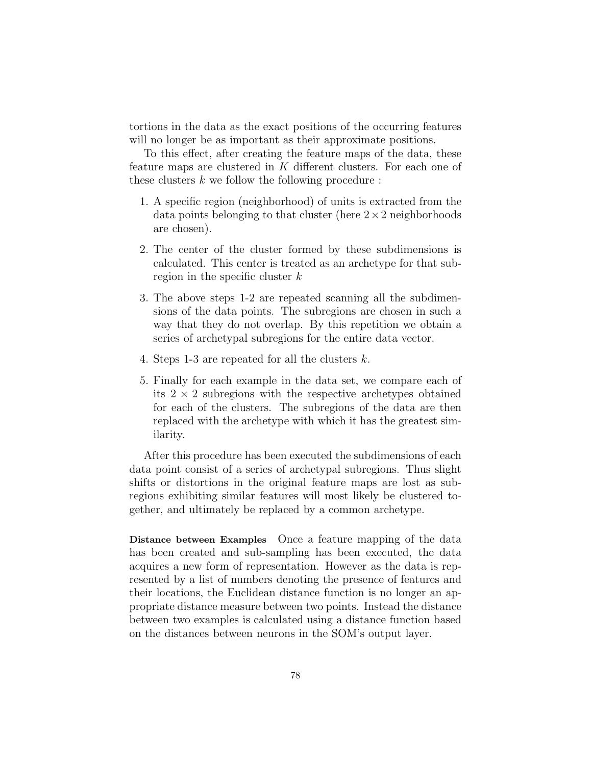tortions in the data as the exact positions of the occurring features will no longer be as important as their approximate positions.

To this effect, after creating the feature maps of the data, these feature maps are clustered in $K$ different clusters. For each one of these clusters $k$ we follow the following procedure :

1. A specific region (neighborhood) of units is extracted from the data points belonging to that cluster (here $2 \times 2$ neighborhoods are chosen).
2. The center of the cluster formed by these subdimensions is calculated. This center is treated as an archetype for that subregion in the specific cluster $k$
3. The above steps 1-2 are repeated scanning all the subdimensions of the data points. The subregions are chosen in such a way that they do not overlap. By this repetition we obtain a series of archetypal subregions for the entire data vector.
4. Steps 1-3 are repeated for all the clusters $k$.
5. Finally for each example in the data set, we compare each of its $2 \times 2$ subregions with the respective archetypes obtained for each of the clusters. The subregions of the data are then replaced with the archetype with which it has the greatest similarity.

After this procedure has been executed the subdimensions of each data point consist of a series of archetypal subregions. Thus slight shifts or distortions in the original feature maps are lost as subregions exhibiting similar features will most likely be clustered together, and ultimately be replaced by a common archetype.

**Distance between Examples** Once a feature mapping of the data has been created and sub-sampling has been executed, the data acquires a new form of representation. However as the data is represented by a list of numbers denoting the presence of features and their locations, the Euclidean distance function is no longer an appropriate distance measure between two points. Instead the distance between two examples is calculated using a distance function based on the distances between neurons in the SOM's output layer.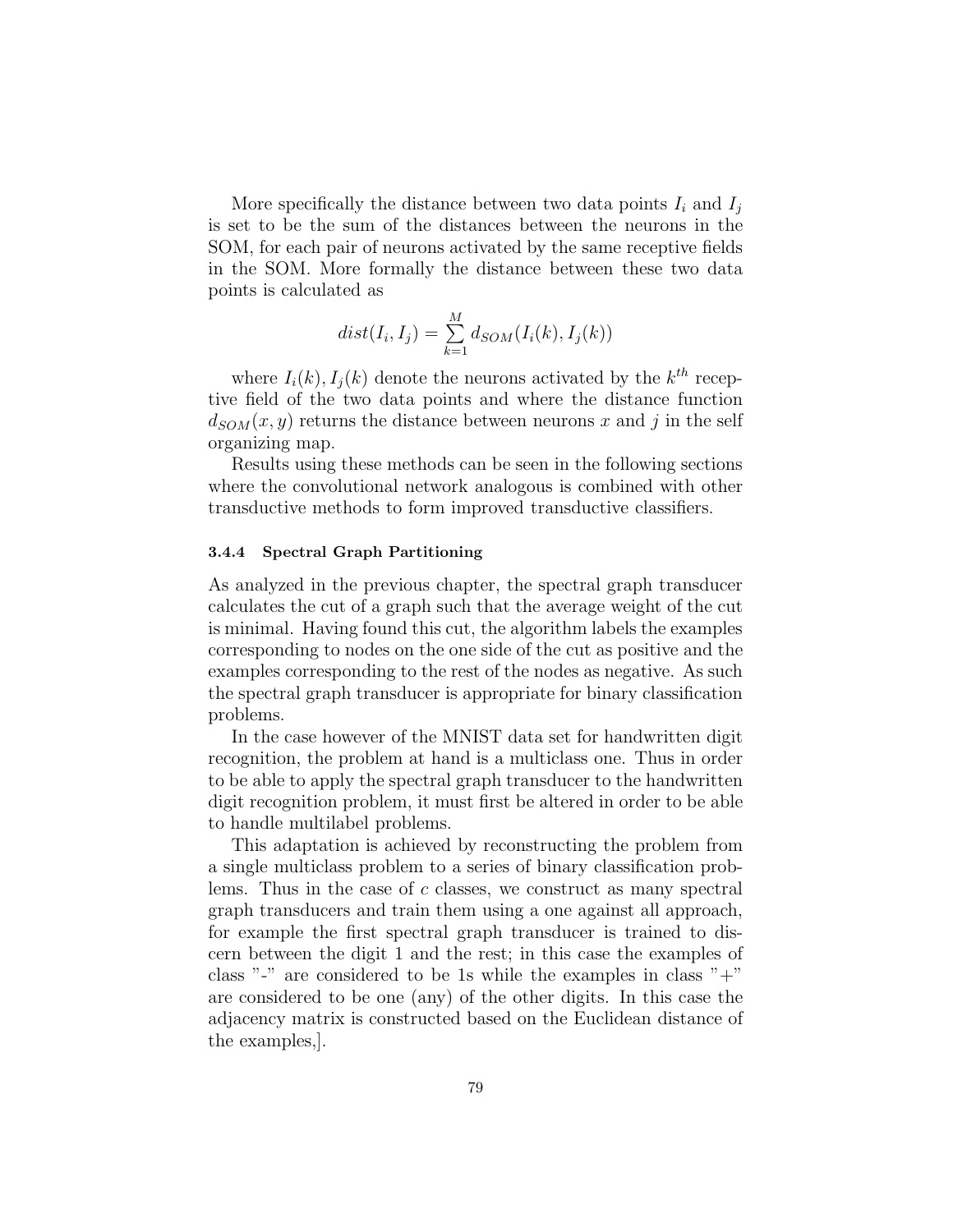More specifically the distance between two data points $I_i$ and $I_j$ is set to be the sum of the distances between the neurons in the SOM, for each pair of neurons activated by the same receptive fields in the SOM. More formally the distance between these two data points is calculated as

$$dist(I_i, I_j) = \sum_{k=1}^{M} d_{SOM}(I_i(k), I_j(k))$$

where $I_i(k), I_j(k)$ denote the neurons activated by the $k^{th}$ receptive field of the two data points and where the distance function $d_{SOM}(x, y)$ returns the distance between neurons $x$ and $j$ in the self organizing map.

Results using these methods can be seen in the following sections where the convolutional network analogous is combined with other transductive methods to form improved transductive classifiers.

#### 3.4.4 Spectral Graph Partitioning

As analyzed in the previous chapter, the spectral graph transducer calculates the cut of a graph such that the average weight of the cut is minimal. Having found this cut, the algorithm labels the examples corresponding to nodes on the one side of the cut as positive and the examples corresponding to the rest of the nodes as negative. As such the spectral graph transducer is appropriate for binary classification problems.

In the case however of the MNIST data set for handwritten digit recognition, the problem at hand is a multiclass one. Thus in order to be able to apply the spectral graph transducer to the handwritten digit recognition problem, it must first be altered in order to be able to handle multilabel problems.

This adaptation is achieved by reconstructing the problem from a single multiclass problem to a series of binary classification problems. Thus in the case of $c$ classes, we construct as many spectral graph transducers and train them using a one against all approach, for example the first spectral graph transducer is trained to discern between the digit 1 and the rest; in this case the examples of class "-" are considered to be 1s while the examples in class "+" are considered to be one (any) of the other digits. In this case the adjacency matrix is constructed based on the Euclidean distance of the examples,].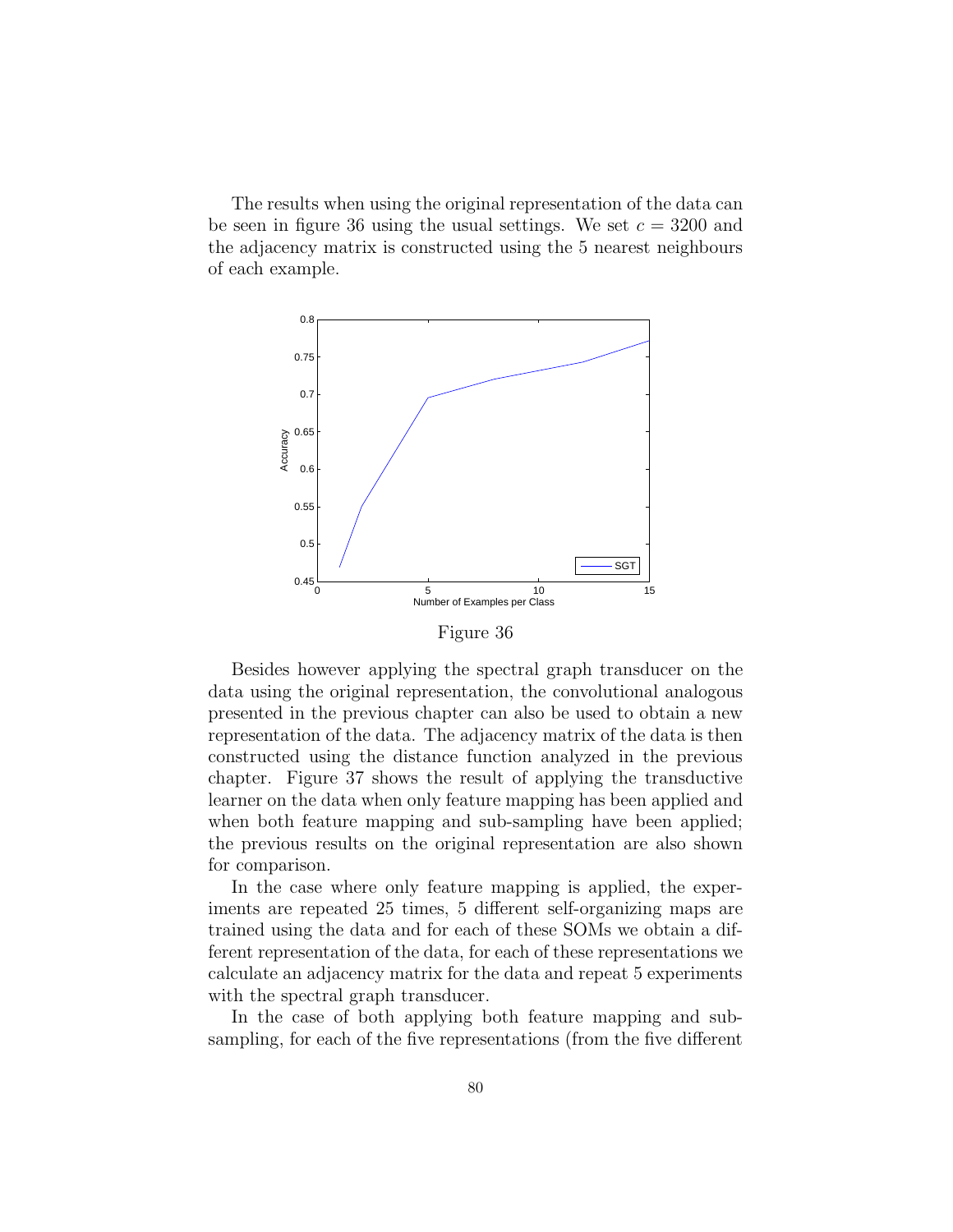The results when using the original representation of the data can be seen in figure 36 using the usual settings. We set $c = 3200$ and the adjacency matrix is constructed using the 5 nearest neighbours of each example.

Figure 36

Besides however applying the spectral graph transducer on the data using the original representation, the convolutional analogous presented in the previous chapter can also be used to obtain a new representation of the data. The adjacency matrix of the data is then constructed using the distance function analyzed in the previous chapter. Figure 37 shows the result of applying the transductive learner on the data when only feature mapping has been applied and when both feature mapping and sub-sampling have been applied; the previous results on the original representation are also shown for comparison.

In the case where only feature mapping is applied, the experiments are repeated 25 times, 5 different self-organizing maps are trained using the data and for each of these SOMs we obtain a different representation of the data, for each of these representations we calculate an adjacency matrix for the data and repeat 5 experiments with the spectral graph transducer.

In the case of both applying both feature mapping and sub-sampling, for each of the five representations (from the five different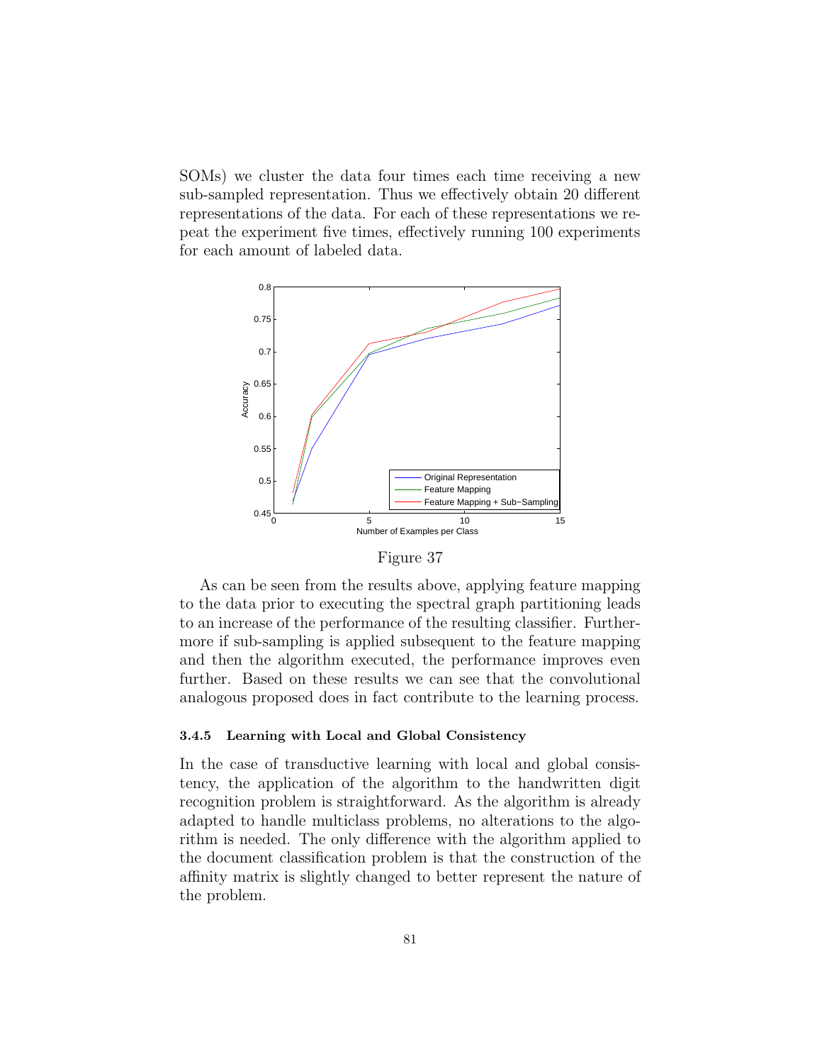SOMs) we cluster the data four times each time receiving a new sub-sampled representation. Thus we effectively obtain 20 different representations of the data. For each of these representations we repeat the experiment five times, effectively running 100 experiments for each amount of labeled data.

Figure 37

As can be seen from the results above, applying feature mapping to the data prior to executing the spectral graph partitioning leads to an increase of the performance of the resulting classifier. Furthermore if sub-sampling is applied subsequent to the feature mapping and then the algorithm executed, the performance improves even further. Based on these results we can see that the convolutional analogous proposed does in fact contribute to the learning process.

#### 3.4.5 Learning with Local and Global Consistency

In the case of transductive learning with local and global consistency, the application of the algorithm to the handwritten digit recognition problem is straightforward. As the algorithm is already adapted to handle multiclass problems, no alterations to the algorithm is needed. The only difference with the algorithm applied to the document classification problem is that the construction of the affinity matrix is slightly changed to better represent the nature of the problem.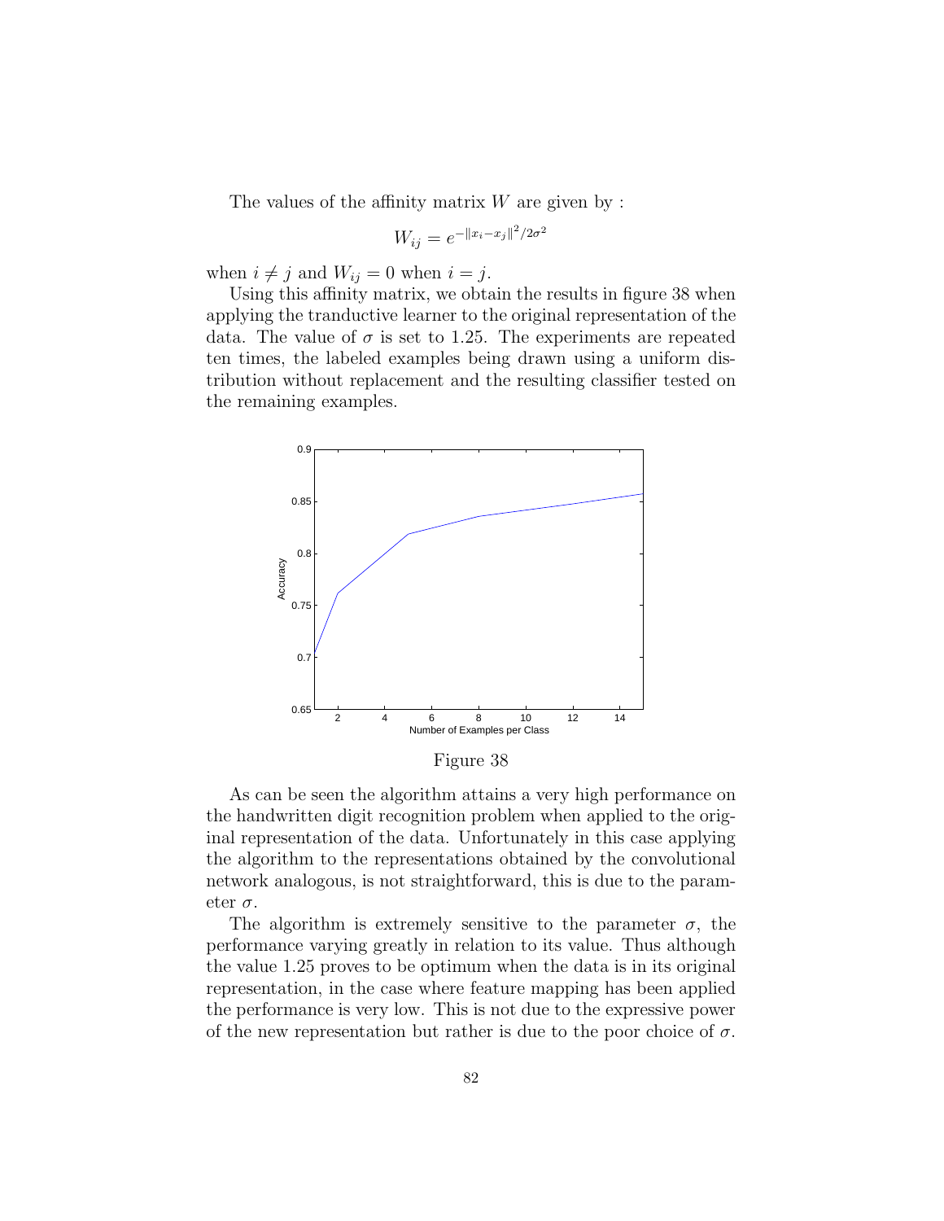The values of the affinity matrix $W$ are given by :

$$W_{ij} = e^{-\|x_i - x_j\|^2 / 2\sigma^2}$$

when $i \neq j$ and $W_{ij} = 0$ when $i = j$.

Using this affinity matrix, we obtain the results in figure 38 when applying the tranductive learner to the original representation of the data. The value of $\sigma$ is set to 1.25. The experiments are repeated ten times, the labeled examples being drawn using a uniform distribution without replacement and the resulting classifier tested on the remaining examples.

Figure 38

As can be seen the algorithm attains a very high performance on the handwritten digit recognition problem when applied to the original representation of the data. Unfortunately in this case applying the algorithm to the representations obtained by the convolutional network analogous, is not straightforward, this is due to the parameter $\sigma$.

The algorithm is extremely sensitive to the parameter $\sigma$, the performance varying greatly in relation to its value. Thus although the value 1.25 proves to be optimum when the data is in its original representation, in the case where feature mapping has been applied the performance is very low. This is not due to the expressive power of the new representation but rather is due to the poor choice of $\sigma$.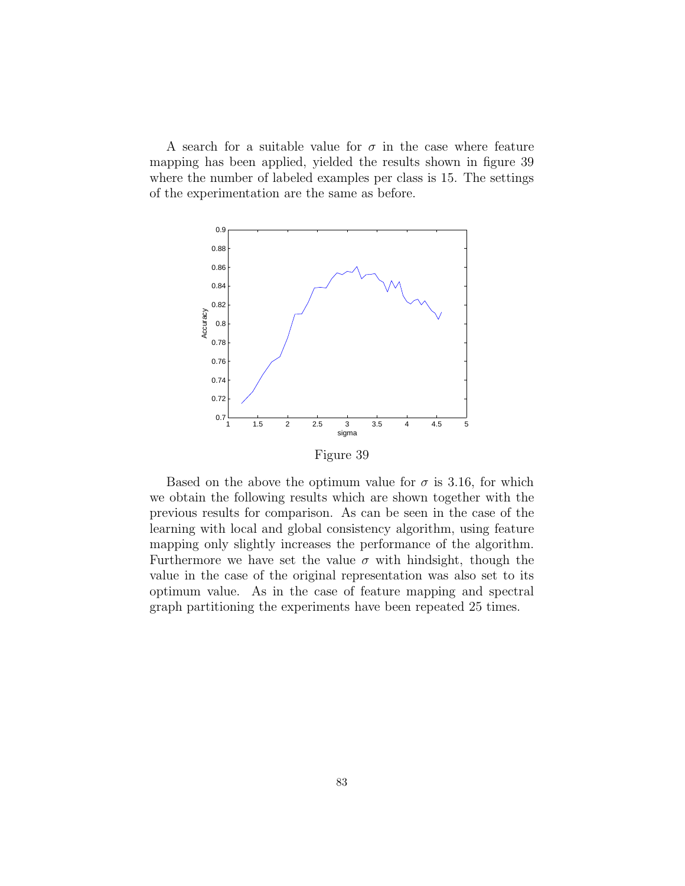A search for a suitable value for $\sigma$ in the case where feature mapping has been applied, yielded the results shown in figure 39 where the number of labeled examples per class is 15. The settings of the experimentation are the same as before.

Figure 39

Based on the above the optimum value for $\sigma$ is 3.16, for which we obtain the following results which are shown together with the previous results for comparison. As can be seen in the case of the learning with local and global consistency algorithm, using feature mapping only slightly increases the performance of the algorithm. Furthermore we have set the value $\sigma$ with hindsight, though the value in the case of the original representation was also set to its optimum value. As in the case of feature mapping and spectral graph partitioning the experiments have been repeated 25 times.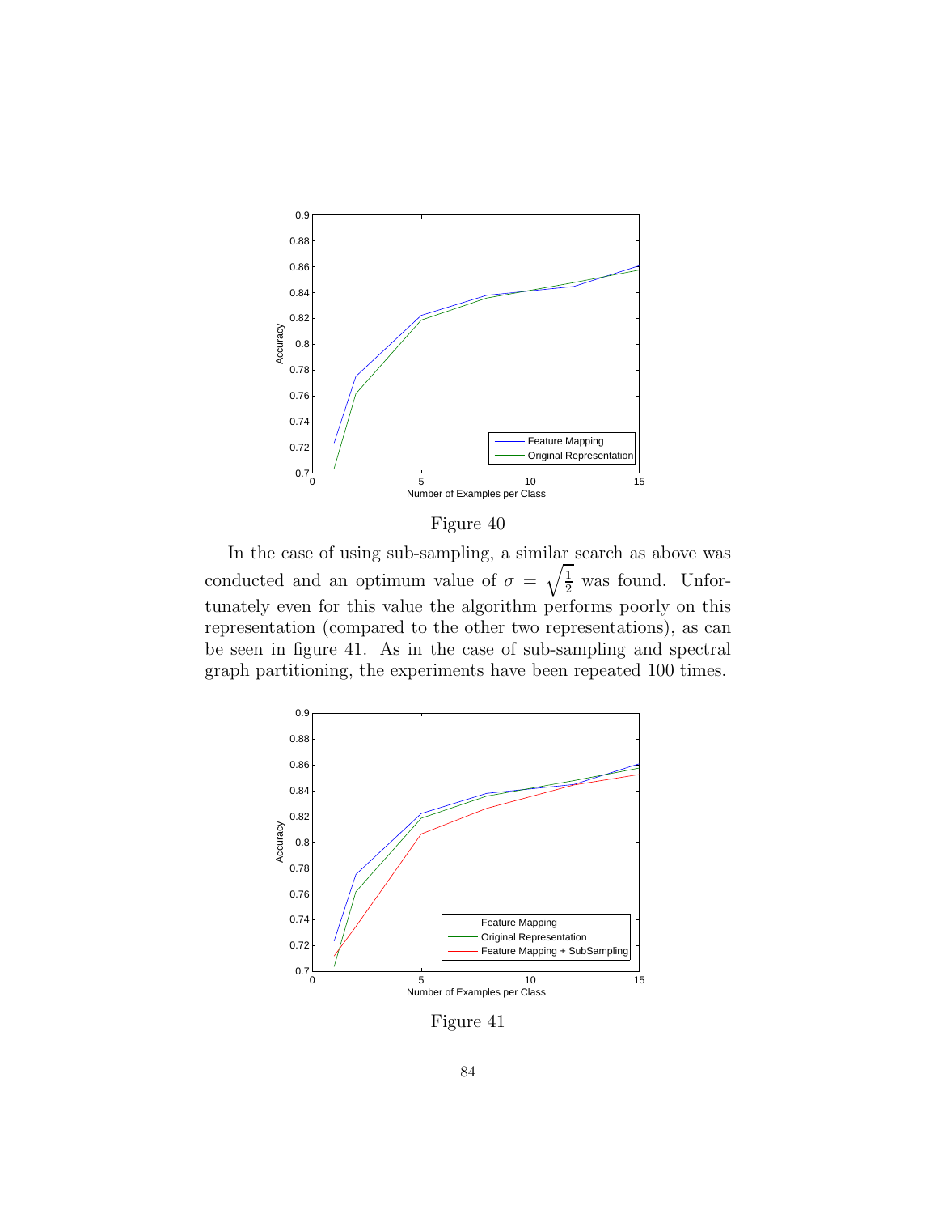Figure 40

In the case of using sub-sampling, a similar search as above was conducted and an optimum value of $\sigma = \sqrt{\frac{1}{2}}$ was found. Unfortunately even for this value the algorithm performs poorly on this representation (compared to the other two representations), as can be seen in figure 41. As in the case of sub-sampling and spectral graph partitioning, the experiments have been repeated 100 times.

Figure 41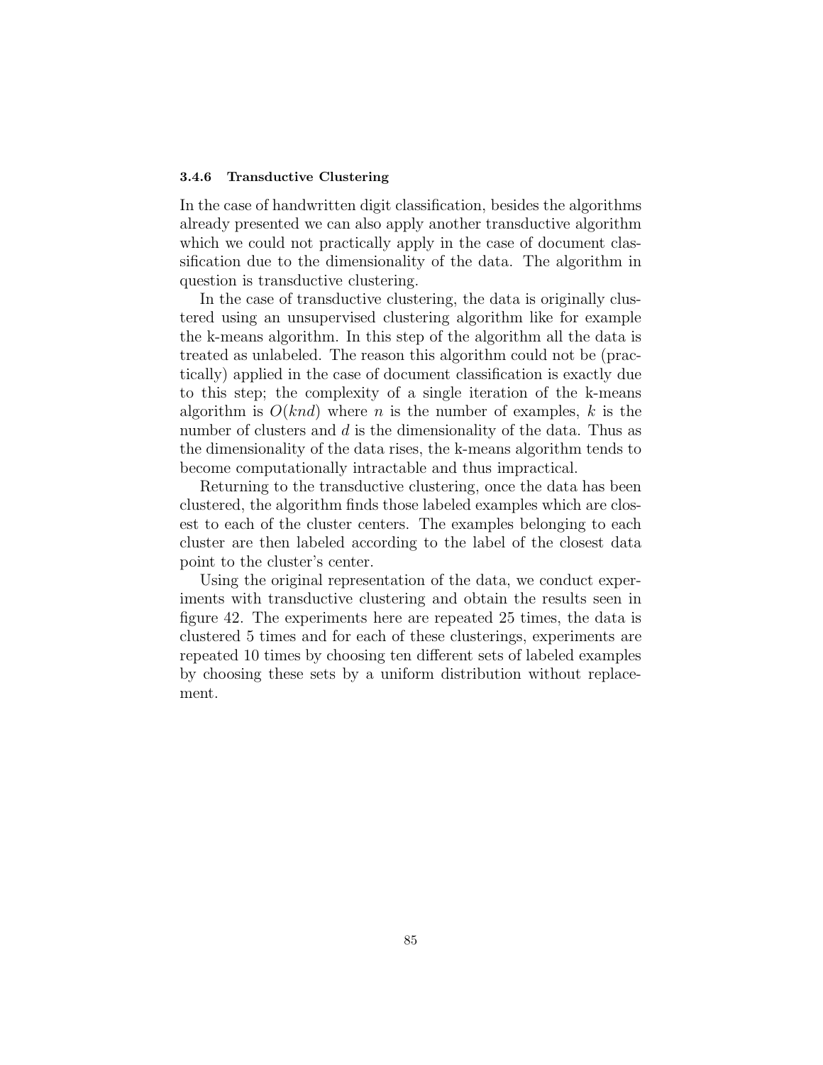### 3.4.6 Transductive Clustering

In the case of handwritten digit classification, besides the algorithms already presented we can also apply another transductive algorithm which we could not practically apply in the case of document classification due to the dimensionality of the data. The algorithm in question is transductive clustering.

In the case of transductive clustering, the data is originally clustered using an unsupervised clustering algorithm like for example the k-means algorithm. In this step of the algorithm all the data is treated as unlabeled. The reason this algorithm could not be (practically) applied in the case of document classification is exactly due to this step; the complexity of a single iteration of the k-means algorithm is $O(knd)$ where $n$ is the number of examples, $k$ is the number of clusters and $d$ is the dimensionality of the data. Thus as the dimensionality of the data rises, the k-means algorithm tends to become computationally intractable and thus impractical.

Returning to the transductive clustering, once the data has been clustered, the algorithm finds those labeled examples which are closest to each of the cluster centers. The examples belonging to each cluster are then labeled according to the label of the closest data point to the cluster's center.

Using the original representation of the data, we conduct experiments with transductive clustering and obtain the results seen in figure 42. The experiments here are repeated 25 times, the data is clustered 5 times and for each of these clusterings, experiments are repeated 10 times by choosing ten different sets of labeled examples by choosing these sets by a uniform distribution without replacement.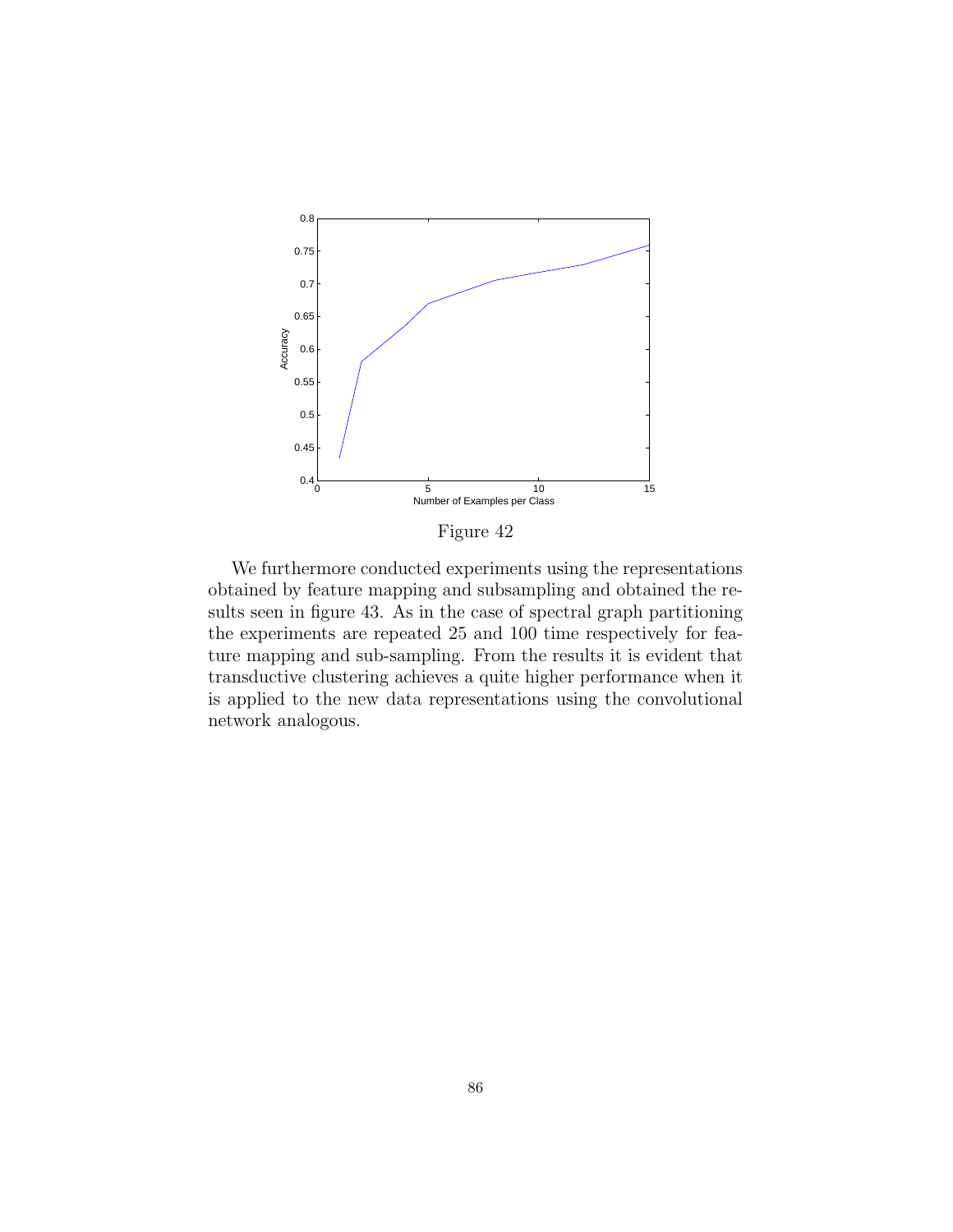Figure 42

We furthermore conducted experiments using the representations obtained by feature mapping and subsampling and obtained the results seen in figure 43. As in the case of spectral graph partitioning the experiments are repeated 25 and 100 time respectively for feature mapping and sub-sampling. From the results it is evident that transductive clustering achieves a quite higher performance when it is applied to the new data representations using the convolutional network analogous.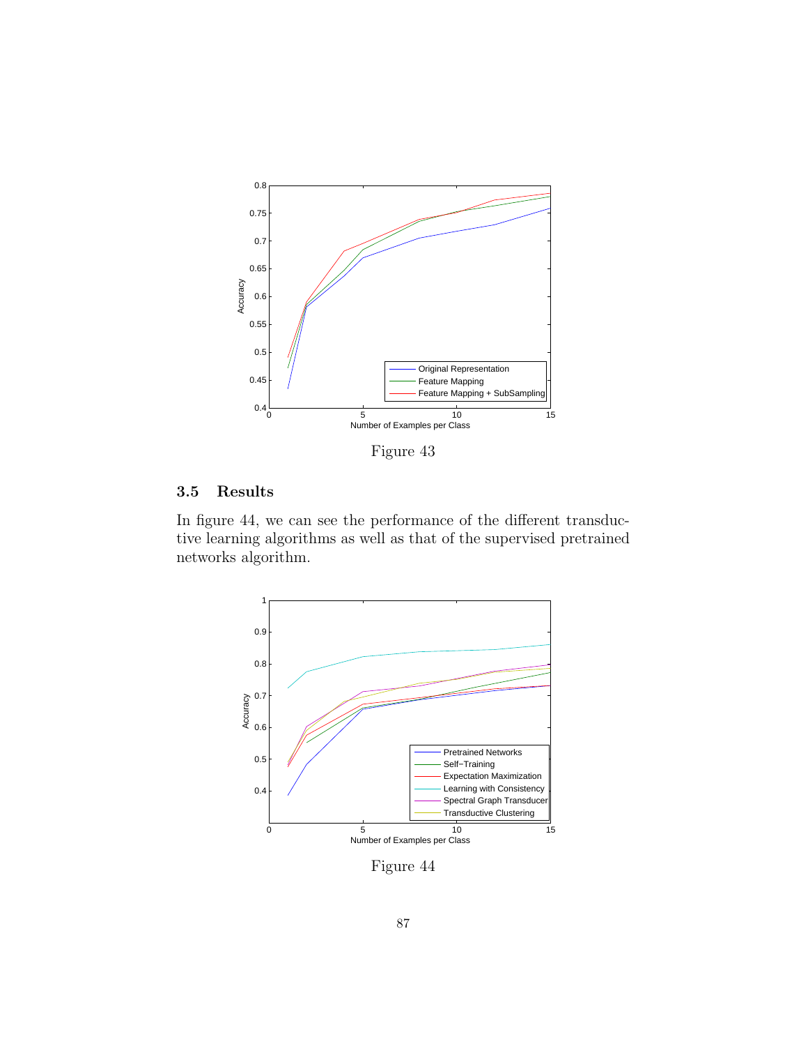Figure 43

### 3.5 Results

In figure 44, we can see the performance of the different transductive learning algorithms as well as that of the supervised pretrained networks algorithm.

Figure 44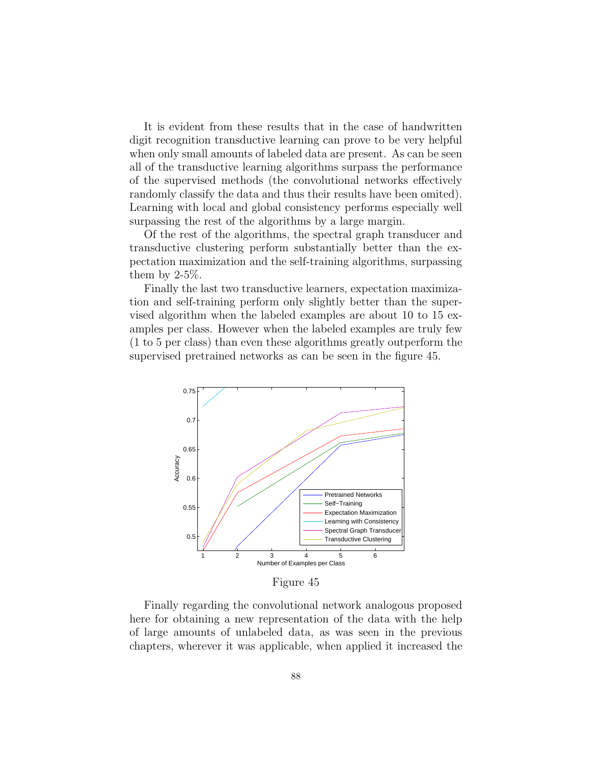It is evident from these results that in the case of handwritten digit recognition transductive learning can prove to be very helpful when only small amounts of labeled data are present. As can be seen all of the transductive learning algorithms surpass the performance of the supervised methods (the convolutional networks effectively randomly classify the data and thus their results have been omited). Learning with local and global consistency performs especially well surpassing the rest of the algorithms by a large margin.

Of the rest of the algorithms, the spectral graph transducer and transductive clustering perform substantially better than the expectation maximization and the self-training algorithms, surpassing them by 2-5%.

Finally the last two transductive learners, expectation maximization and self-training perform only slightly better than the supervised algorithm when the labeled examples are about 10 to 15 examples per class. However when the labeled examples are truly few (1 to 5 per class) than even these algorithms greatly outperform the supervised pretrained networks as can be seen in the figure 45.

Figure 45

Finally regarding the convolutional network analogous proposed here for obtaining a new representation of the data with the help of large amounts of unlabeled data, as was seen in the previous chapters, wherever it was applicable, when applied it increased the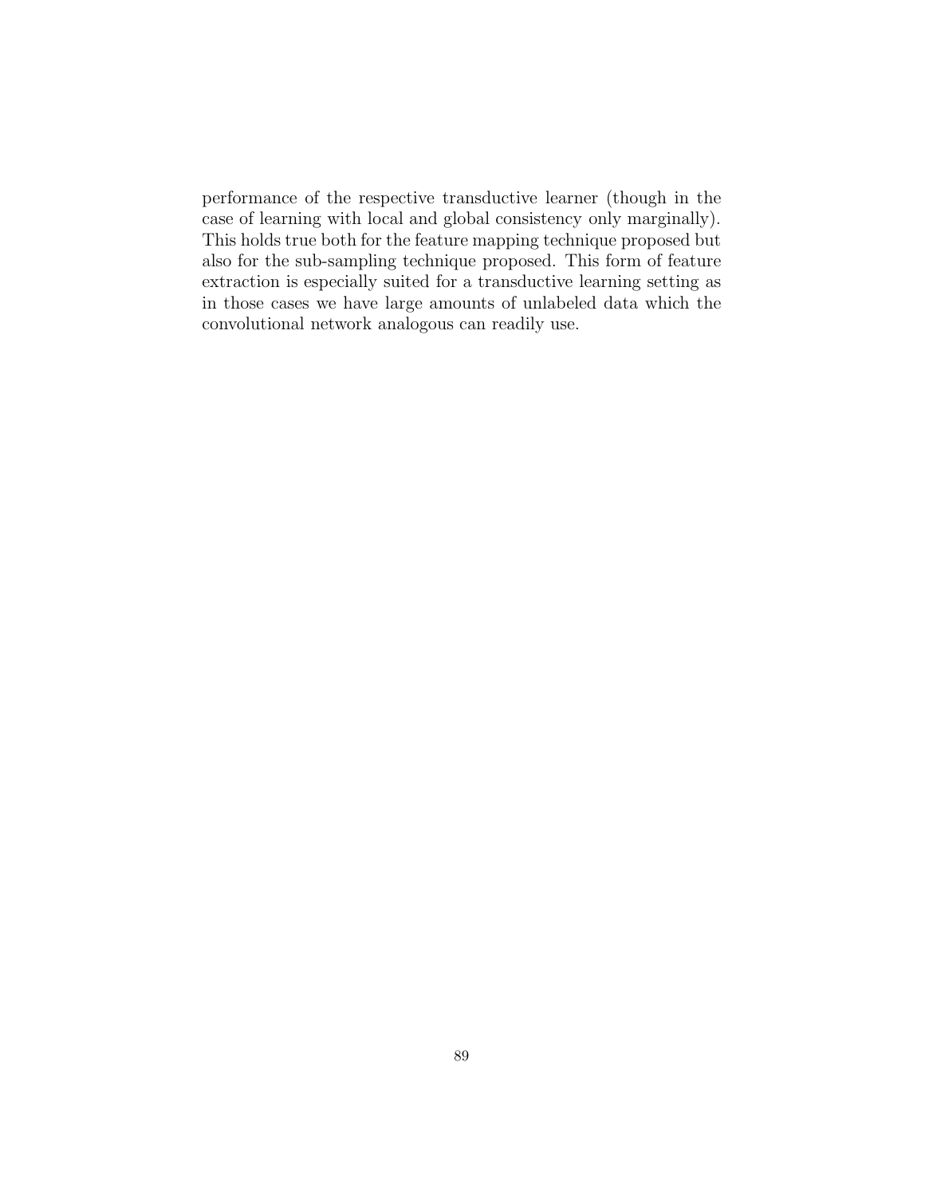performance of the respective transductive learner (though in the case of learning with local and global consistency only marginally). This holds true both for the feature mapping technique proposed but also for the sub-sampling technique proposed. This form of feature extraction is especially suited for a transductive learning setting as in those cases we have large amounts of unlabeled data which the convolutional network analogous can readily use.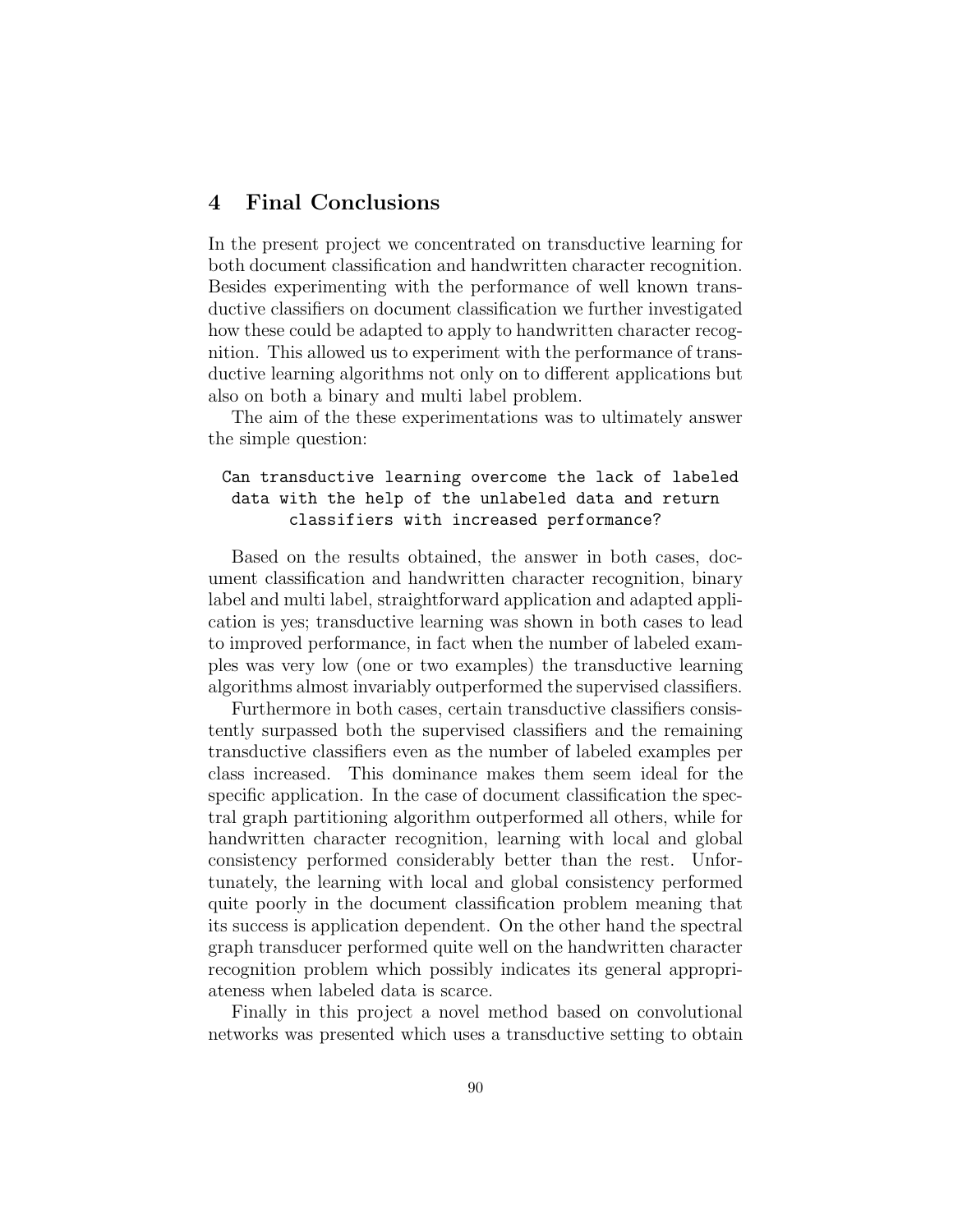## 4 Final Conclusions

In the present project we concentrated on transductive learning for both document classification and handwritten character recognition. Besides experimenting with the performance of well known transductive classifiers on document classification we further investigated how these could be adapted to apply to handwritten character recognition. This allowed us to experiment with the performance of transductive learning algorithms not only on to different applications but also on both a binary and multi label problem.

The aim of the these experimentations was to ultimately answer the simple question:

```
Can transductive learning overcome the lack of labeled
  data with the help of the unlabeled data and return
       classifiers with increased performance?
```

Based on the results obtained, the answer in both cases, document classification and handwritten character recognition, binary label and multi label, straightforward application and adapted application is yes; transductive learning was shown in both cases to lead to improved performance, in fact when the number of labeled examples was very low (one or two examples) the transductive learning algorithms almost invariably outperformed the supervised classifiers.

Furthermore in both cases, certain transductive classifiers consistently surpassed both the supervised classifiers and the remaining transductive classifiers even as the number of labeled examples per class increased. This dominance makes them seem ideal for the specific application. In the case of document classification the spectral graph partitioning algorithm outperformed all others, while for handwritten character recognition, learning with local and global consistency performed considerably better than the rest. Unfortunately, the learning with local and global consistency performed quite poorly in the document classification problem meaning that its success is application dependent. On the other hand the spectral graph transducer performed quite well on the handwritten character recognition problem which possibly indicates its general appropriateness when labeled data is scarce.

Finally in this project a novel method based on convolutional networks was presented which uses a transductive setting to obtain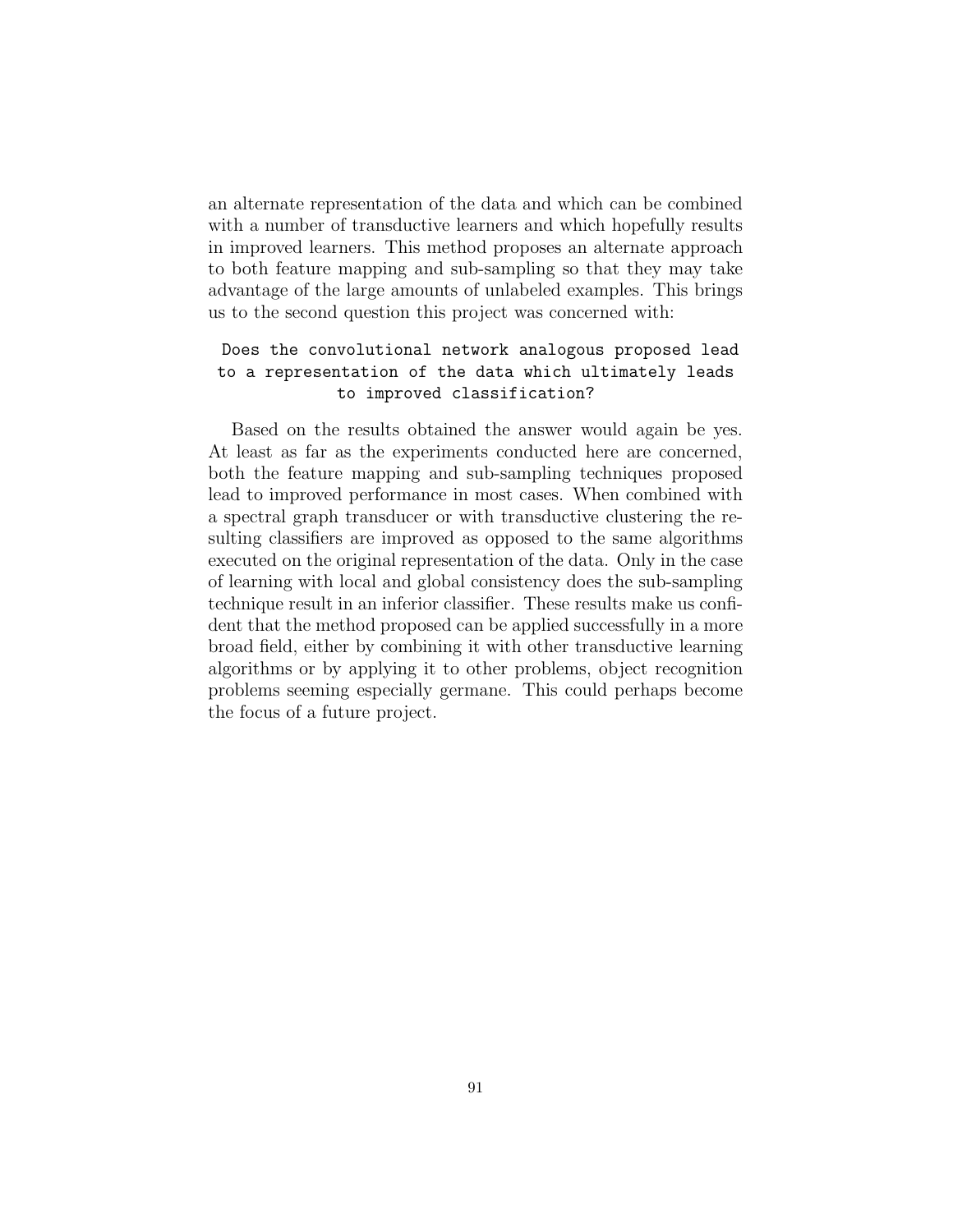an alternate representation of the data and which can be combined with a number of transductive learners and which hopefully results in improved learners. This method proposes an alternate approach to both feature mapping and sub-sampling so that they may take advantage of the large amounts of unlabeled examples. This brings us to the second question this project was concerned with:

`Does the convolutional network analogous proposed lead to a representation of the data which ultimately leads to improved classification?`

Based on the results obtained the answer would again be yes. At least as far as the experiments conducted here are concerned, both the feature mapping and sub-sampling techniques proposed lead to improved performance in most cases. When combined with a spectral graph transducer or with transductive clustering the resulting classifiers are improved as opposed to the same algorithms executed on the original representation of the data. Only in the case of learning with local and global consistency does the sub-sampling technique result in an inferior classifier. These results make us confident that the method proposed can be applied successfully in a more broad field, either by combining it with other transductive learning algorithms or by applying it to other problems, object recognition problems seeming especially germane. This could perhaps become the focus of a future project.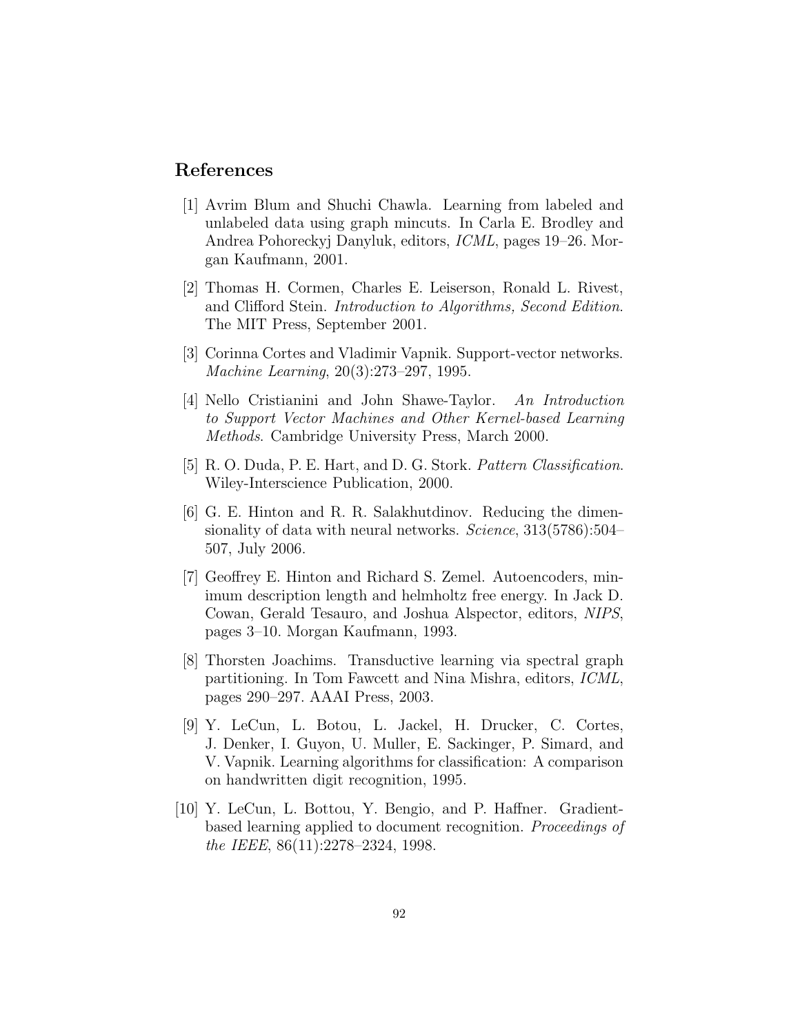## References

[1] Avrim Blum and Shuchi Chawla. Learning from labeled and unlabeled data using graph mincuts. In Carla E. Brodley and Andrea Pohoreckyj Danyluk, editors, *ICML*, pages 19–26. Morgan Kaufmann, 2001.

[2] Thomas H. Cormen, Charles E. Leiserson, Ronald L. Rivest, and Clifford Stein. *Introduction to Algorithms, Second Edition*. The MIT Press, September 2001.

[3] Corinna Cortes and Vladimir Vapnik. Support-vector networks. *Machine Learning*, 20(3):273–297, 1995.

[4] Nello Cristianini and John Shawe-Taylor. *An Introduction to Support Vector Machines and Other Kernel-based Learning Methods*. Cambridge University Press, March 2000.

[5] R. O. Duda, P. E. Hart, and D. G. Stork. *Pattern Classification*. Wiley-Interscience Publication, 2000.

[6] G. E. Hinton and R. R. Salakhutdinov. Reducing the dimensionality of data with neural networks. *Science*, 313(5786):504–507, July 2006.

[7] Geoffrey E. Hinton and Richard S. Zemel. Autoencoders, minimum description length and helmholtz free energy. In Jack D. Cowan, Gerald Tesauro, and Joshua Alspector, editors, *NIPS*, pages 3–10. Morgan Kaufmann, 1993.

[8] Thorsten Joachims. Transductive learning via spectral graph partitioning. In Tom Fawcett and Nina Mishra, editors, *ICML*, pages 290–297. AAAI Press, 2003.

[9] Y. LeCun, L. Botou, L. Jackel, H. Drucker, C. Cortes, J. Denker, I. Guyon, U. Muller, E. Sackinger, P. Simard, and V. Vapnik. Learning algorithms for classification: A comparison on handwritten digit recognition, 1995.

[10] Y. LeCun, L. Bottou, Y. Bengio, and P. Haffner. Gradient-based learning applied to document recognition. *Proceedings of the IEEE*, 86(11):2278–2324, 1998.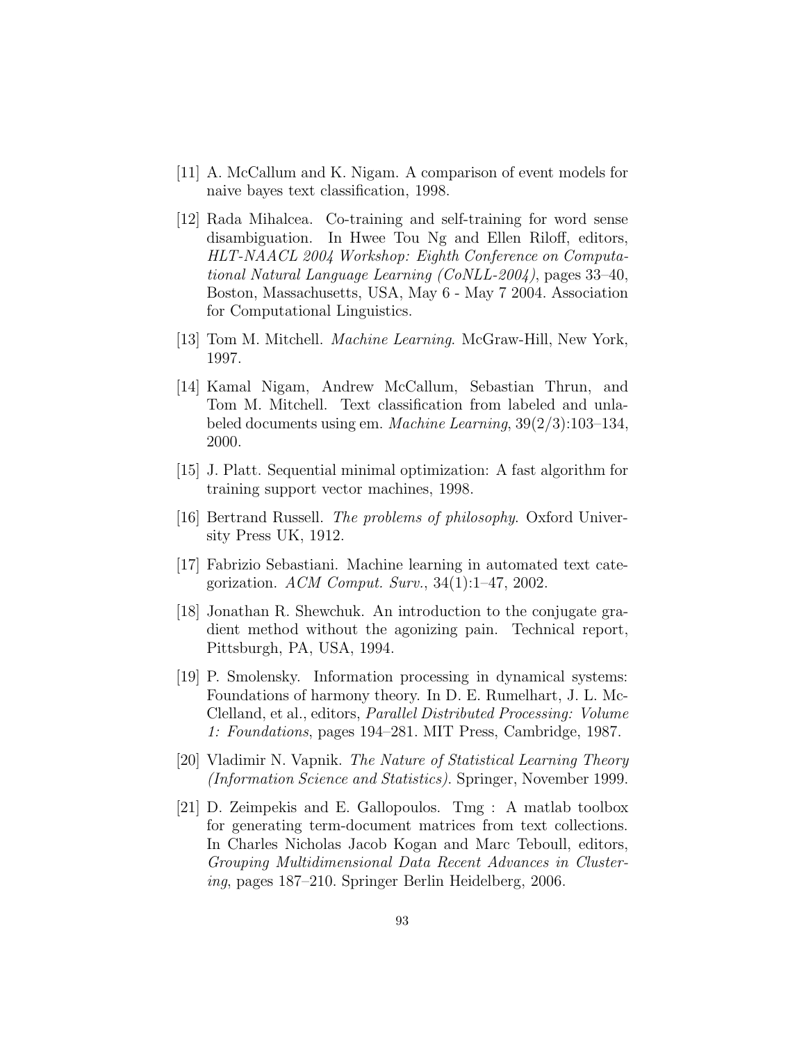[11] A. McCallum and K. Nigam. A comparison of event models for naive bayes text classification, 1998.

[12] Rada Mihalcea. Co-training and self-training for word sense disambiguation. In Hwee Tou Ng and Ellen Riloff, editors, *HLT-NAACL 2004 Workshop: Eighth Conference on Computational Natural Language Learning (CoNLL-2004)*, pages 33–40, Boston, Massachusetts, USA, May 6 - May 7 2004. Association for Computational Linguistics.

[13] Tom M. Mitchell. *Machine Learning*. McGraw-Hill, New York, 1997.

[14] Kamal Nigam, Andrew McCallum, Sebastian Thrun, and Tom M. Mitchell. Text classification from labeled and unlabeled documents using em. *Machine Learning*, 39(2/3):103–134, 2000.

[15] J. Platt. Sequential minimal optimization: A fast algorithm for training support vector machines, 1998.

[16] Bertrand Russell. *The problems of philosophy*. Oxford University Press UK, 1912.

[17] Fabrizio Sebastiani. Machine learning in automated text categorization. *ACM Comput. Surv.*, 34(1):1–47, 2002.

[18] Jonathan R. Shewchuk. An introduction to the conjugate gradient method without the agonizing pain. Technical report, Pittsburgh, PA, USA, 1994.

[19] P. Smolensky. Information processing in dynamical systems: Foundations of harmony theory. In D. E. Rumelhart, J. L. McClelland, et al., editors, *Parallel Distributed Processing: Volume 1: Foundations*, pages 194–281. MIT Press, Cambridge, 1987.

[20] Vladimir N. Vapnik. *The Nature of Statistical Learning Theory (Information Science and Statistics)*. Springer, November 1999.

[21] D. Zeimpekis and E. Gallopoulos. Tmg : A matlab toolbox for generating term-document matrices from text collections. In Charles Nicholas Jacob Kogan and Marc Teboull, editors, *Grouping Multidimensional Data Recent Advances in Clustering*, pages 187–210. Springer Berlin Heidelberg, 2006.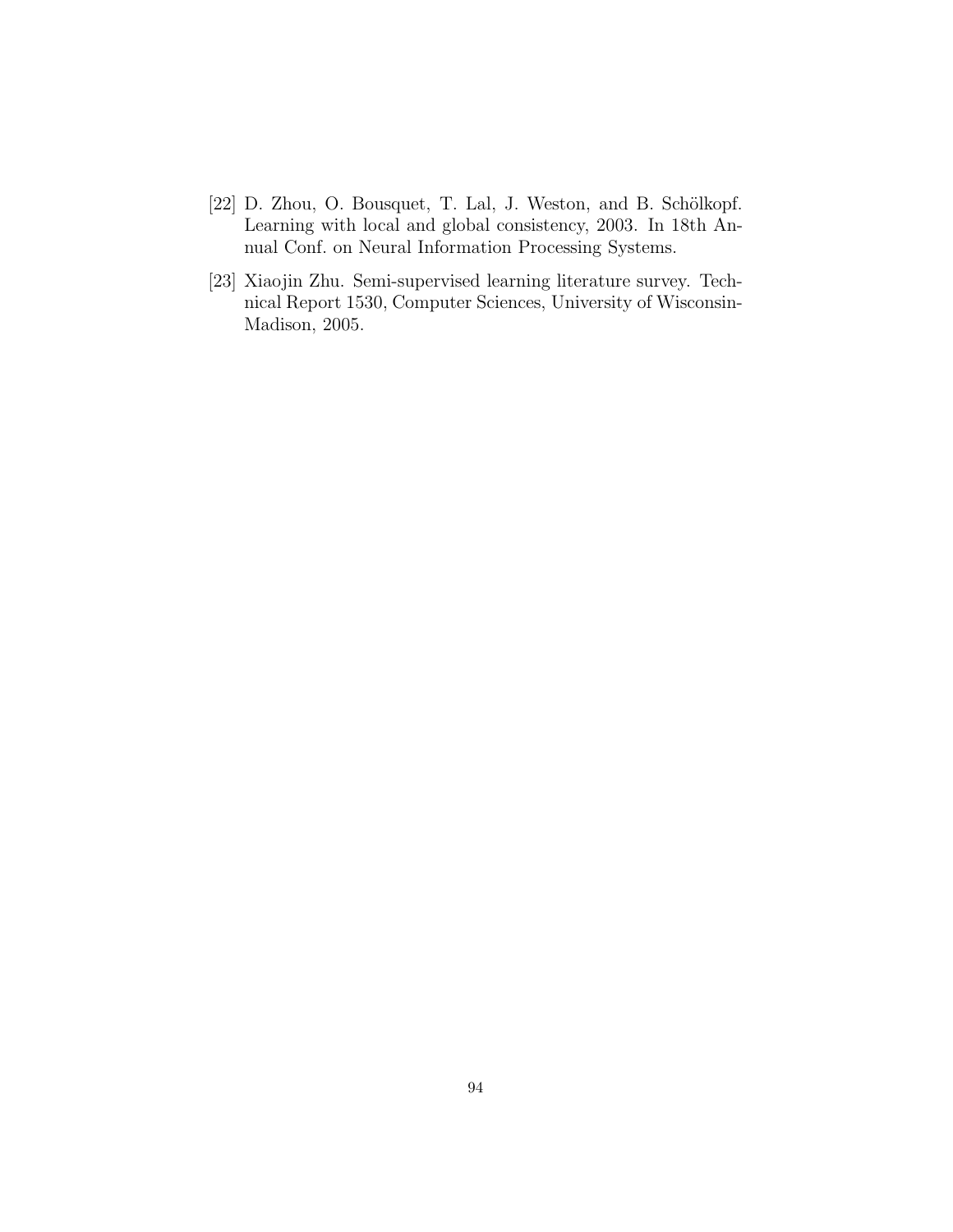[22] D. Zhou, O. Bousquet, T. Lal, J. Weston, and B. Schölkopf. Learning with local and global consistency, 2003. In 18th Annual Conf. on Neural Information Processing Systems.

[23] Xiaojin Zhu. Semi-supervised learning literature survey. Technical Report 1530, Computer Sciences, University of Wisconsin-Madison, 2005.